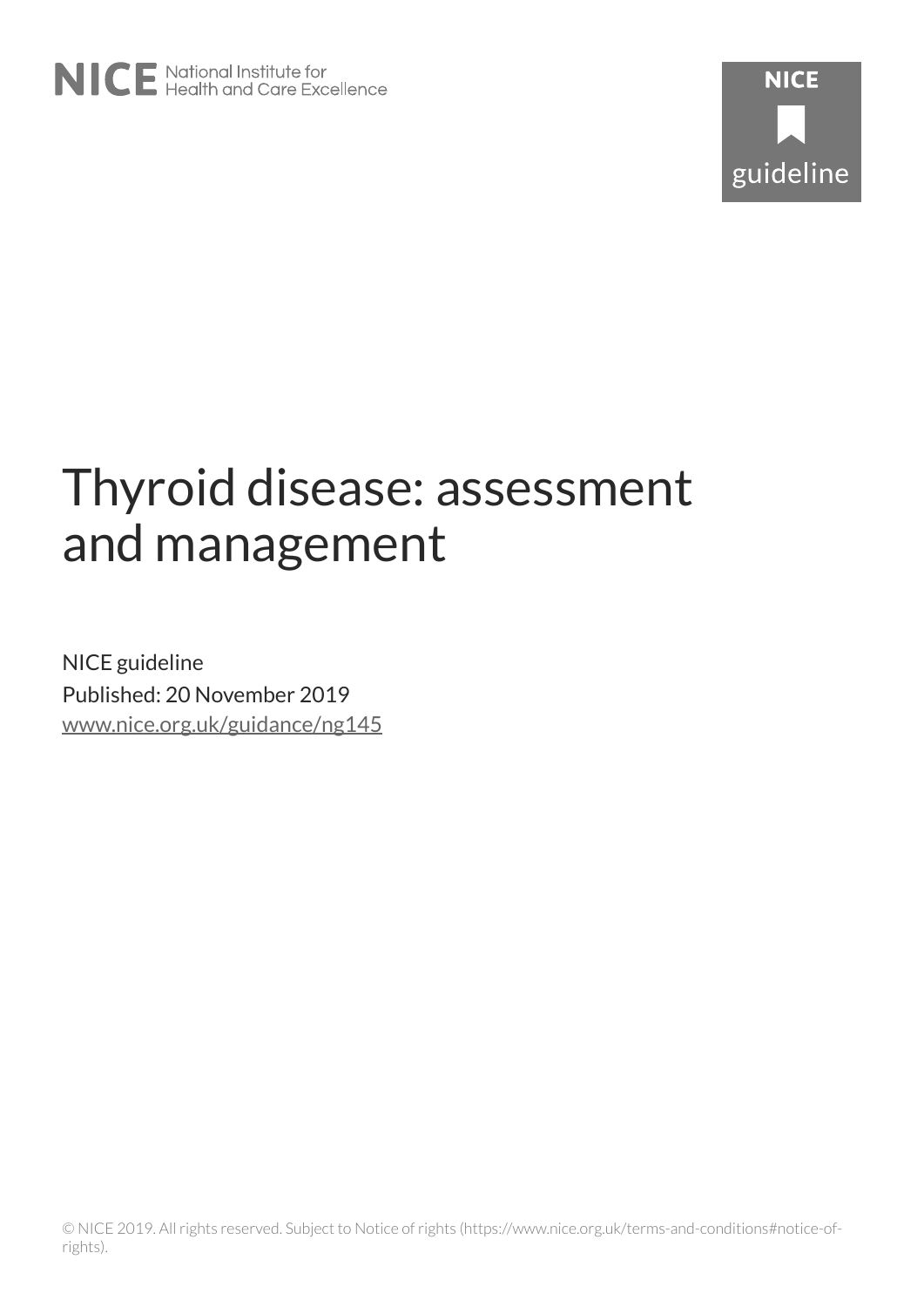NICE National Institute for Health and Care Excellence

NICE guideline

# Thyroid disease: assessment and management

NICE guideline

Published: 20 November 2019

www.nice.org.uk/guidance/ng145

© NICE 2019. All rights reserved. Subject to Notice of rights (https://www.nice.org.uk/terms-and-conditions#notice-of-rights).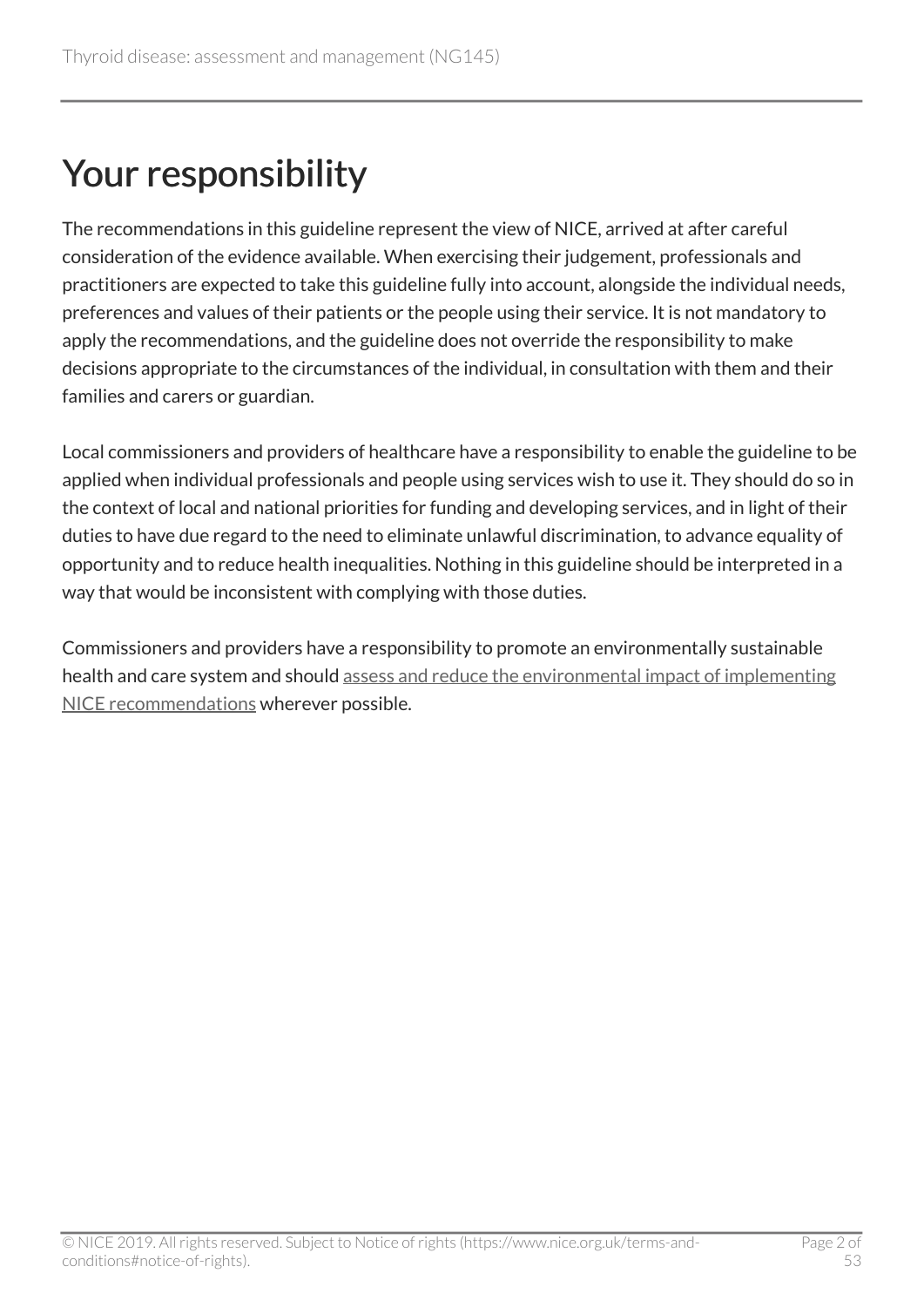# Your responsibility

The recommendations in this guideline represent the view of NICE, arrived at after careful consideration of the evidence available. When exercising their judgement, professionals and practitioners are expected to take this guideline fully into account, alongside the individual needs, preferences and values of their patients or the people using their service. It is not mandatory to apply the recommendations, and the guideline does not override the responsibility to make decisions appropriate to the circumstances of the individual, in consultation with them and their families and carers or guardian.

Local commissioners and providers of healthcare have a responsibility to enable the guideline to be applied when individual professionals and people using services wish to use it. They should do so in the context of local and national priorities for funding and developing services, and in light of their duties to have due regard to the need to eliminate unlawful discrimination, to advance equality of opportunity and to reduce health inequalities. Nothing in this guideline should be interpreted in a way that would be inconsistent with complying with those duties.

Commissioners and providers have a responsibility to promote an environmentally sustainable health and care system and should assess and reduce the environmental impact of implementing NICE recommendations wherever possible.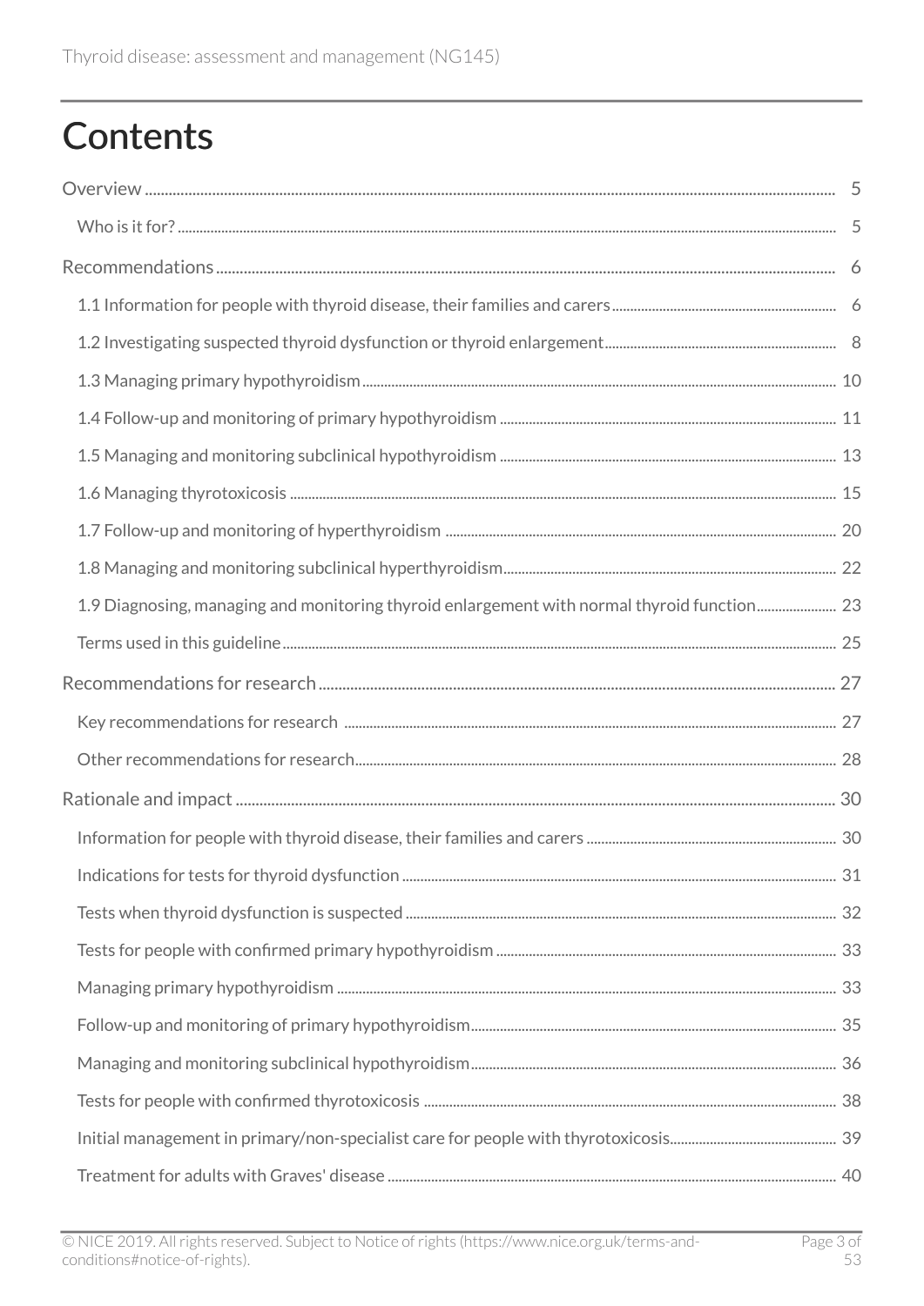# Contents

Overview ..... 5

- Who is it for? ..... 5

Recommendations ..... 6

- 1.1 Information for people with thyroid disease, their families and carers ..... 6
- 1.2 Investigating suspected thyroid dysfunction or thyroid enlargement ..... 8
- 1.3 Managing primary hypothyroidism ..... 10
- 1.4 Follow-up and monitoring of primary hypothyroidism ..... 11
- 1.5 Managing and monitoring subclinical hypothyroidism ..... 13
- 1.6 Managing thyrotoxicosis ..... 15
- 1.7 Follow-up and monitoring of hyperthyroidism ..... 20
- 1.8 Managing and monitoring subclinical hyperthyroidism ..... 22
- 1.9 Diagnosing, managing and monitoring thyroid enlargement with normal thyroid function ..... 23
- Terms used in this guideline ..... 25

Recommendations for research ..... 27

- Key recommendations for research ..... 27
- Other recommendations for research ..... 28

Rationale and impact ..... 30

- Information for people with thyroid disease, their families and carers ..... 30
- Indications for tests for thyroid dysfunction ..... 31
- Tests when thyroid dysfunction is suspected ..... 32
- Tests for people with confirmed primary hypothyroidism ..... 33
- Managing primary hypothyroidism ..... 33
- Follow-up and monitoring of primary hypothyroidism ..... 35
- Managing and monitoring subclinical hypothyroidism ..... 36
- Tests for people with confirmed thyrotoxicosis ..... 38
- Initial management in primary/non-specialist care for people with thyrotoxicosis ..... 39
- Treatment for adults with Graves' disease ..... 40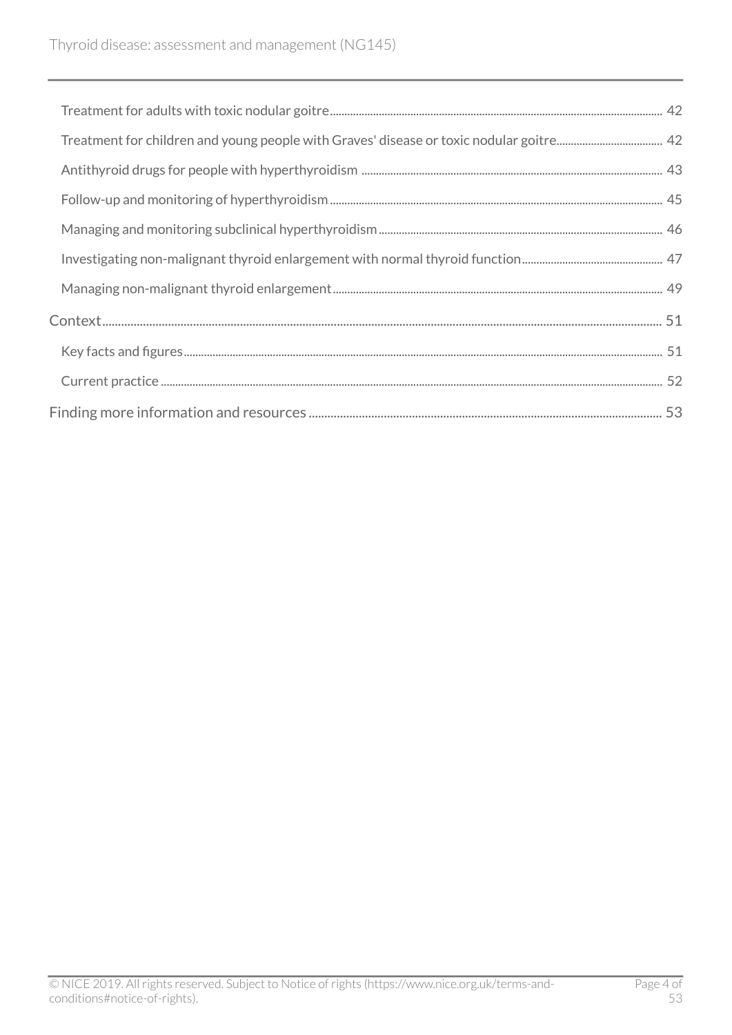Treatment for adults with toxic nodular goitre ... 42

Treatment for children and young people with Graves' disease or toxic nodular goitre ... 42

Antithyroid drugs for people with hyperthyroidism ... 43

Follow-up and monitoring of hyperthyroidism ... 45

Managing and monitoring subclinical hyperthyroidism ... 46

Investigating non-malignant thyroid enlargement with normal thyroid function ... 47

Managing non-malignant thyroid enlargement ... 49

Context ... 51

Key facts and figures ... 51

Current practice ... 52

Finding more information and resources ... 53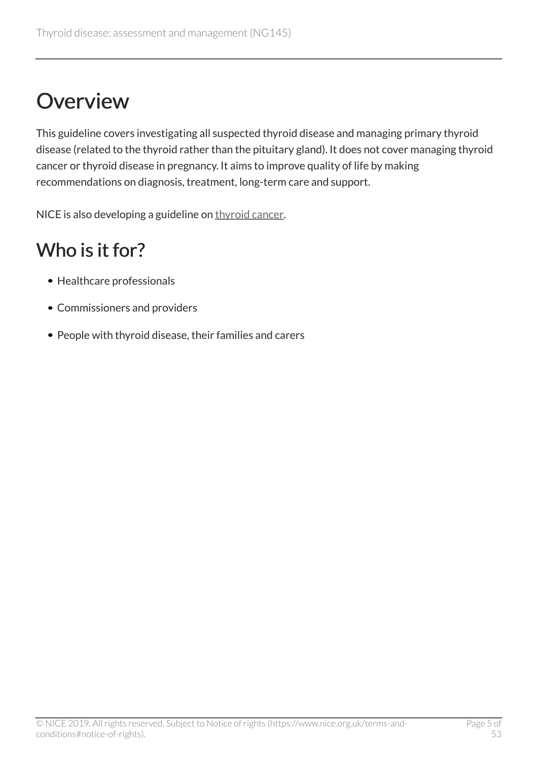# Overview

This guideline covers investigating all suspected thyroid disease and managing primary thyroid disease (related to the thyroid rather than the pituitary gland). It does not cover managing thyroid cancer or thyroid disease in pregnancy. It aims to improve quality of life by making recommendations on diagnosis, treatment, long-term care and support.

NICE is also developing a guideline on thyroid cancer.

## Who is it for?

- Healthcare professionals
- Commissioners and providers
- People with thyroid disease, their families and carers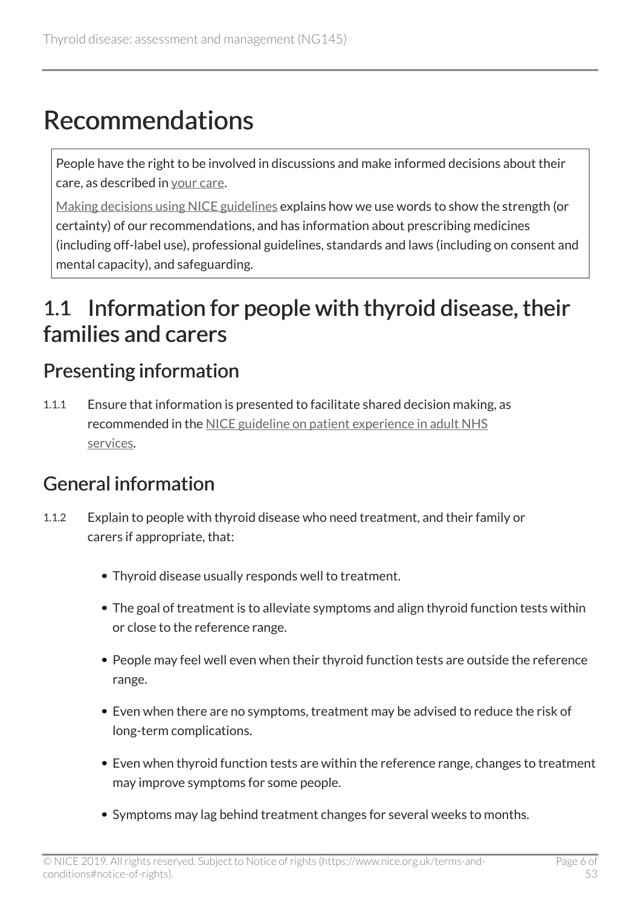# Recommendations

People have the right to be involved in discussions and make informed decisions about their care, as described in your care.

Making decisions using NICE guidelines explains how we use words to show the strength (or certainty) of our recommendations, and has information about prescribing medicines (including off-label use), professional guidelines, standards and laws (including on consent and mental capacity), and safeguarding.

## 1.1 Information for people with thyroid disease, their families and carers

### Presenting information

1.1.1 Ensure that information is presented to facilitate shared decision making, as recommended in the NICE guideline on patient experience in adult NHS services.

### General information

1.1.2 Explain to people with thyroid disease who need treatment, and their family or carers if appropriate, that:

- Thyroid disease usually responds well to treatment.
- The goal of treatment is to alleviate symptoms and align thyroid function tests within or close to the reference range.
- People may feel well even when their thyroid function tests are outside the reference range.
- Even when there are no symptoms, treatment may be advised to reduce the risk of long-term complications.
- Even when thyroid function tests are within the reference range, changes to treatment may improve symptoms for some people.
- Symptoms may lag behind treatment changes for several weeks to months.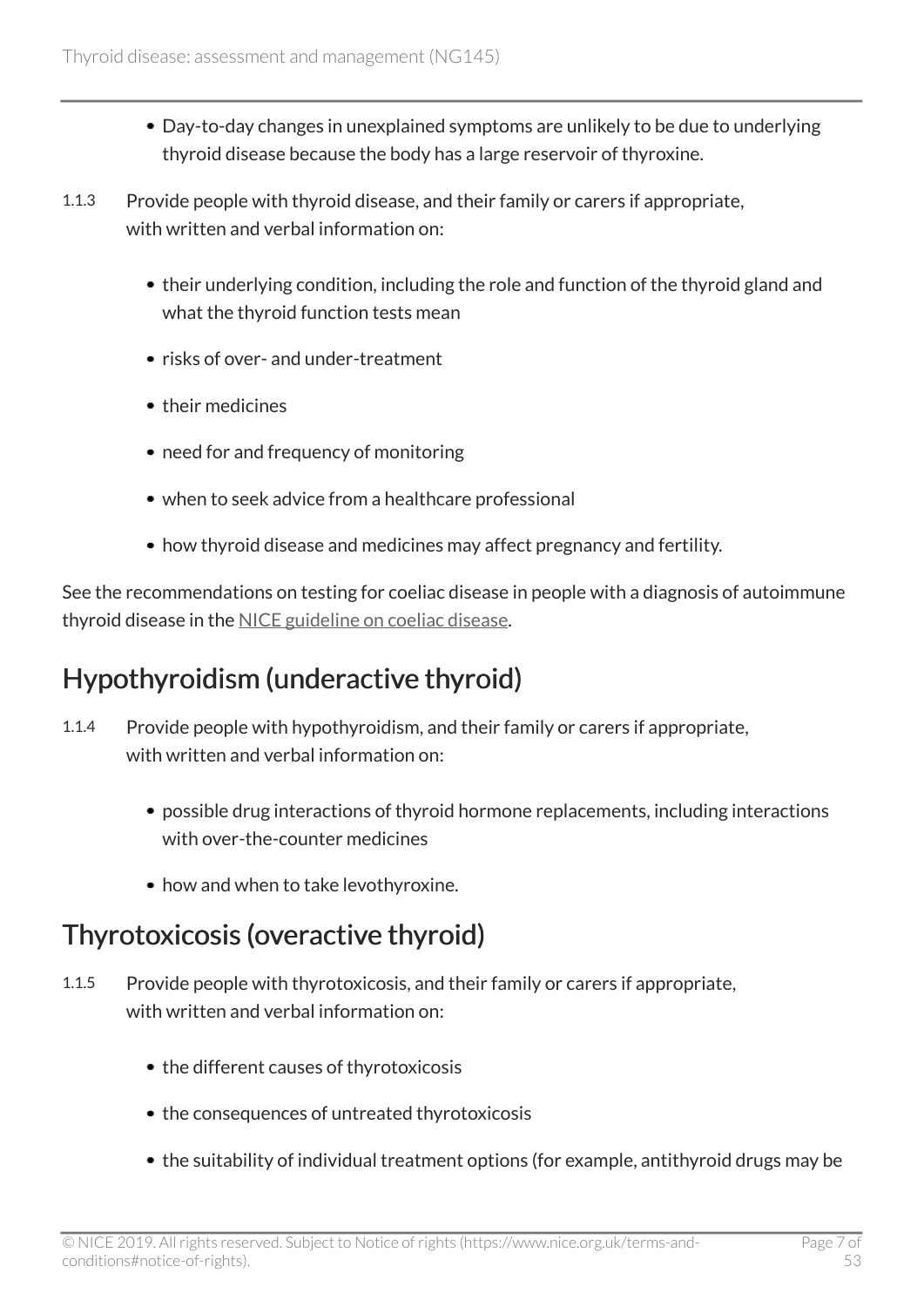- Day-to-day changes in unexplained symptoms are unlikely to be due to underlying thyroid disease because the body has a large reservoir of thyroxine.

1.1.3 Provide people with thyroid disease, and their family or carers if appropriate, with written and verbal information on:

- their underlying condition, including the role and function of the thyroid gland and what the thyroid function tests mean
- risks of over- and under-treatment
- their medicines
- need for and frequency of monitoring
- when to seek advice from a healthcare professional
- how thyroid disease and medicines may affect pregnancy and fertility.

See the recommendations on testing for coeliac disease in people with a diagnosis of autoimmune thyroid disease in the NICE guideline on coeliac disease.

## Hypothyroidism (underactive thyroid)

1.1.4 Provide people with hypothyroidism, and their family or carers if appropriate, with written and verbal information on:

- possible drug interactions of thyroid hormone replacements, including interactions with over-the-counter medicines
- how and when to take levothyroxine.

## Thyrotoxicosis (overactive thyroid)

1.1.5 Provide people with thyrotoxicosis, and their family or carers if appropriate, with written and verbal information on:

- the different causes of thyrotoxicosis
- the consequences of untreated thyrotoxicosis
- the suitability of individual treatment options (for example, antithyroid drugs may be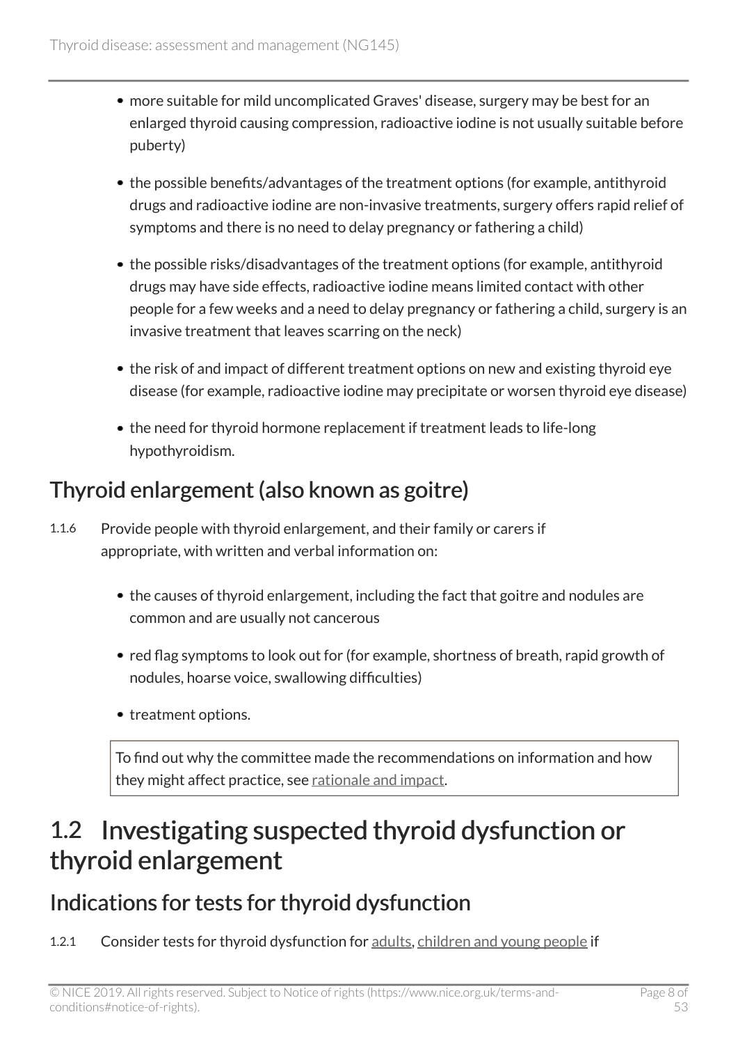- more suitable for mild uncomplicated Graves' disease, surgery may be best for an enlarged thyroid causing compression, radioactive iodine is not usually suitable before puberty)
- the possible benefits/advantages of the treatment options (for example, antithyroid drugs and radioactive iodine are non-invasive treatments, surgery offers rapid relief of symptoms and there is no need to delay pregnancy or fathering a child)
- the possible risks/disadvantages of the treatment options (for example, antithyroid drugs may have side effects, radioactive iodine means limited contact with other people for a few weeks and a need to delay pregnancy or fathering a child, surgery is an invasive treatment that leaves scarring on the neck)
- the risk of and impact of different treatment options on new and existing thyroid eye disease (for example, radioactive iodine may precipitate or worsen thyroid eye disease)
- the need for thyroid hormone replacement if treatment leads to life-long hypothyroidism.

### Thyroid enlargement (also known as goitre)

1.1.6 Provide people with thyroid enlargement, and their family or carers if appropriate, with written and verbal information on:

- the causes of thyroid enlargement, including the fact that goitre and nodules are common and are usually not cancerous
- red flag symptoms to look out for (for example, shortness of breath, rapid growth of nodules, hoarse voice, swallowing difficulties)
- treatment options.

To find out why the committee made the recommendations on information and how they might affect practice, see rationale and impact.

## 1.2 Investigating suspected thyroid dysfunction or thyroid enlargement

### Indications for tests for thyroid dysfunction

1.2.1 Consider tests for thyroid dysfunction for adults, children and young people if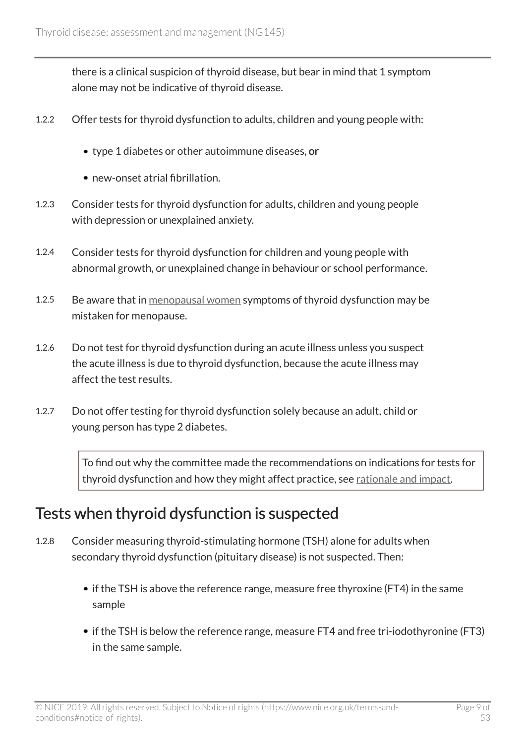there is a clinical suspicion of thyroid disease, but bear in mind that 1 symptom alone may not be indicative of thyroid disease.

1.2.2 Offer tests for thyroid dysfunction to adults, children and young people with:

- type 1 diabetes or other autoimmune diseases, **or**
- new-onset atrial fibrillation.

1.2.3 Consider tests for thyroid dysfunction for adults, children and young people with depression or unexplained anxiety.

1.2.4 Consider tests for thyroid dysfunction for children and young people with abnormal growth, or unexplained change in behaviour or school performance.

1.2.5 Be aware that in menopausal women symptoms of thyroid dysfunction may be mistaken for menopause.

1.2.6 Do not test for thyroid dysfunction during an acute illness unless you suspect the acute illness is due to thyroid dysfunction, because the acute illness may affect the test results.

1.2.7 Do not offer testing for thyroid dysfunction solely because an adult, child or young person has type 2 diabetes.

> To find out why the committee made the recommendations on indications for tests for thyroid dysfunction and how they might affect practice, see rationale and impact.

## Tests when thyroid dysfunction is suspected

1.2.8 Consider measuring thyroid-stimulating hormone (TSH) alone for adults when secondary thyroid dysfunction (pituitary disease) is not suspected. Then:

- if the TSH is above the reference range, measure free thyroxine (FT4) in the same sample
- if the TSH is below the reference range, measure FT4 and free tri-iodothyronine (FT3) in the same sample.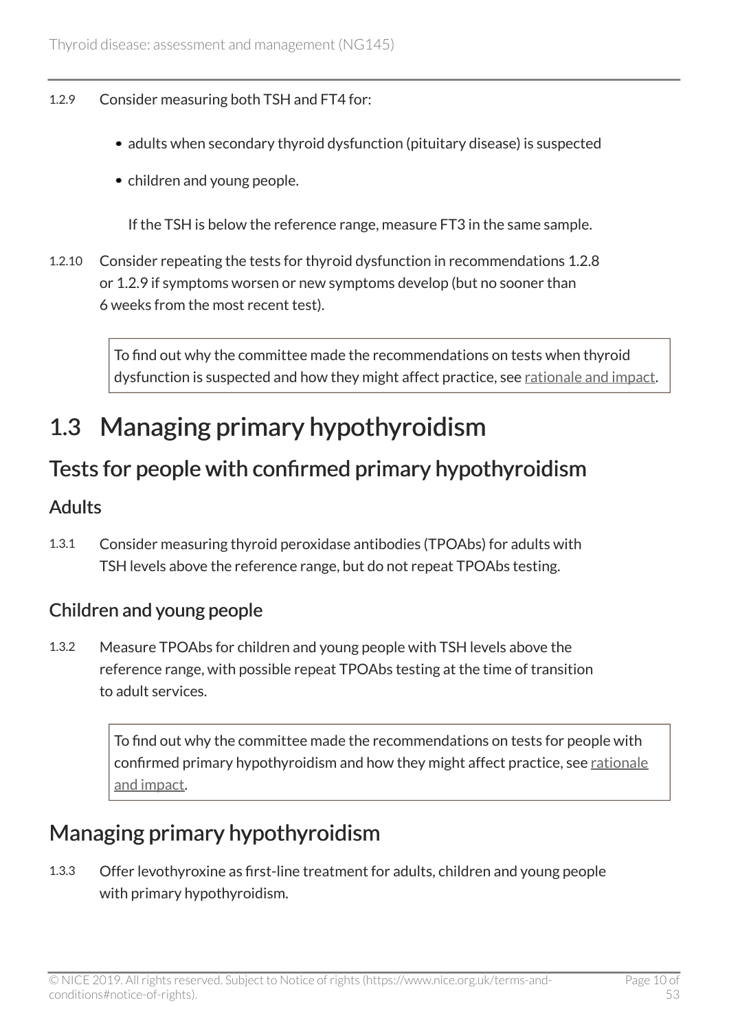1.2.9 Consider measuring both TSH and FT4 for:

- adults when secondary thyroid dysfunction (pituitary disease) is suspected
- children and young people.

  If the TSH is below the reference range, measure FT3 in the same sample.

1.2.10 Consider repeating the tests for thyroid dysfunction in recommendations 1.2.8 or 1.2.9 if symptoms worsen or new symptoms develop (but no sooner than 6 weeks from the most recent test).

> To find out why the committee made the recommendations on tests when thyroid dysfunction is suspected and how they might affect practice, see rationale and impact.

# 1.3 Managing primary hypothyroidism

## Tests for people with confirmed primary hypothyroidism

### Adults

1.3.1 Consider measuring thyroid peroxidase antibodies (TPOAbs) for adults with TSH levels above the reference range, but do not repeat TPOAbs testing.

### Children and young people

1.3.2 Measure TPOAbs for children and young people with TSH levels above the reference range, with possible repeat TPOAbs testing at the time of transition to adult services.

> To find out why the committee made the recommendations on tests for people with confirmed primary hypothyroidism and how they might affect practice, see rationale and impact.

## Managing primary hypothyroidism

1.3.3 Offer levothyroxine as first-line treatment for adults, children and young people with primary hypothyroidism.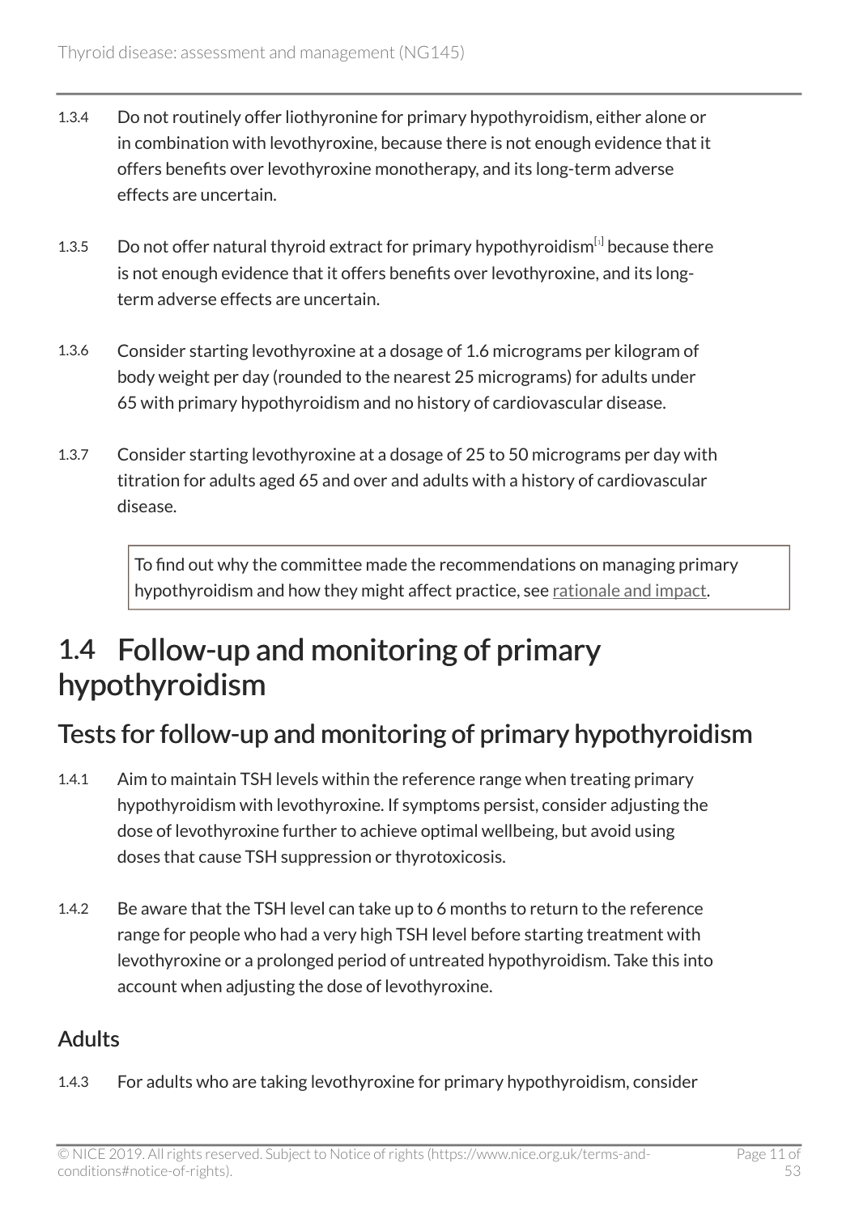1.3.4 Do not routinely offer liothyronine for primary hypothyroidism, either alone or in combination with levothyroxine, because there is not enough evidence that it offers benefits over levothyroxine monotherapy, and its long-term adverse effects are uncertain.

1.3.5 Do not offer natural thyroid extract for primary hypothyroidism[1] because there is not enough evidence that it offers benefits over levothyroxine, and its long-term adverse effects are uncertain.

1.3.6 Consider starting levothyroxine at a dosage of 1.6 micrograms per kilogram of body weight per day (rounded to the nearest 25 micrograms) for adults under 65 with primary hypothyroidism and no history of cardiovascular disease.

1.3.7 Consider starting levothyroxine at a dosage of 25 to 50 micrograms per day with titration for adults aged 65 and over and adults with a history of cardiovascular disease.

> To find out why the committee made the recommendations on managing primary hypothyroidism and how they might affect practice, see rationale and impact.

## 1.4 Follow-up and monitoring of primary hypothyroidism

### Tests for follow-up and monitoring of primary hypothyroidism

1.4.1 Aim to maintain TSH levels within the reference range when treating primary hypothyroidism with levothyroxine. If symptoms persist, consider adjusting the dose of levothyroxine further to achieve optimal wellbeing, but avoid using doses that cause TSH suppression or thyrotoxicosis.

1.4.2 Be aware that the TSH level can take up to 6 months to return to the reference range for people who had a very high TSH level before starting treatment with levothyroxine or a prolonged period of untreated hypothyroidism. Take this into account when adjusting the dose of levothyroxine.

#### Adults

1.4.3 For adults who are taking levothyroxine for primary hypothyroidism, consider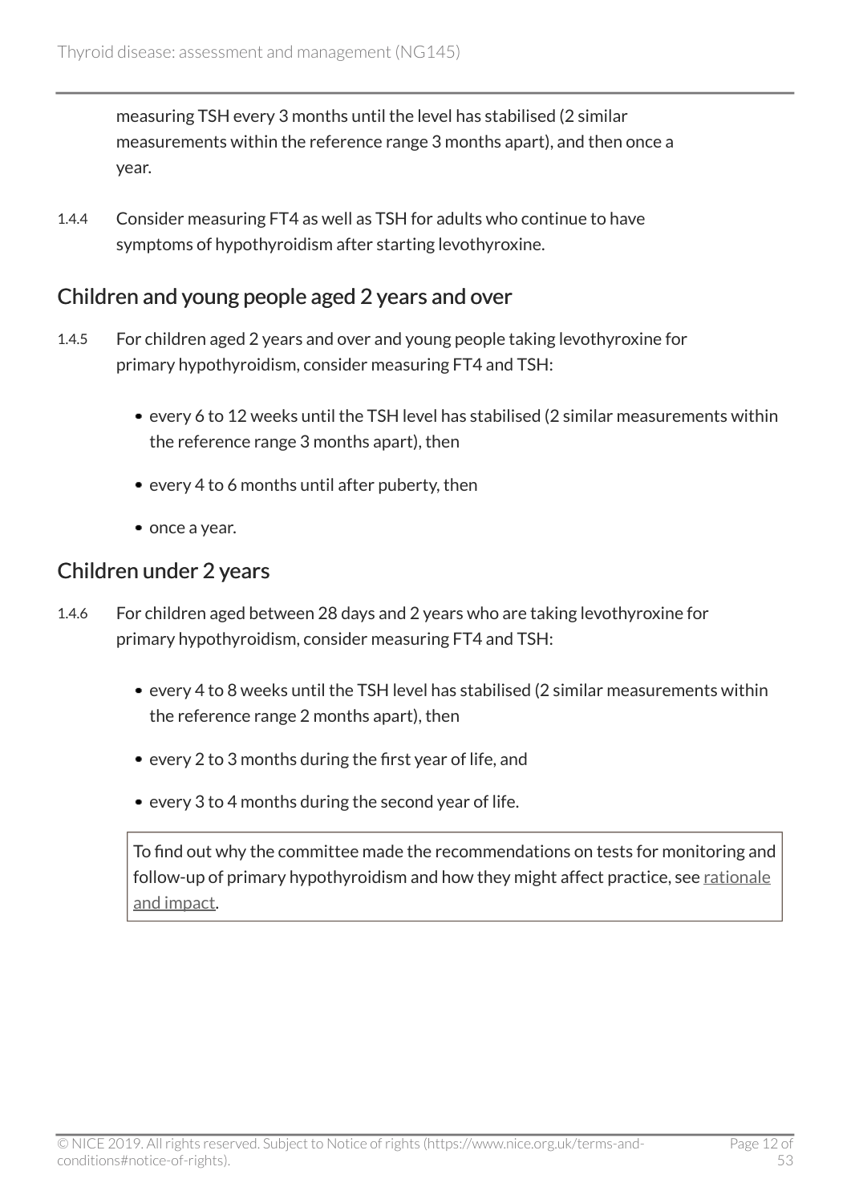measuring TSH every 3 months until the level has stabilised (2 similar measurements within the reference range 3 months apart), and then once a year.

1.4.4 Consider measuring FT4 as well as TSH for adults who continue to have symptoms of hypothyroidism after starting levothyroxine.

## Children and young people aged 2 years and over

1.4.5 For children aged 2 years and over and young people taking levothyroxine for primary hypothyroidism, consider measuring FT4 and TSH:

- every 6 to 12 weeks until the TSH level has stabilised (2 similar measurements within the reference range 3 months apart), then
- every 4 to 6 months until after puberty, then
- once a year.

## Children under 2 years

1.4.6 For children aged between 28 days and 2 years who are taking levothyroxine for primary hypothyroidism, consider measuring FT4 and TSH:

- every 4 to 8 weeks until the TSH level has stabilised (2 similar measurements within the reference range 2 months apart), then
- every 2 to 3 months during the first year of life, and
- every 3 to 4 months during the second year of life.

To find out why the committee made the recommendations on tests for monitoring and follow-up of primary hypothyroidism and how they might affect practice, see rationale and impact.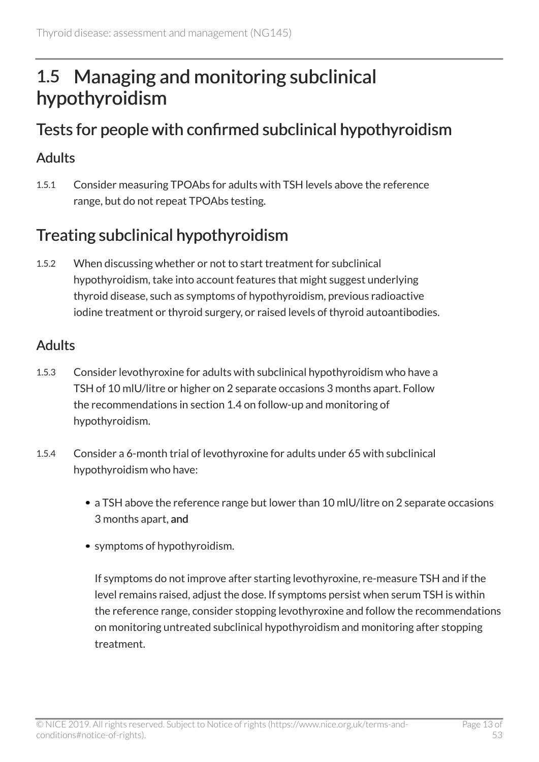## 1.5 Managing and monitoring subclinical hypothyroidism

### Tests for people with confirmed subclinical hypothyroidism

#### Adults

1.5.1 Consider measuring TPOAbs for adults with TSH levels above the reference range, but do not repeat TPOAbs testing.

### Treating subclinical hypothyroidism

1.5.2 When discussing whether or not to start treatment for subclinical hypothyroidism, take into account features that might suggest underlying thyroid disease, such as symptoms of hypothyroidism, previous radioactive iodine treatment or thyroid surgery, or raised levels of thyroid autoantibodies.

#### Adults

1.5.3 Consider levothyroxine for adults with subclinical hypothyroidism who have a TSH of 10 mIU/litre or higher on 2 separate occasions 3 months apart. Follow the recommendations in section 1.4 on follow-up and monitoring of hypothyroidism.

1.5.4 Consider a 6-month trial of levothyroxine for adults under 65 with subclinical hypothyroidism who have:

- a TSH above the reference range but lower than 10 mIU/litre on 2 separate occasions 3 months apart, **and**
- symptoms of hypothyroidism.

If symptoms do not improve after starting levothyroxine, re-measure TSH and if the level remains raised, adjust the dose. If symptoms persist when serum TSH is within the reference range, consider stopping levothyroxine and follow the recommendations on monitoring untreated subclinical hypothyroidism and monitoring after stopping treatment.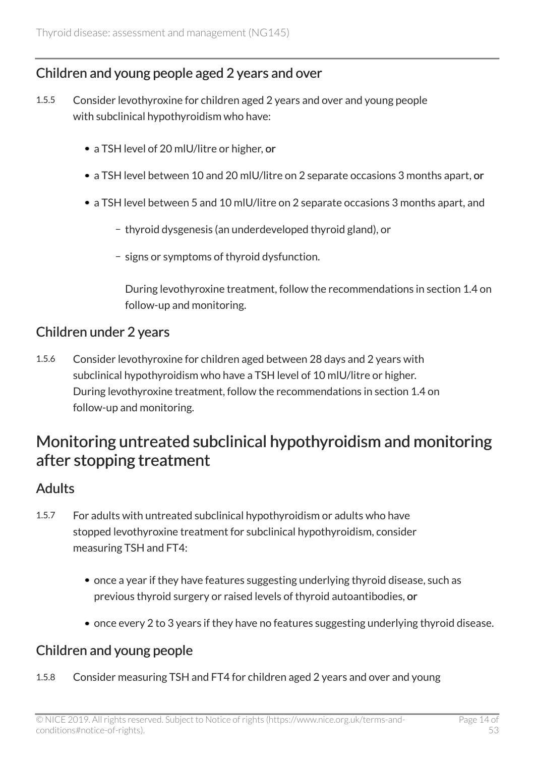### Children and young people aged 2 years and over

1.5.5 Consider levothyroxine for children aged 2 years and over and young people with subclinical hypothyroidism who have:

- a TSH level of 20 mIU/litre or higher, **or**
- a TSH level between 10 and 20 mIU/litre on 2 separate occasions 3 months apart, **or**
- a TSH level between 5 and 10 mIU/litre on 2 separate occasions 3 months apart, and
  - thyroid dysgenesis (an underdeveloped thyroid gland), or
  - signs or symptoms of thyroid dysfunction.

  During levothyroxine treatment, follow the recommendations in section 1.4 on follow-up and monitoring.

### Children under 2 years

1.5.6 Consider levothyroxine for children aged between 28 days and 2 years with subclinical hypothyroidism who have a TSH level of 10 mIU/litre or higher. During levothyroxine treatment, follow the recommendations in section 1.4 on follow-up and monitoring.

## Monitoring untreated subclinical hypothyroidism and monitoring after stopping treatment

### Adults

1.5.7 For adults with untreated subclinical hypothyroidism or adults who have stopped levothyroxine treatment for subclinical hypothyroidism, consider measuring TSH and FT4:

- once a year if they have features suggesting underlying thyroid disease, such as previous thyroid surgery or raised levels of thyroid autoantibodies, **or**
- once every 2 to 3 years if they have no features suggesting underlying thyroid disease.

### Children and young people

1.5.8 Consider measuring TSH and FT4 for children aged 2 years and over and young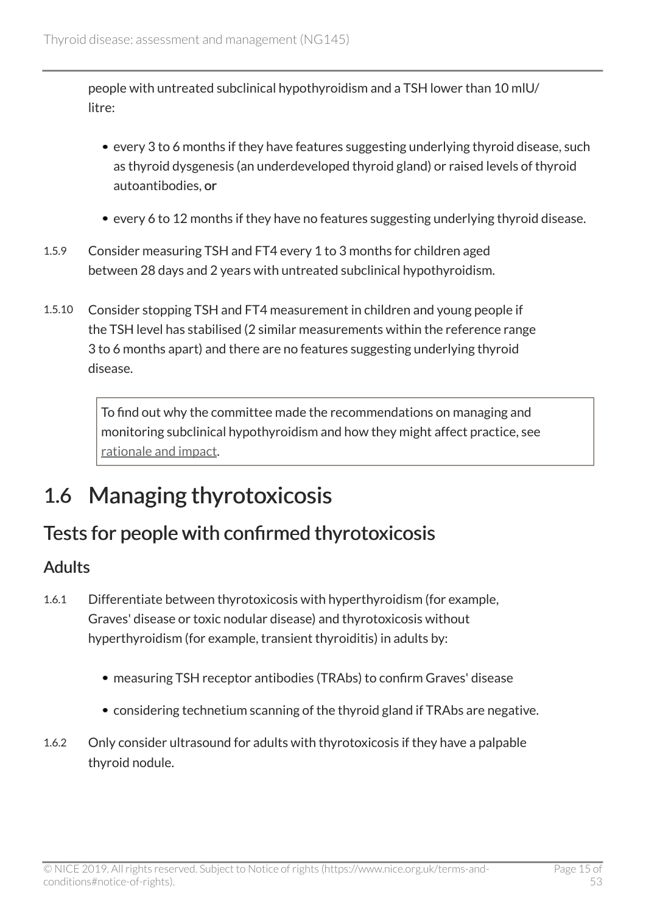people with untreated subclinical hypothyroidism and a TSH lower than 10 mIU/litre:

- every 3 to 6 months if they have features suggesting underlying thyroid disease, such as thyroid dysgenesis (an underdeveloped thyroid gland) or raised levels of thyroid autoantibodies, **or**
- every 6 to 12 months if they have no features suggesting underlying thyroid disease.

1.5.9 Consider measuring TSH and FT4 every 1 to 3 months for children aged between 28 days and 2 years with untreated subclinical hypothyroidism.

1.5.10 Consider stopping TSH and FT4 measurement in children and young people if the TSH level has stabilised (2 similar measurements within the reference range 3 to 6 months apart) and there are no features suggesting underlying thyroid disease.

> To find out why the committee made the recommendations on managing and monitoring subclinical hypothyroidism and how they might affect practice, see rationale and impact.

# 1.6 Managing thyrotoxicosis

## Tests for people with confirmed thyrotoxicosis

### Adults

1.6.1 Differentiate between thyrotoxicosis with hyperthyroidism (for example, Graves' disease or toxic nodular disease) and thyrotoxicosis without hyperthyroidism (for example, transient thyroiditis) in adults by:

- measuring TSH receptor antibodies (TRAbs) to confirm Graves' disease
- considering technetium scanning of the thyroid gland if TRAbs are negative.

1.6.2 Only consider ultrasound for adults with thyrotoxicosis if they have a palpable thyroid nodule.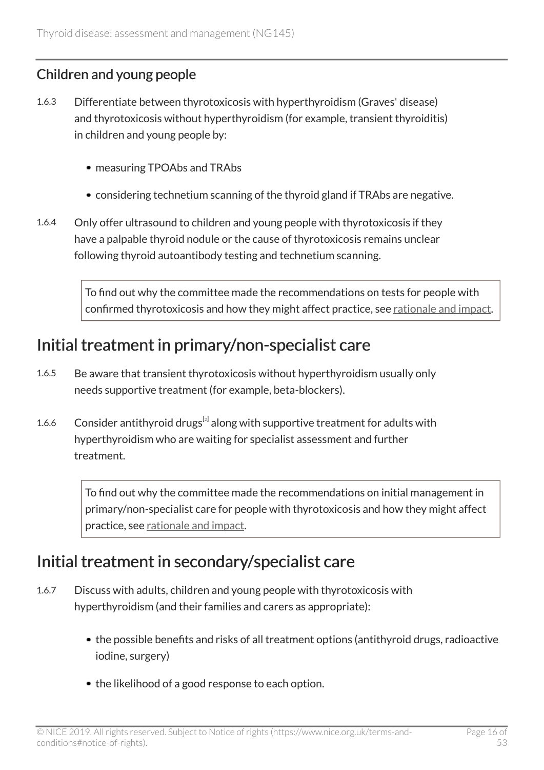### Children and young people

1.6.3 Differentiate between thyrotoxicosis with hyperthyroidism (Graves' disease) and thyrotoxicosis without hyperthyroidism (for example, transient thyroiditis) in children and young people by:

- measuring TPOAbs and TRAbs
- considering technetium scanning of the thyroid gland if TRAbs are negative.

1.6.4 Only offer ultrasound to children and young people with thyrotoxicosis if they have a palpable thyroid nodule or the cause of thyrotoxicosis remains unclear following thyroid autoantibody testing and technetium scanning.

> To find out why the committee made the recommendations on tests for people with confirmed thyrotoxicosis and how they might affect practice, see rationale and impact.

## Initial treatment in primary/non-specialist care

1.6.5 Be aware that transient thyrotoxicosis without hyperthyroidism usually only needs supportive treatment (for example, beta-blockers).

1.6.6 Consider antithyroid drugs[2] along with supportive treatment for adults with hyperthyroidism who are waiting for specialist assessment and further treatment.

> To find out why the committee made the recommendations on initial management in primary/non-specialist care for people with thyrotoxicosis and how they might affect practice, see rationale and impact.

## Initial treatment in secondary/specialist care

1.6.7 Discuss with adults, children and young people with thyrotoxicosis with hyperthyroidism (and their families and carers as appropriate):

- the possible benefits and risks of all treatment options (antithyroid drugs, radioactive iodine, surgery)
- the likelihood of a good response to each option.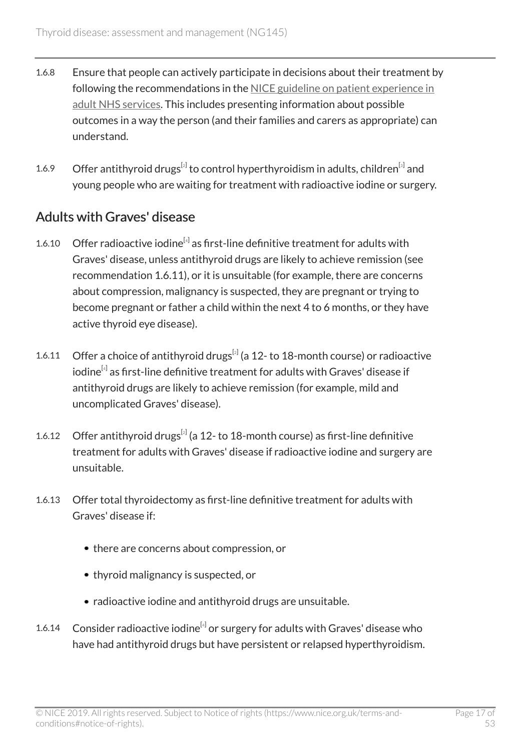1.6.8 Ensure that people can actively participate in decisions about their treatment by following the recommendations in the NICE guideline on patient experience in adult NHS services. This includes presenting information about possible outcomes in a way the person (and their families and carers as appropriate) can understand.

1.6.9 Offer antithyroid drugs[2] to control hyperthyroidism in adults, children[3] and young people who are waiting for treatment with radioactive iodine or surgery.

## Adults with Graves' disease

1.6.10 Offer radioactive iodine[4] as first-line definitive treatment for adults with Graves' disease, unless antithyroid drugs are likely to achieve remission (see recommendation 1.6.11), or it is unsuitable (for example, there are concerns about compression, malignancy is suspected, they are pregnant or trying to become pregnant or father a child within the next 4 to 6 months, or they have active thyroid eye disease).

1.6.11 Offer a choice of antithyroid drugs[2] (a 12- to 18-month course) or radioactive iodine[4] as first-line definitive treatment for adults with Graves' disease if antithyroid drugs are likely to achieve remission (for example, mild and uncomplicated Graves' disease).

1.6.12 Offer antithyroid drugs[2] (a 12- to 18-month course) as first-line definitive treatment for adults with Graves' disease if radioactive iodine and surgery are unsuitable.

1.6.13 Offer total thyroidectomy as first-line definitive treatment for adults with Graves' disease if:

- there are concerns about compression, or
- thyroid malignancy is suspected, or
- radioactive iodine and antithyroid drugs are unsuitable.

1.6.14 Consider radioactive iodine[4] or surgery for adults with Graves' disease who have had antithyroid drugs but have persistent or relapsed hyperthyroidism.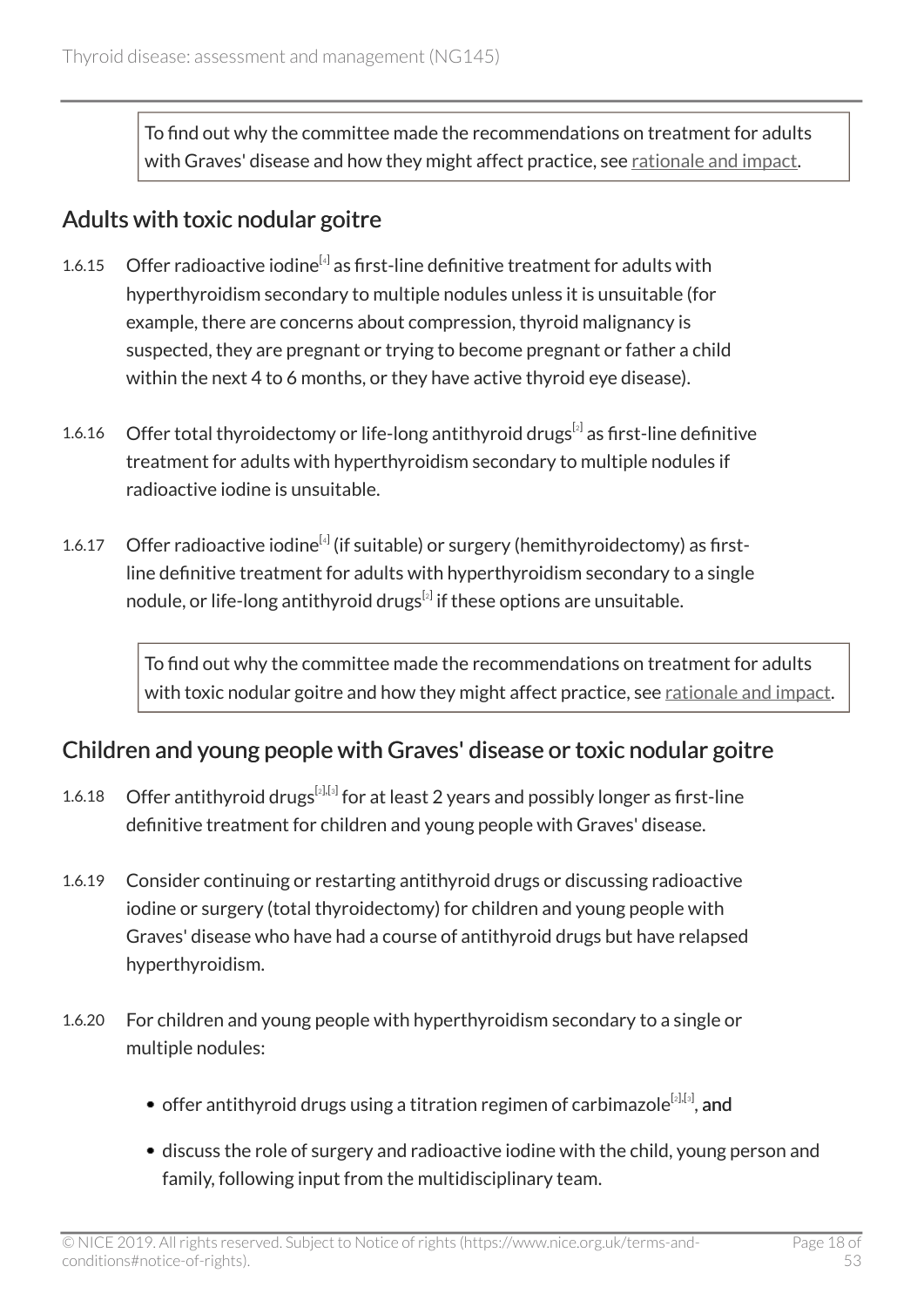To find out why the committee made the recommendations on treatment for adults with Graves' disease and how they might affect practice, see rationale and impact.

## Adults with toxic nodular goitre

1.6.15 Offer radioactive iodine[4] as first-line definitive treatment for adults with hyperthyroidism secondary to multiple nodules unless it is unsuitable (for example, there are concerns about compression, thyroid malignancy is suspected, they are pregnant or trying to become pregnant or father a child within the next 4 to 6 months, or they have active thyroid eye disease).

1.6.16 Offer total thyroidectomy or life-long antithyroid drugs[2] as first-line definitive treatment for adults with hyperthyroidism secondary to multiple nodules if radioactive iodine is unsuitable.

1.6.17 Offer radioactive iodine[4] (if suitable) or surgery (hemithyroidectomy) as first-line definitive treatment for adults with hyperthyroidism secondary to a single nodule, or life-long antithyroid drugs[2] if these options are unsuitable.

To find out why the committee made the recommendations on treatment for adults with toxic nodular goitre and how they might affect practice, see rationale and impact.

## Children and young people with Graves' disease or toxic nodular goitre

1.6.18 Offer antithyroid drugs[2],[3] for at least 2 years and possibly longer as first-line definitive treatment for children and young people with Graves' disease.

1.6.19 Consider continuing or restarting antithyroid drugs or discussing radioactive iodine or surgery (total thyroidectomy) for children and young people with Graves' disease who have had a course of antithyroid drugs but have relapsed hyperthyroidism.

1.6.20 For children and young people with hyperthyroidism secondary to a single or multiple nodules:

- offer antithyroid drugs using a titration regimen of carbimazole[2],[3], **and**
- discuss the role of surgery and radioactive iodine with the child, young person and family, following input from the multidisciplinary team.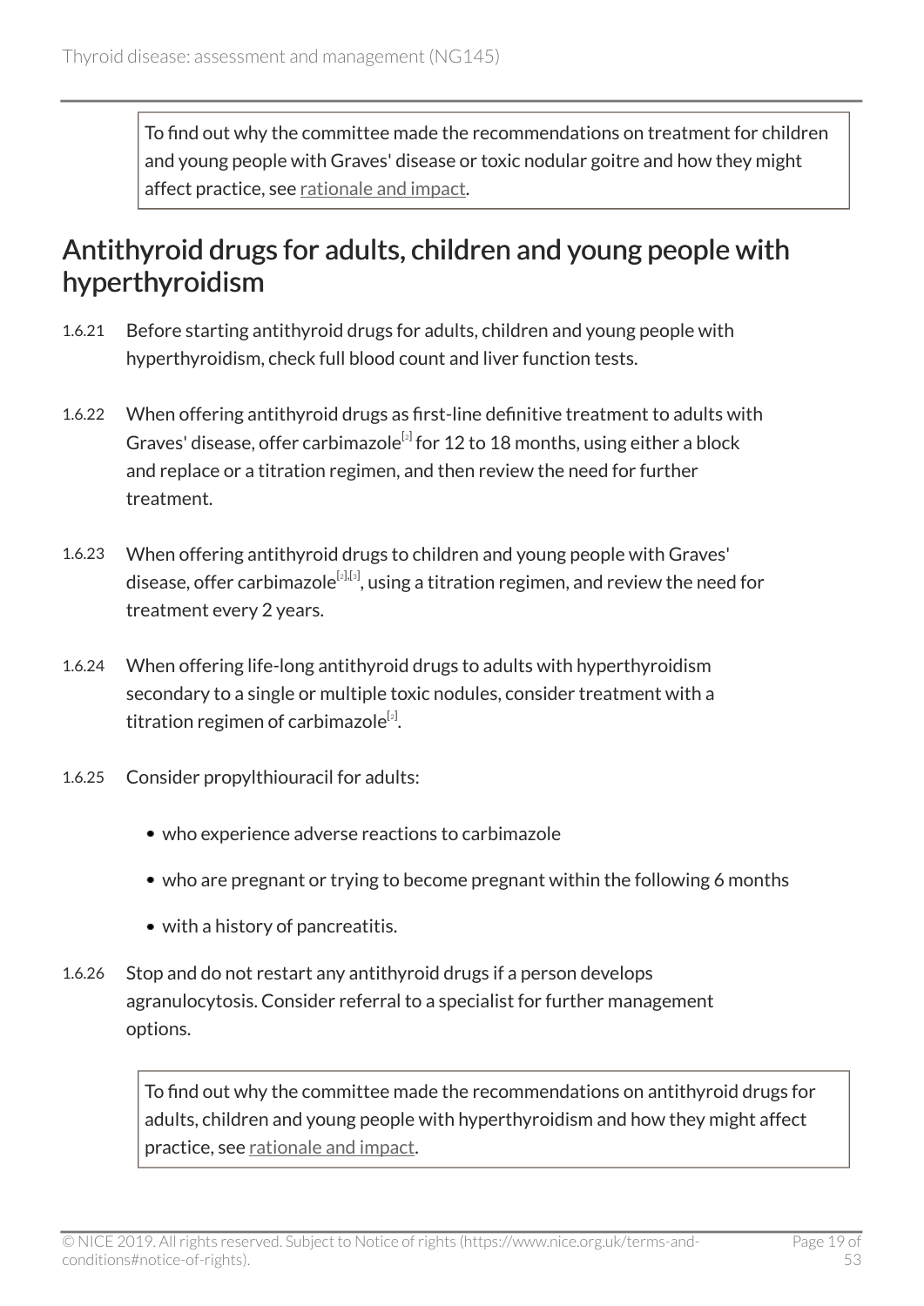To find out why the committee made the recommendations on treatment for children and young people with Graves' disease or toxic nodular goitre and how they might affect practice, see rationale and impact.

## Antithyroid drugs for adults, children and young people with hyperthyroidism

1.6.21 Before starting antithyroid drugs for adults, children and young people with hyperthyroidism, check full blood count and liver function tests.

1.6.22 When offering antithyroid drugs as first-line definitive treatment to adults with Graves' disease, offer carbimazole[2] for 12 to 18 months, using either a block and replace or a titration regimen, and then review the need for further treatment.

1.6.23 When offering antithyroid drugs to children and young people with Graves' disease, offer carbimazole[2],[3], using a titration regimen, and review the need for treatment every 2 years.

1.6.24 When offering life-long antithyroid drugs to adults with hyperthyroidism secondary to a single or multiple toxic nodules, consider treatment with a titration regimen of carbimazole[2].

1.6.25 Consider propylthiouracil for adults:

- who experience adverse reactions to carbimazole
- who are pregnant or trying to become pregnant within the following 6 months
- with a history of pancreatitis.

1.6.26 Stop and do not restart any antithyroid drugs if a person develops agranulocytosis. Consider referral to a specialist for further management options.

To find out why the committee made the recommendations on antithyroid drugs for adults, children and young people with hyperthyroidism and how they might affect practice, see rationale and impact.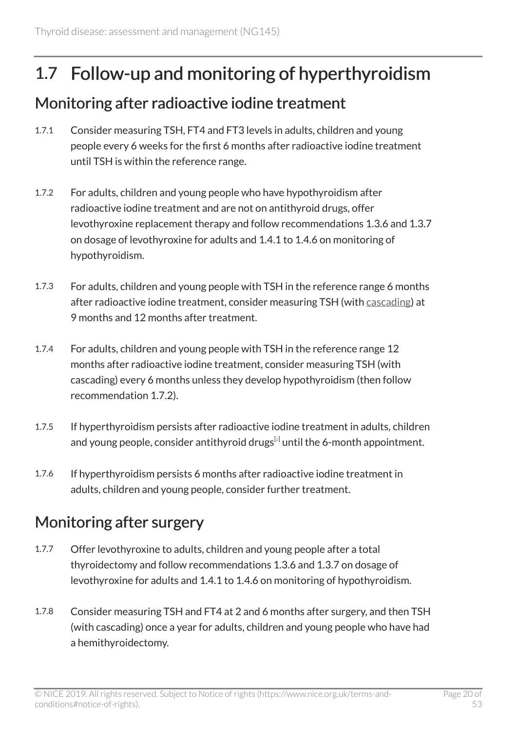## 1.7 Follow-up and monitoring of hyperthyroidism

### Monitoring after radioactive iodine treatment

1.7.1 Consider measuring TSH, FT4 and FT3 levels in adults, children and young people every 6 weeks for the first 6 months after radioactive iodine treatment until TSH is within the reference range.

1.7.2 For adults, children and young people who have hypothyroidism after radioactive iodine treatment and are not on antithyroid drugs, offer levothyroxine replacement therapy and follow recommendations 1.3.6 and 1.3.7 on dosage of levothyroxine for adults and 1.4.1 to 1.4.6 on monitoring of hypothyroidism.

1.7.3 For adults, children and young people with TSH in the reference range 6 months after radioactive iodine treatment, consider measuring TSH (with cascading) at 9 months and 12 months after treatment.

1.7.4 For adults, children and young people with TSH in the reference range 12 months after radioactive iodine treatment, consider measuring TSH (with cascading) every 6 months unless they develop hypothyroidism (then follow recommendation 1.7.2).

1.7.5 If hyperthyroidism persists after radioactive iodine treatment in adults, children and young people, consider antithyroid drugs[2] until the 6-month appointment.

1.7.6 If hyperthyroidism persists 6 months after radioactive iodine treatment in adults, children and young people, consider further treatment.

### Monitoring after surgery

1.7.7 Offer levothyroxine to adults, children and young people after a total thyroidectomy and follow recommendations 1.3.6 and 1.3.7 on dosage of levothyroxine for adults and 1.4.1 to 1.4.6 on monitoring of hypothyroidism.

1.7.8 Consider measuring TSH and FT4 at 2 and 6 months after surgery, and then TSH (with cascading) once a year for adults, children and young people who have had a hemithyroidectomy.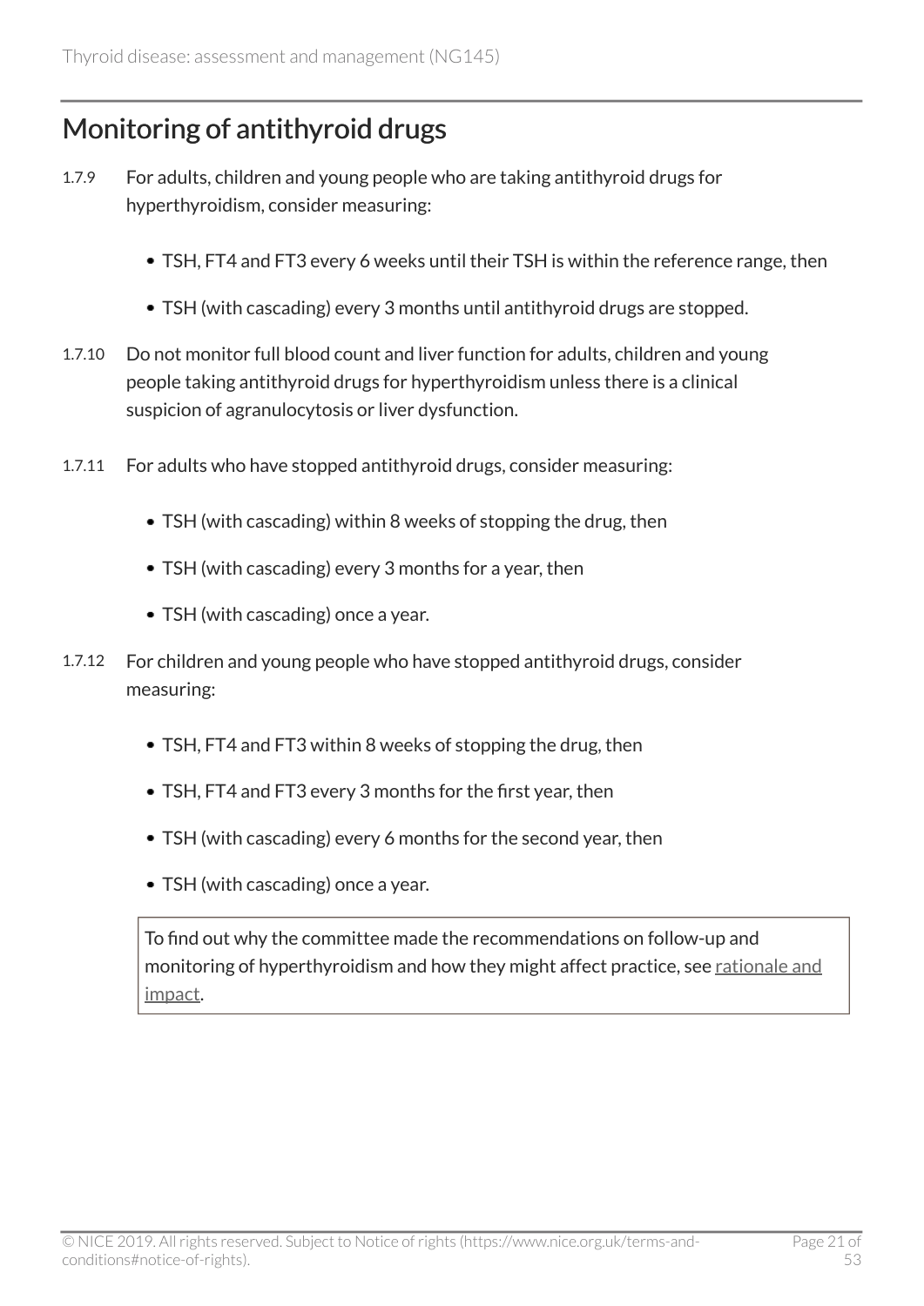## Monitoring of antithyroid drugs

1.7.9 For adults, children and young people who are taking antithyroid drugs for hyperthyroidism, consider measuring:

- TSH, FT4 and FT3 every 6 weeks until their TSH is within the reference range, then
- TSH (with cascading) every 3 months until antithyroid drugs are stopped.

1.7.10 Do not monitor full blood count and liver function for adults, children and young people taking antithyroid drugs for hyperthyroidism unless there is a clinical suspicion of agranulocytosis or liver dysfunction.

1.7.11 For adults who have stopped antithyroid drugs, consider measuring:

- TSH (with cascading) within 8 weeks of stopping the drug, then
- TSH (with cascading) every 3 months for a year, then
- TSH (with cascading) once a year.

1.7.12 For children and young people who have stopped antithyroid drugs, consider measuring:

- TSH, FT4 and FT3 within 8 weeks of stopping the drug, then
- TSH, FT4 and FT3 every 3 months for the first year, then
- TSH (with cascading) every 6 months for the second year, then
- TSH (with cascading) once a year.

> To find out why the committee made the recommendations on follow-up and monitoring of hyperthyroidism and how they might affect practice, see rationale and impact.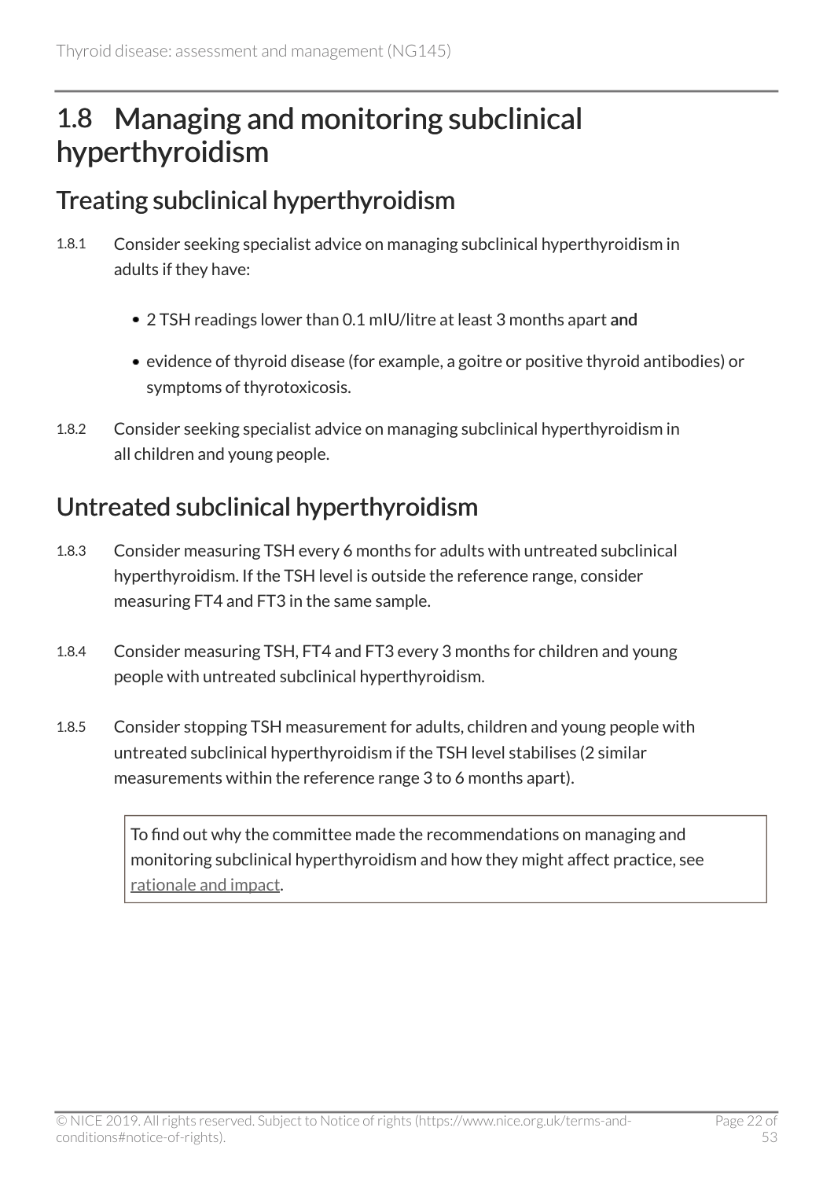## 1.8 Managing and monitoring subclinical hyperthyroidism

### Treating subclinical hyperthyroidism

1.8.1 Consider seeking specialist advice on managing subclinical hyperthyroidism in adults if they have:

- 2 TSH readings lower than 0.1 mIU/litre at least 3 months apart **and**
- evidence of thyroid disease (for example, a goitre or positive thyroid antibodies) or symptoms of thyrotoxicosis.

1.8.2 Consider seeking specialist advice on managing subclinical hyperthyroidism in all children and young people.

### Untreated subclinical hyperthyroidism

1.8.3 Consider measuring TSH every 6 months for adults with untreated subclinical hyperthyroidism. If the TSH level is outside the reference range, consider measuring FT4 and FT3 in the same sample.

1.8.4 Consider measuring TSH, FT4 and FT3 every 3 months for children and young people with untreated subclinical hyperthyroidism.

1.8.5 Consider stopping TSH measurement for adults, children and young people with untreated subclinical hyperthyroidism if the TSH level stabilises (2 similar measurements within the reference range 3 to 6 months apart).

> To find out why the committee made the recommendations on managing and monitoring subclinical hyperthyroidism and how they might affect practice, see rationale and impact.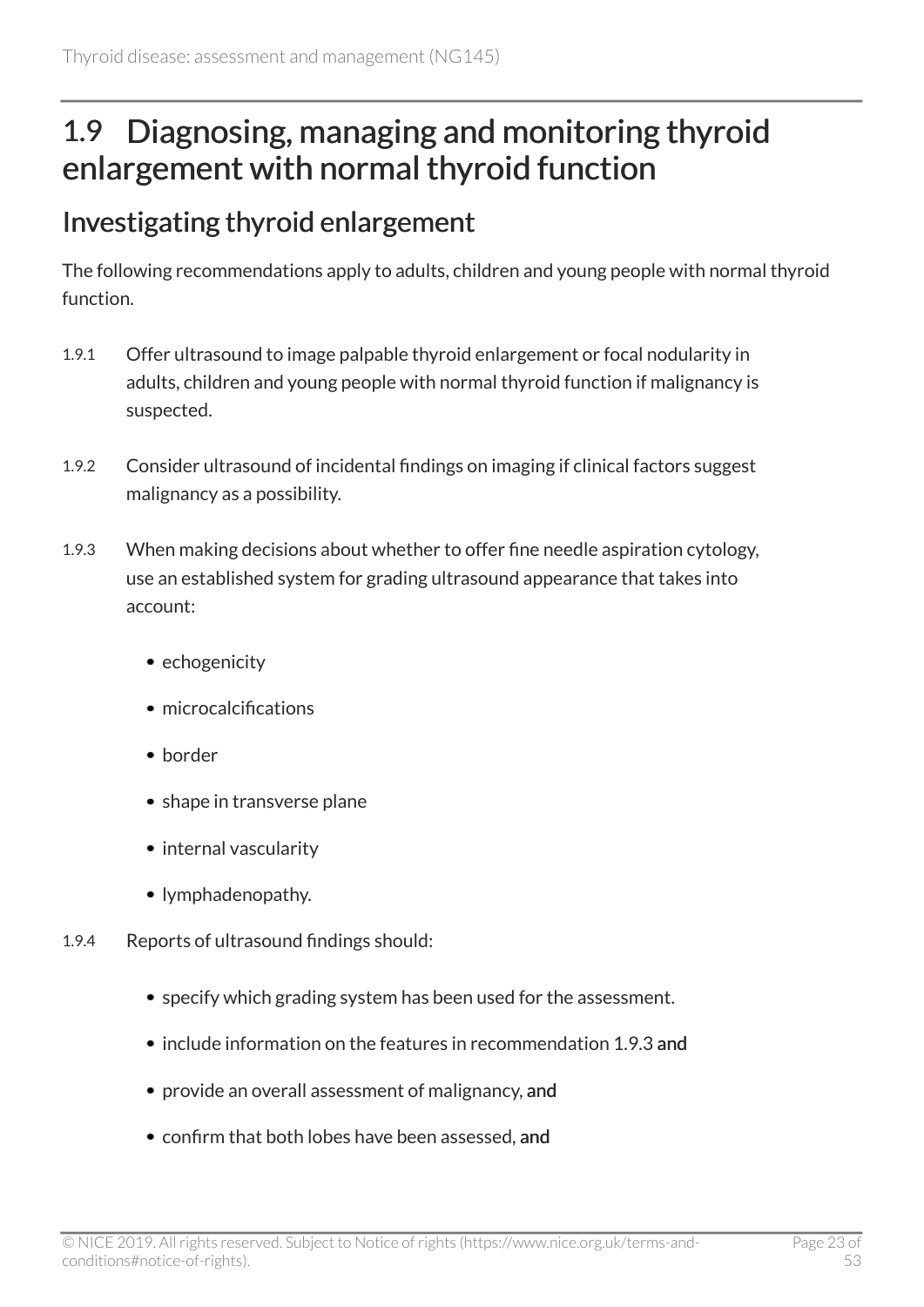## 1.9 Diagnosing, managing and monitoring thyroid enlargement with normal thyroid function

### Investigating thyroid enlargement

The following recommendations apply to adults, children and young people with normal thyroid function.

1.9.1 Offer ultrasound to image palpable thyroid enlargement or focal nodularity in adults, children and young people with normal thyroid function if malignancy is suspected.

1.9.2 Consider ultrasound of incidental findings on imaging if clinical factors suggest malignancy as a possibility.

1.9.3 When making decisions about whether to offer fine needle aspiration cytology, use an established system for grading ultrasound appearance that takes into account:

- echogenicity
- microcalcifications
- border
- shape in transverse plane
- internal vascularity
- lymphadenopathy.

1.9.4 Reports of ultrasound findings should:

- specify which grading system has been used for the assessment.
- include information on the features in recommendation 1.9.3 and
- provide an overall assessment of malignancy, and
- confirm that both lobes have been assessed, and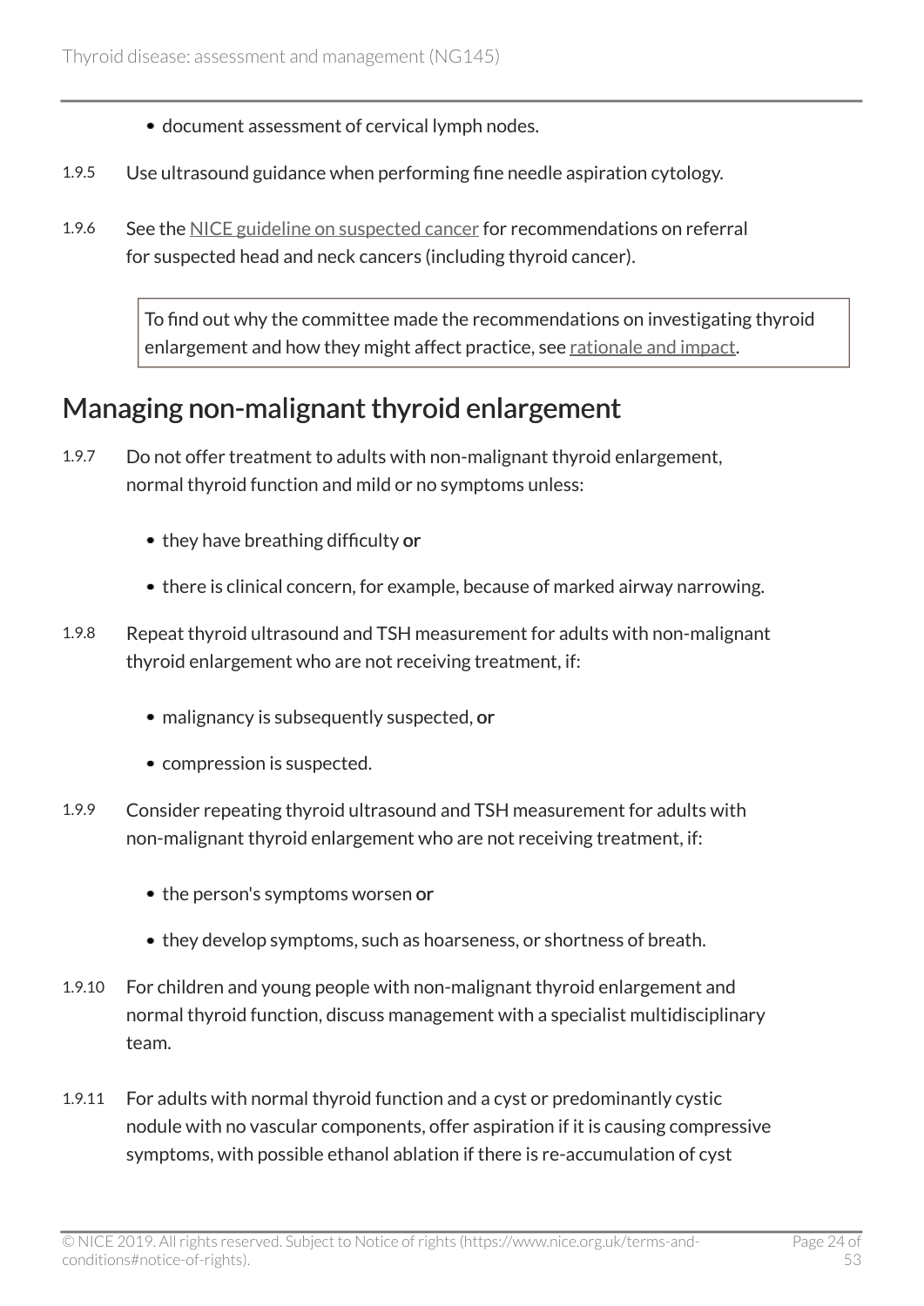- document assessment of cervical lymph nodes.

1.9.5 Use ultrasound guidance when performing fine needle aspiration cytology.

1.9.6 See the NICE guideline on suspected cancer for recommendations on referral for suspected head and neck cancers (including thyroid cancer).

> To find out why the committee made the recommendations on investigating thyroid enlargement and how they might affect practice, see rationale and impact.

## Managing non-malignant thyroid enlargement

1.9.7 Do not offer treatment to adults with non-malignant thyroid enlargement, normal thyroid function and mild or no symptoms unless:

- they have breathing difficulty **or**
- there is clinical concern, for example, because of marked airway narrowing.

1.9.8 Repeat thyroid ultrasound and TSH measurement for adults with non-malignant thyroid enlargement who are not receiving treatment, if:

- malignancy is subsequently suspected, **or**
- compression is suspected.

1.9.9 Consider repeating thyroid ultrasound and TSH measurement for adults with non-malignant thyroid enlargement who are not receiving treatment, if:

- the person's symptoms worsen **or**
- they develop symptoms, such as hoarseness, or shortness of breath.

1.9.10 For children and young people with non-malignant thyroid enlargement and normal thyroid function, discuss management with a specialist multidisciplinary team.

1.9.11 For adults with normal thyroid function and a cyst or predominantly cystic nodule with no vascular components, offer aspiration if it is causing compressive symptoms, with possible ethanol ablation if there is re-accumulation of cyst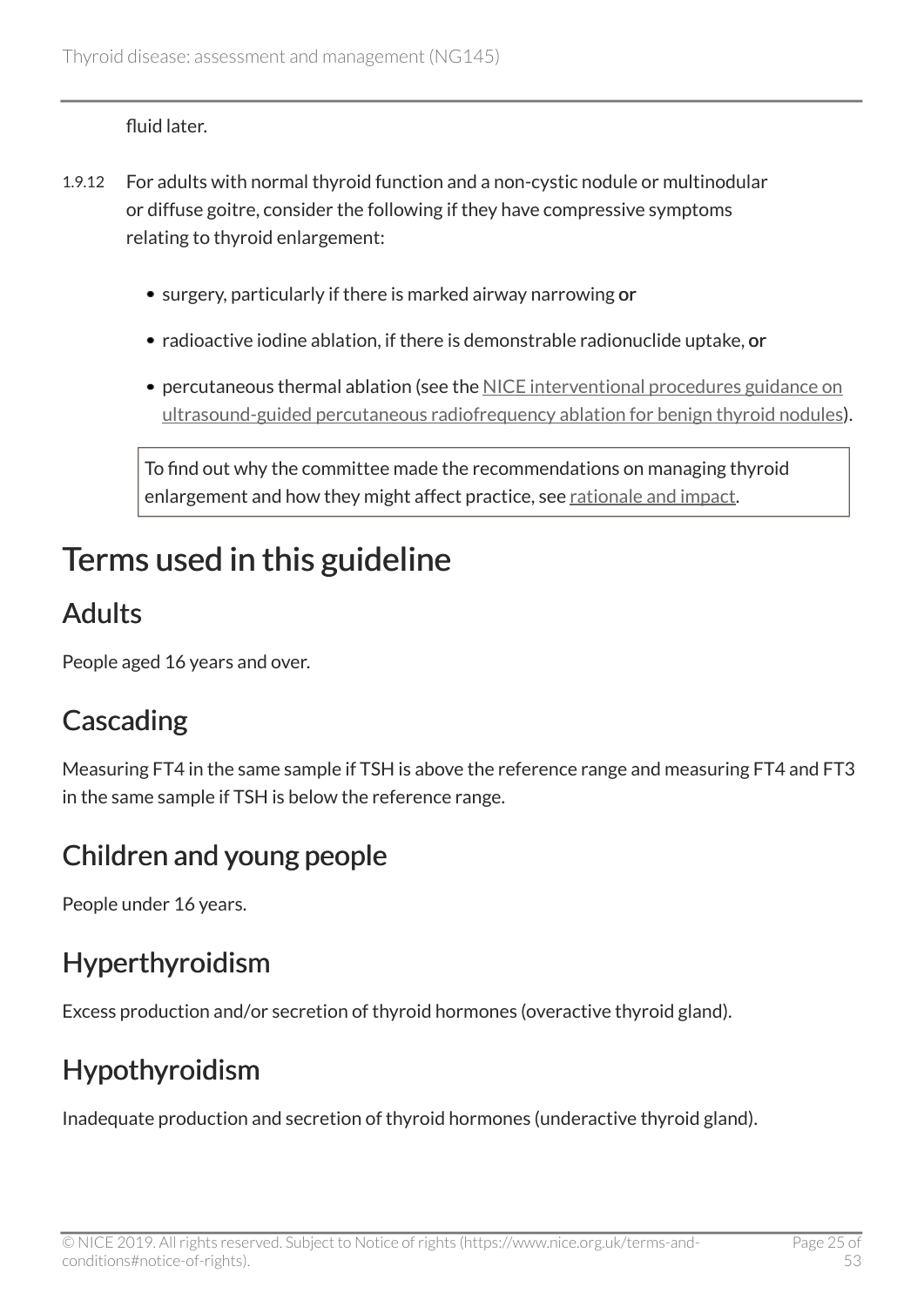fluid later.

1.9.12 For adults with normal thyroid function and a non-cystic nodule or multinodular or diffuse goitre, consider the following if they have compressive symptoms relating to thyroid enlargement:

- surgery, particularly if there is marked airway narrowing **or**
- radioactive iodine ablation, if there is demonstrable radionuclide uptake, **or**
- percutaneous thermal ablation (see the NICE interventional procedures guidance on ultrasound-guided percutaneous radiofrequency ablation for benign thyroid nodules).

> To find out why the committee made the recommendations on managing thyroid enlargement and how they might affect practice, see rationale and impact.

# Terms used in this guideline

## Adults

People aged 16 years and over.

## Cascading

Measuring FT4 in the same sample if TSH is above the reference range and measuring FT4 and FT3 in the same sample if TSH is below the reference range.

## Children and young people

People under 16 years.

## Hyperthyroidism

Excess production and/or secretion of thyroid hormones (overactive thyroid gland).

## Hypothyroidism

Inadequate production and secretion of thyroid hormones (underactive thyroid gland).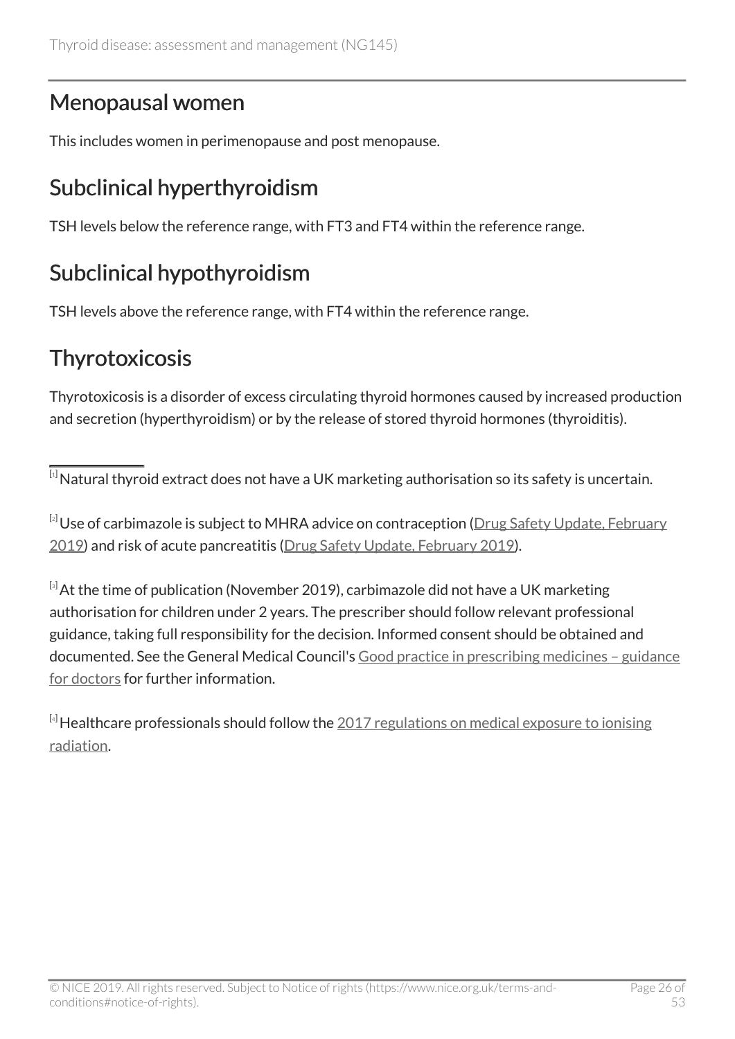## Menopausal women

This includes women in perimenopause and post menopause.

## Subclinical hyperthyroidism

TSH levels below the reference range, with FT3 and FT4 within the reference range.

## Subclinical hypothyroidism

TSH levels above the reference range, with FT4 within the reference range.

## Thyrotoxicosis

Thyrotoxicosis is a disorder of excess circulating thyroid hormones caused by increased production and secretion (hyperthyroidism) or by the release of stored thyroid hormones (thyroiditis).

---

[1] Natural thyroid extract does not have a UK marketing authorisation so its safety is uncertain.

[2] Use of carbimazole is subject to MHRA advice on contraception (Drug Safety Update, February 2019) and risk of acute pancreatitis (Drug Safety Update, February 2019).

[3] At the time of publication (November 2019), carbimazole did not have a UK marketing authorisation for children under 2 years. The prescriber should follow relevant professional guidance, taking full responsibility for the decision. Informed consent should be obtained and documented. See the General Medical Council's Good practice in prescribing medicines – guidance for doctors for further information.

[4] Healthcare professionals should follow the 2017 regulations on medical exposure to ionising radiation.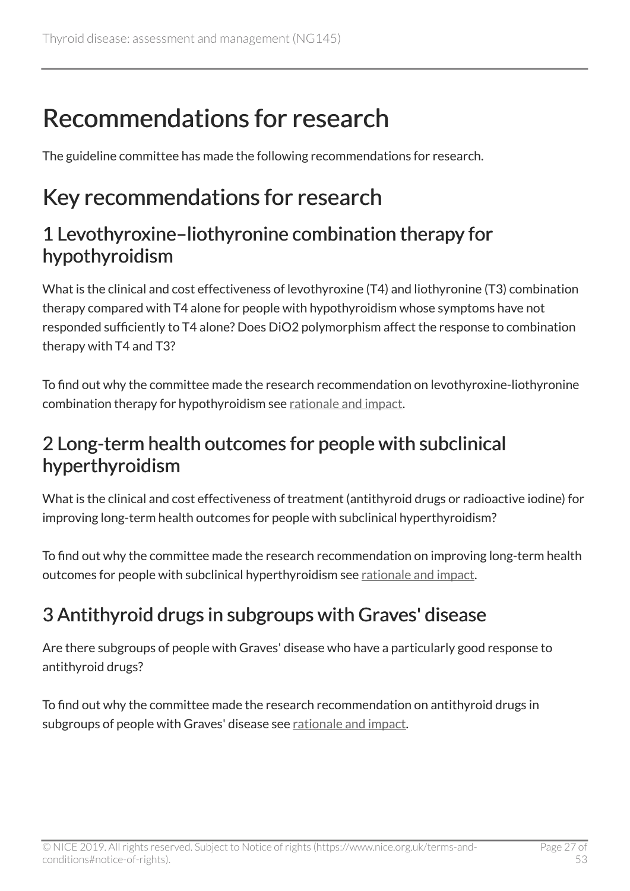# Recommendations for research

The guideline committee has made the following recommendations for research.

## Key recommendations for research

### 1 Levothyroxine–liothyronine combination therapy for hypothyroidism

What is the clinical and cost effectiveness of levothyroxine (T4) and liothyronine (T3) combination therapy compared with T4 alone for people with hypothyroidism whose symptoms have not responded sufficiently to T4 alone? Does DiO2 polymorphism affect the response to combination therapy with T4 and T3?

To find out why the committee made the research recommendation on levothyroxine-liothyronine combination therapy for hypothyroidism see rationale and impact.

### 2 Long-term health outcomes for people with subclinical hyperthyroidism

What is the clinical and cost effectiveness of treatment (antithyroid drugs or radioactive iodine) for improving long-term health outcomes for people with subclinical hyperthyroidism?

To find out why the committee made the research recommendation on improving long-term health outcomes for people with subclinical hyperthyroidism see rationale and impact.

### 3 Antithyroid drugs in subgroups with Graves' disease

Are there subgroups of people with Graves' disease who have a particularly good response to antithyroid drugs?

To find out why the committee made the research recommendation on antithyroid drugs in subgroups of people with Graves' disease see rationale and impact.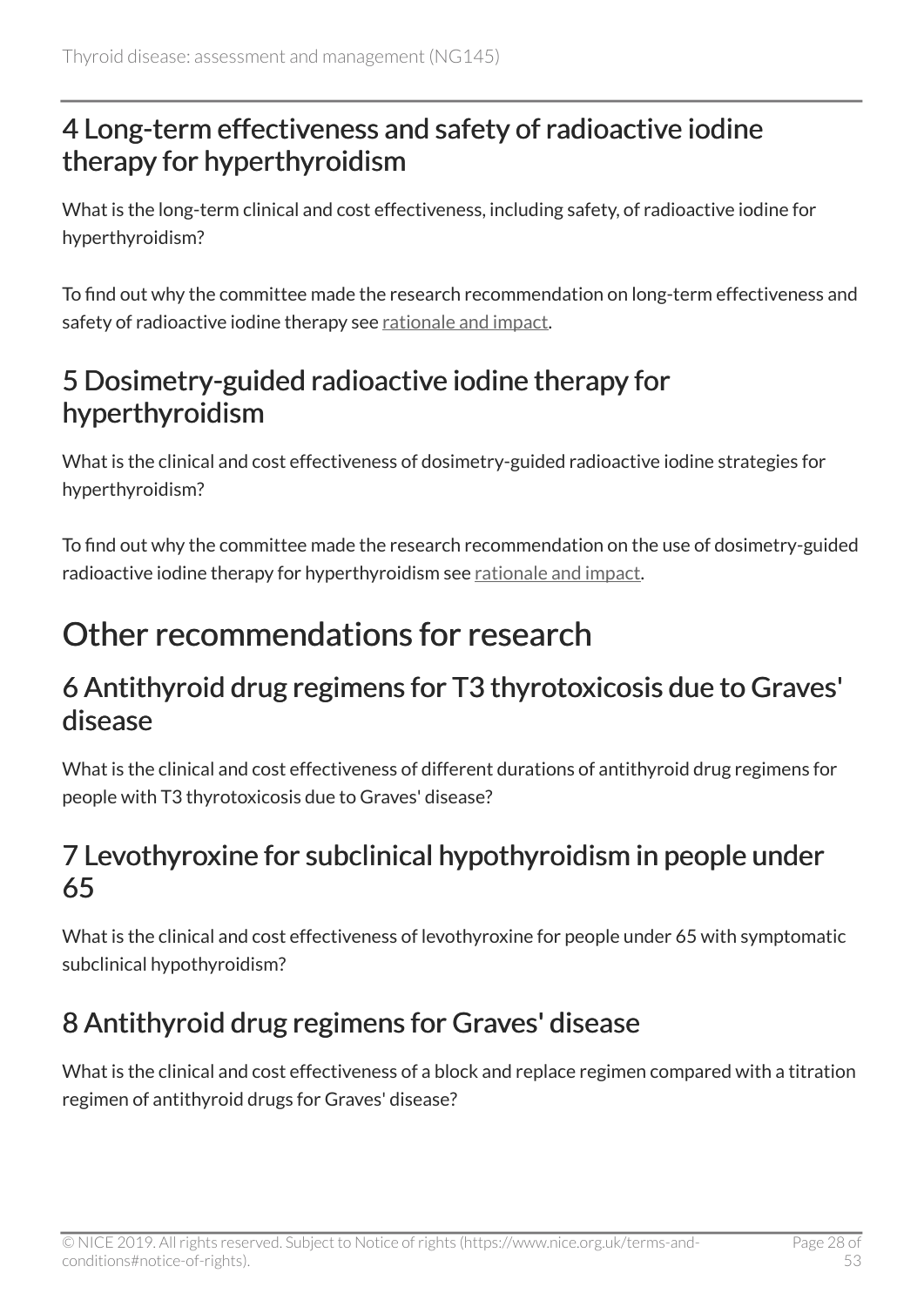## 4 Long-term effectiveness and safety of radioactive iodine therapy for hyperthyroidism

What is the long-term clinical and cost effectiveness, including safety, of radioactive iodine for hyperthyroidism?

To find out why the committee made the research recommendation on long-term effectiveness and safety of radioactive iodine therapy see rationale and impact.

## 5 Dosimetry-guided radioactive iodine therapy for hyperthyroidism

What is the clinical and cost effectiveness of dosimetry-guided radioactive iodine strategies for hyperthyroidism?

To find out why the committee made the research recommendation on the use of dosimetry-guided radioactive iodine therapy for hyperthyroidism see rationale and impact.

# Other recommendations for research

## 6 Antithyroid drug regimens for T3 thyrotoxicosis due to Graves' disease

What is the clinical and cost effectiveness of different durations of antithyroid drug regimens for people with T3 thyrotoxicosis due to Graves' disease?

## 7 Levothyroxine for subclinical hypothyroidism in people under 65

What is the clinical and cost effectiveness of levothyroxine for people under 65 with symptomatic subclinical hypothyroidism?

## 8 Antithyroid drug regimens for Graves' disease

What is the clinical and cost effectiveness of a block and replace regimen compared with a titration regimen of antithyroid drugs for Graves' disease?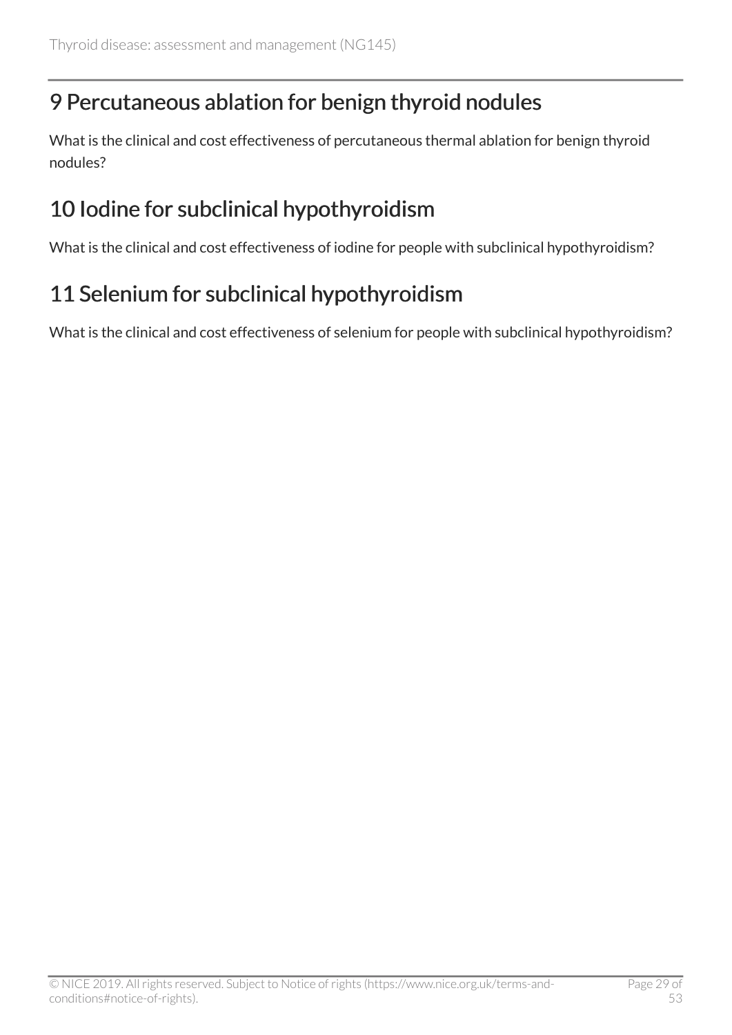## 9 Percutaneous ablation for benign thyroid nodules

What is the clinical and cost effectiveness of percutaneous thermal ablation for benign thyroid nodules?

## 10 Iodine for subclinical hypothyroidism

What is the clinical and cost effectiveness of iodine for people with subclinical hypothyroidism?

## 11 Selenium for subclinical hypothyroidism

What is the clinical and cost effectiveness of selenium for people with subclinical hypothyroidism?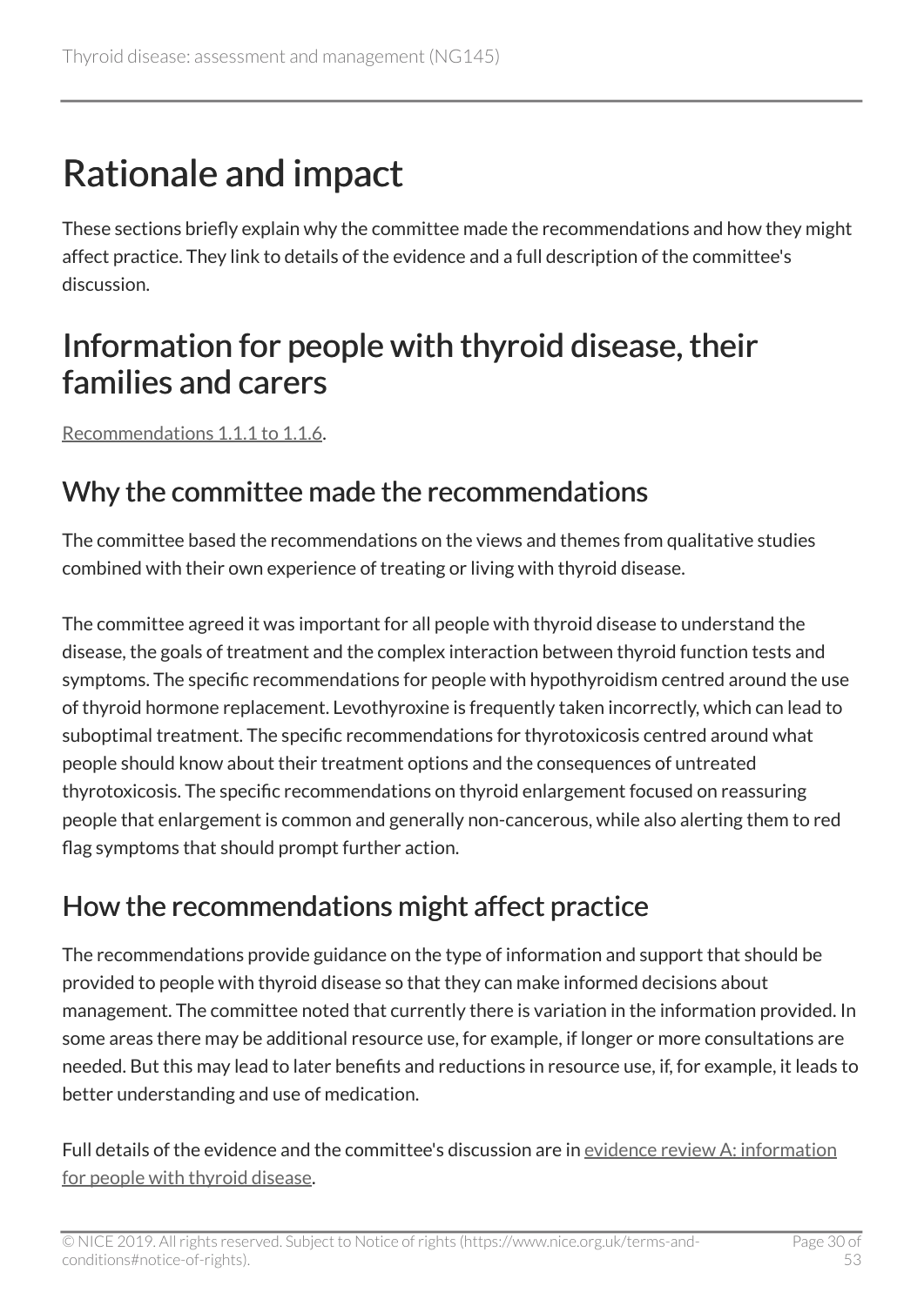# Rationale and impact

These sections briefly explain why the committee made the recommendations and how they might affect practice. They link to details of the evidence and a full description of the committee's discussion.

## Information for people with thyroid disease, their families and carers

Recommendations 1.1.1 to 1.1.6.

### Why the committee made the recommendations

The committee based the recommendations on the views and themes from qualitative studies combined with their own experience of treating or living with thyroid disease.

The committee agreed it was important for all people with thyroid disease to understand the disease, the goals of treatment and the complex interaction between thyroid function tests and symptoms. The specific recommendations for people with hypothyroidism centred around the use of thyroid hormone replacement. Levothyroxine is frequently taken incorrectly, which can lead to suboptimal treatment. The specific recommendations for thyrotoxicosis centred around what people should know about their treatment options and the consequences of untreated thyrotoxicosis. The specific recommendations on thyroid enlargement focused on reassuring people that enlargement is common and generally non-cancerous, while also alerting them to red flag symptoms that should prompt further action.

### How the recommendations might affect practice

The recommendations provide guidance on the type of information and support that should be provided to people with thyroid disease so that they can make informed decisions about management. The committee noted that currently there is variation in the information provided. In some areas there may be additional resource use, for example, if longer or more consultations are needed. But this may lead to later benefits and reductions in resource use, if, for example, it leads to better understanding and use of medication.

Full details of the evidence and the committee's discussion are in evidence review A: information for people with thyroid disease.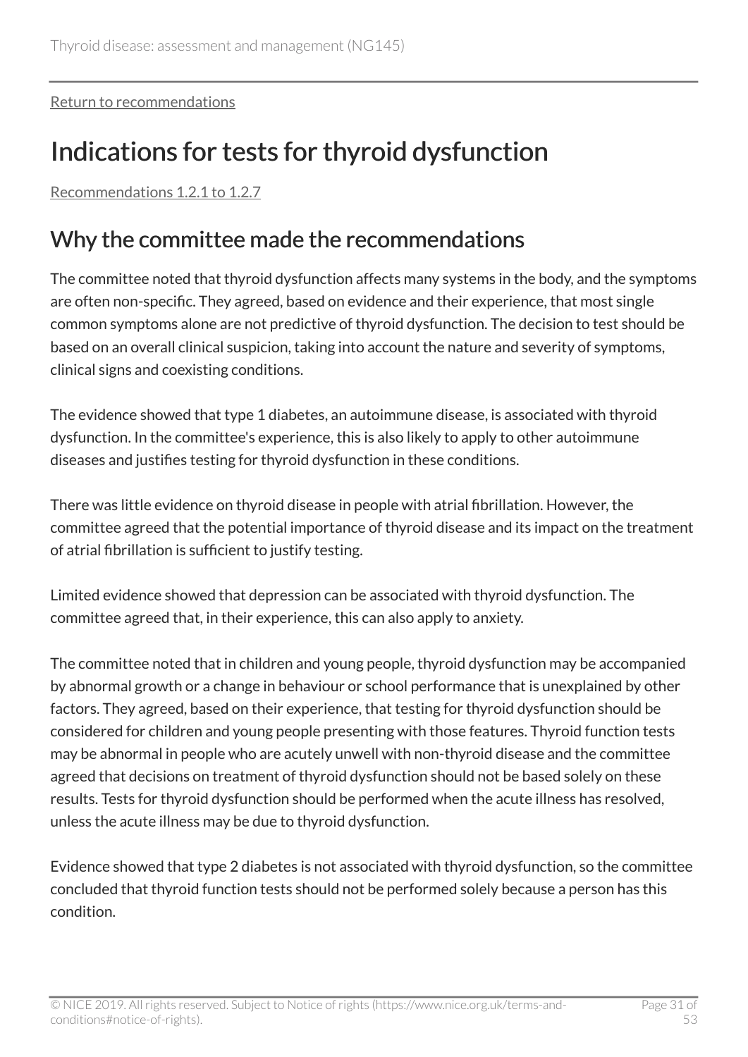[Return to recommendations](#)

# Indications for tests for thyroid dysfunction

[Recommendations 1.2.1 to 1.2.7](#)

## Why the committee made the recommendations

The committee noted that thyroid dysfunction affects many systems in the body, and the symptoms are often non-specific. They agreed, based on evidence and their experience, that most single common symptoms alone are not predictive of thyroid dysfunction. The decision to test should be based on an overall clinical suspicion, taking into account the nature and severity of symptoms, clinical signs and coexisting conditions.

The evidence showed that type 1 diabetes, an autoimmune disease, is associated with thyroid dysfunction. In the committee's experience, this is also likely to apply to other autoimmune diseases and justifies testing for thyroid dysfunction in these conditions.

There was little evidence on thyroid disease in people with atrial fibrillation. However, the committee agreed that the potential importance of thyroid disease and its impact on the treatment of atrial fibrillation is sufficient to justify testing.

Limited evidence showed that depression can be associated with thyroid dysfunction. The committee agreed that, in their experience, this can also apply to anxiety.

The committee noted that in children and young people, thyroid dysfunction may be accompanied by abnormal growth or a change in behaviour or school performance that is unexplained by other factors. They agreed, based on their experience, that testing for thyroid dysfunction should be considered for children and young people presenting with those features. Thyroid function tests may be abnormal in people who are acutely unwell with non-thyroid disease and the committee agreed that decisions on treatment of thyroid dysfunction should not be based solely on these results. Tests for thyroid dysfunction should be performed when the acute illness has resolved, unless the acute illness may be due to thyroid dysfunction.

Evidence showed that type 2 diabetes is not associated with thyroid dysfunction, so the committee concluded that thyroid function tests should not be performed solely because a person has this condition.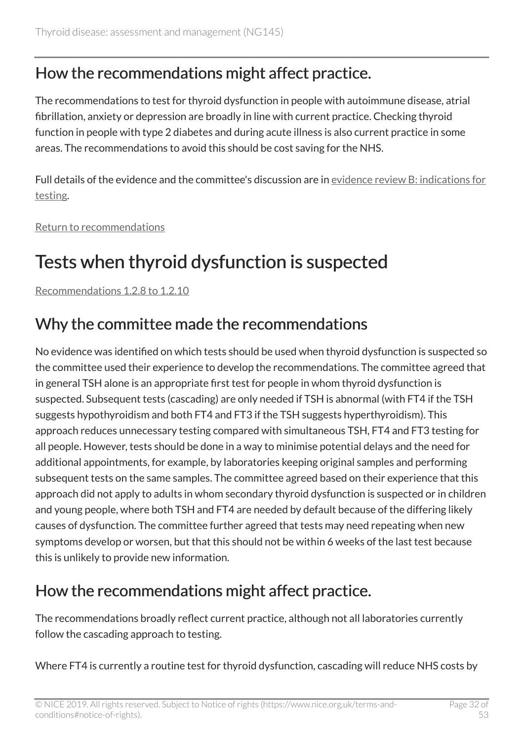## How the recommendations might affect practice.

The recommendations to test for thyroid dysfunction in people with autoimmune disease, atrial fibrillation, anxiety or depression are broadly in line with current practice. Checking thyroid function in people with type 2 diabetes and during acute illness is also current practice in some areas. The recommendations to avoid this should be cost saving for the NHS.

Full details of the evidence and the committee's discussion are in evidence review B: indications for testing.

Return to recommendations

# Tests when thyroid dysfunction is suspected

Recommendations 1.2.8 to 1.2.10

## Why the committee made the recommendations

No evidence was identified on which tests should be used when thyroid dysfunction is suspected so the committee used their experience to develop the recommendations. The committee agreed that in general TSH alone is an appropriate first test for people in whom thyroid dysfunction is suspected. Subsequent tests (cascading) are only needed if TSH is abnormal (with FT4 if the TSH suggests hypothyroidism and both FT4 and FT3 if the TSH suggests hyperthyroidism). This approach reduces unnecessary testing compared with simultaneous TSH, FT4 and FT3 testing for all people. However, tests should be done in a way to minimise potential delays and the need for additional appointments, for example, by laboratories keeping original samples and performing subsequent tests on the same samples. The committee agreed based on their experience that this approach did not apply to adults in whom secondary thyroid dysfunction is suspected or in children and young people, where both TSH and FT4 are needed by default because of the differing likely causes of dysfunction. The committee further agreed that tests may need repeating when new symptoms develop or worsen, but that this should not be within 6 weeks of the last test because this is unlikely to provide new information.

## How the recommendations might affect practice.

The recommendations broadly reflect current practice, although not all laboratories currently follow the cascading approach to testing.

Where FT4 is currently a routine test for thyroid dysfunction, cascading will reduce NHS costs by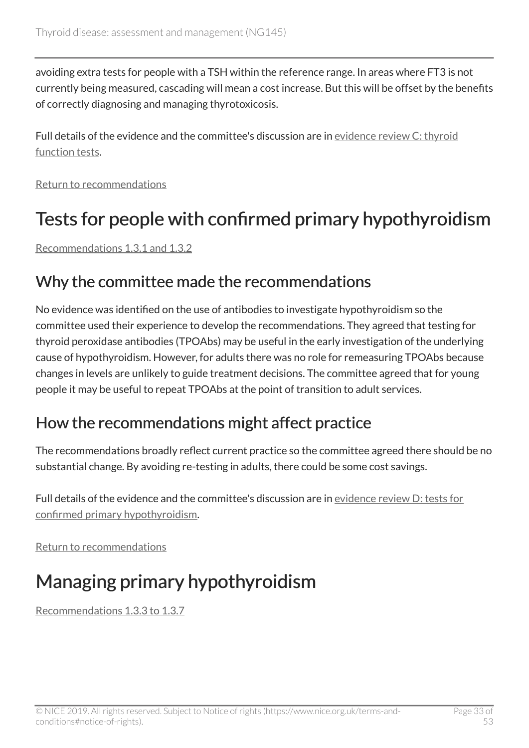avoiding extra tests for people with a TSH within the reference range. In areas where FT3 is not currently being measured, cascading will mean a cost increase. But this will be offset by the benefits of correctly diagnosing and managing thyrotoxicosis.

Full details of the evidence and the committee's discussion are in evidence review C: thyroid function tests.

Return to recommendations

# Tests for people with confirmed primary hypothyroidism

Recommendations 1.3.1 and 1.3.2

## Why the committee made the recommendations

No evidence was identified on the use of antibodies to investigate hypothyroidism so the committee used their experience to develop the recommendations. They agreed that testing for thyroid peroxidase antibodies (TPOAbs) may be useful in the early investigation of the underlying cause of hypothyroidism. However, for adults there was no role for remeasuring TPOAbs because changes in levels are unlikely to guide treatment decisions. The committee agreed that for young people it may be useful to repeat TPOAbs at the point of transition to adult services.

## How the recommendations might affect practice

The recommendations broadly reflect current practice so the committee agreed there should be no substantial change. By avoiding re-testing in adults, there could be some cost savings.

Full details of the evidence and the committee's discussion are in evidence review D: tests for confirmed primary hypothyroidism.

Return to recommendations

# Managing primary hypothyroidism

Recommendations 1.3.3 to 1.3.7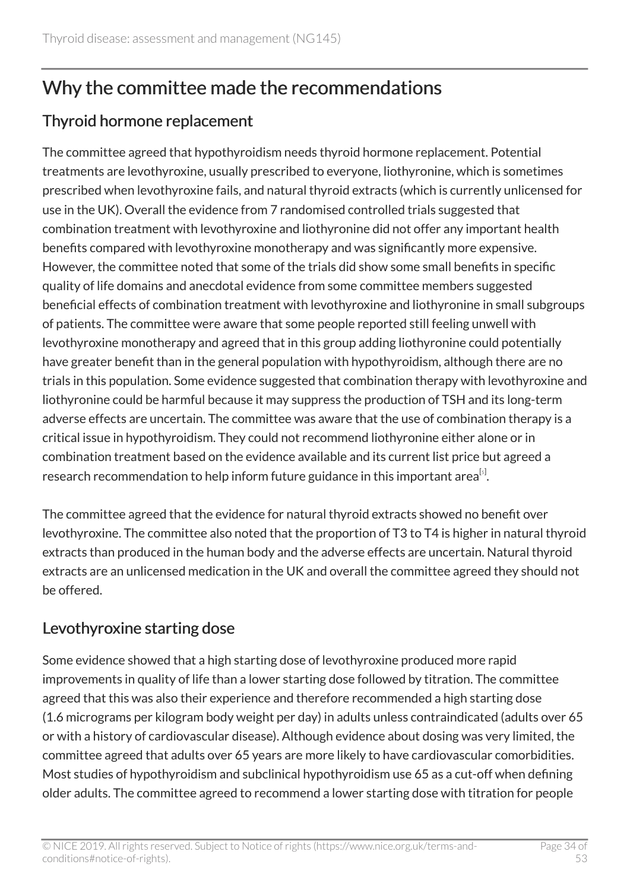## Why the committee made the recommendations

### Thyroid hormone replacement

The committee agreed that hypothyroidism needs thyroid hormone replacement. Potential treatments are levothyroxine, usually prescribed to everyone, liothyronine, which is sometimes prescribed when levothyroxine fails, and natural thyroid extracts (which is currently unlicensed for use in the UK). Overall the evidence from 7 randomised controlled trials suggested that combination treatment with levothyroxine and liothyronine did not offer any important health benefits compared with levothyroxine monotherapy and was significantly more expensive. However, the committee noted that some of the trials did show some small benefits in specific quality of life domains and anecdotal evidence from some committee members suggested beneficial effects of combination treatment with levothyroxine and liothyronine in small subgroups of patients. The committee were aware that some people reported still feeling unwell with levothyroxine monotherapy and agreed that in this group adding liothyronine could potentially have greater benefit than in the general population with hypothyroidism, although there are no trials in this population. Some evidence suggested that combination therapy with levothyroxine and liothyronine could be harmful because it may suppress the production of TSH and its long-term adverse effects are uncertain. The committee was aware that the use of combination therapy is a critical issue in hypothyroidism. They could not recommend liothyronine either alone or in combination treatment based on the evidence available and its current list price but agreed a research recommendation to help inform future guidance in this important area[5].

The committee agreed that the evidence for natural thyroid extracts showed no benefit over levothyroxine. The committee also noted that the proportion of T3 to T4 is higher in natural thyroid extracts than produced in the human body and the adverse effects are uncertain. Natural thyroid extracts are an unlicensed medication in the UK and overall the committee agreed they should not be offered.

### Levothyroxine starting dose

Some evidence showed that a high starting dose of levothyroxine produced more rapid improvements in quality of life than a lower starting dose followed by titration. The committee agreed that this was also their experience and therefore recommended a high starting dose (1.6 micrograms per kilogram body weight per day) in adults unless contraindicated (adults over 65 or with a history of cardiovascular disease). Although evidence about dosing was very limited, the committee agreed that adults over 65 years are more likely to have cardiovascular comorbidities. Most studies of hypothyroidism and subclinical hypothyroidism use 65 as a cut-off when defining older adults. The committee agreed to recommend a lower starting dose with titration for people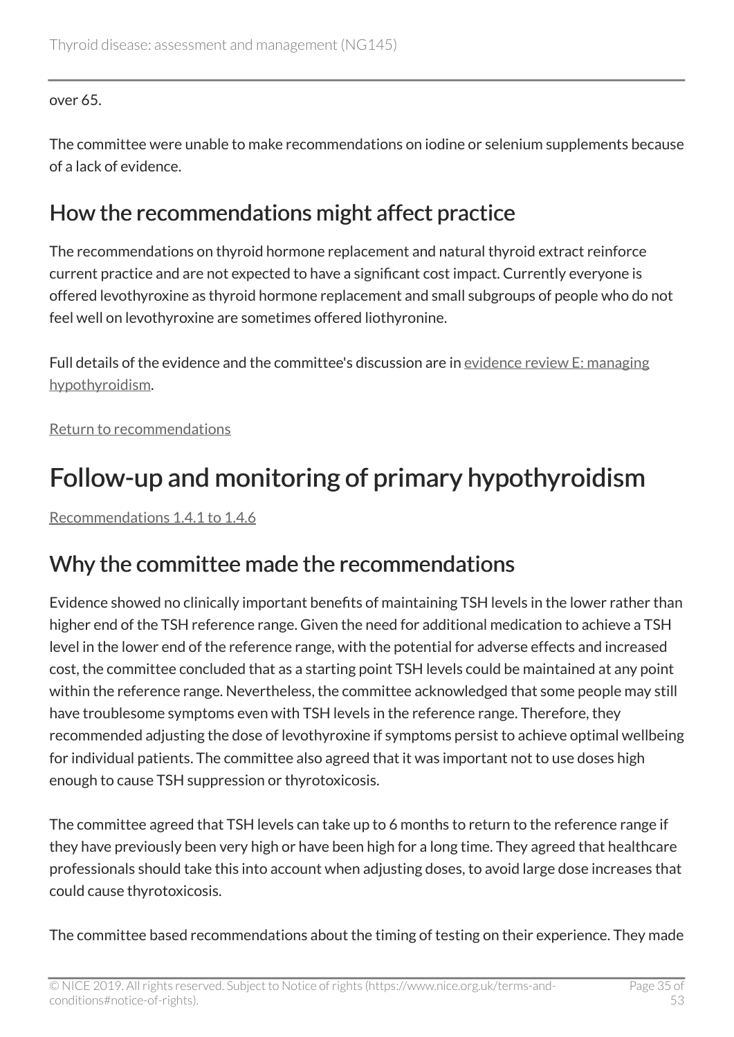over 65.

The committee were unable to make recommendations on iodine or selenium supplements because of a lack of evidence.

## How the recommendations might affect practice

The recommendations on thyroid hormone replacement and natural thyroid extract reinforce current practice and are not expected to have a significant cost impact. Currently everyone is offered levothyroxine as thyroid hormone replacement and small subgroups of people who do not feel well on levothyroxine are sometimes offered liothyronine.

Full details of the evidence and the committee's discussion are in evidence review E: managing hypothyroidism.

Return to recommendations

# Follow-up and monitoring of primary hypothyroidism

Recommendations 1.4.1 to 1.4.6

## Why the committee made the recommendations

Evidence showed no clinically important benefits of maintaining TSH levels in the lower rather than higher end of the TSH reference range. Given the need for additional medication to achieve a TSH level in the lower end of the reference range, with the potential for adverse effects and increased cost, the committee concluded that as a starting point TSH levels could be maintained at any point within the reference range. Nevertheless, the committee acknowledged that some people may still have troublesome symptoms even with TSH levels in the reference range. Therefore, they recommended adjusting the dose of levothyroxine if symptoms persist to achieve optimal wellbeing for individual patients. The committee also agreed that it was important not to use doses high enough to cause TSH suppression or thyrotoxicosis.

The committee agreed that TSH levels can take up to 6 months to return to the reference range if they have previously been very high or have been high for a long time. They agreed that healthcare professionals should take this into account when adjusting doses, to avoid large dose increases that could cause thyrotoxicosis.

The committee based recommendations about the timing of testing on their experience. They made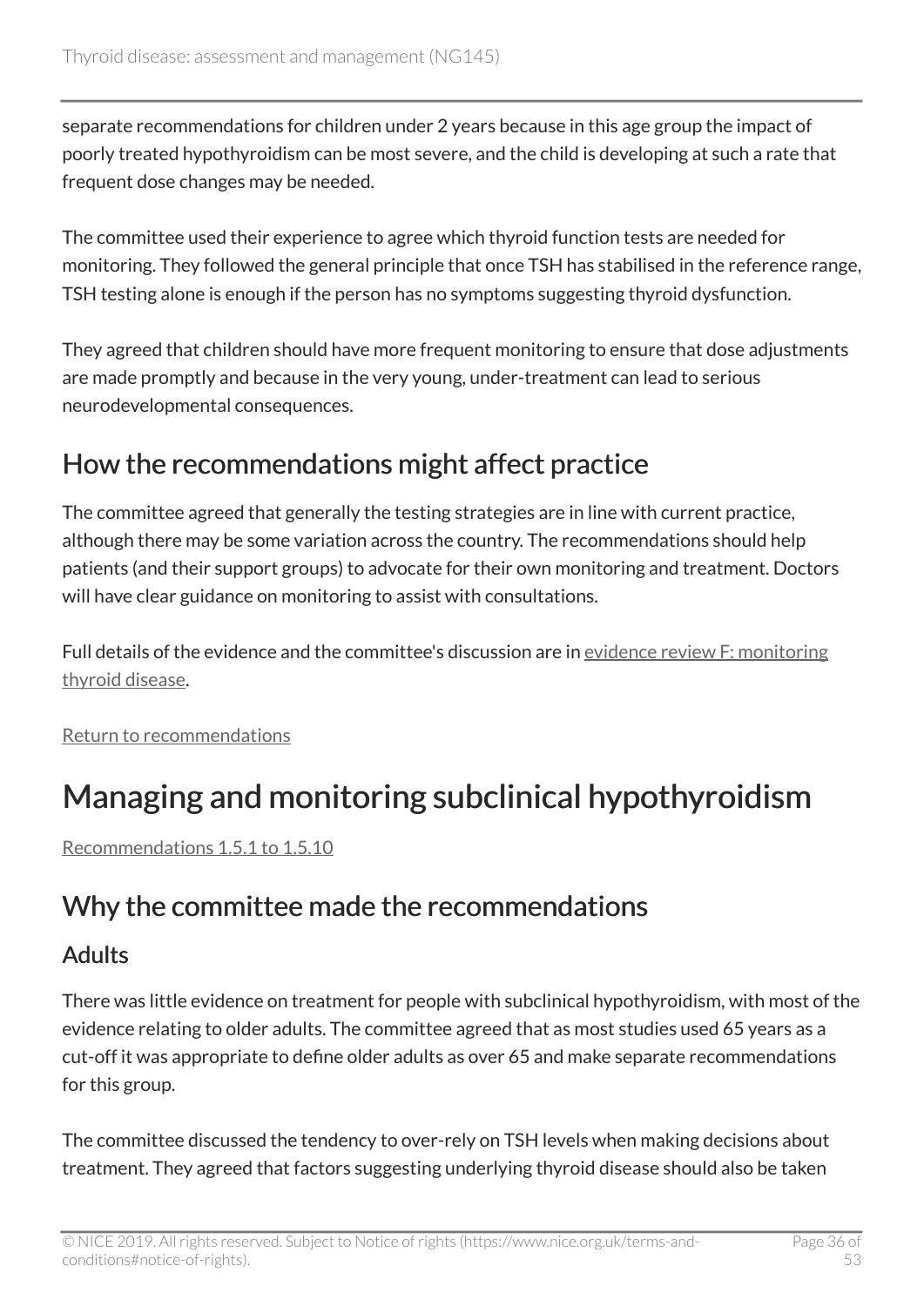separate recommendations for children under 2 years because in this age group the impact of poorly treated hypothyroidism can be most severe, and the child is developing at such a rate that frequent dose changes may be needed.

The committee used their experience to agree which thyroid function tests are needed for monitoring. They followed the general principle that once TSH has stabilised in the reference range, TSH testing alone is enough if the person has no symptoms suggesting thyroid dysfunction.

They agreed that children should have more frequent monitoring to ensure that dose adjustments are made promptly and because in the very young, under-treatment can lead to serious neurodevelopmental consequences.

## How the recommendations might affect practice

The committee agreed that generally the testing strategies are in line with current practice, although there may be some variation across the country. The recommendations should help patients (and their support groups) to advocate for their own monitoring and treatment. Doctors will have clear guidance on monitoring to assist with consultations.

Full details of the evidence and the committee's discussion are in evidence review F: monitoring thyroid disease.

Return to recommendations

# Managing and monitoring subclinical hypothyroidism

Recommendations 1.5.1 to 1.5.10

## Why the committee made the recommendations

### Adults

There was little evidence on treatment for people with subclinical hypothyroidism, with most of the evidence relating to older adults. The committee agreed that as most studies used 65 years as a cut-off it was appropriate to define older adults as over 65 and make separate recommendations for this group.

The committee discussed the tendency to over-rely on TSH levels when making decisions about treatment. They agreed that factors suggesting underlying thyroid disease should also be taken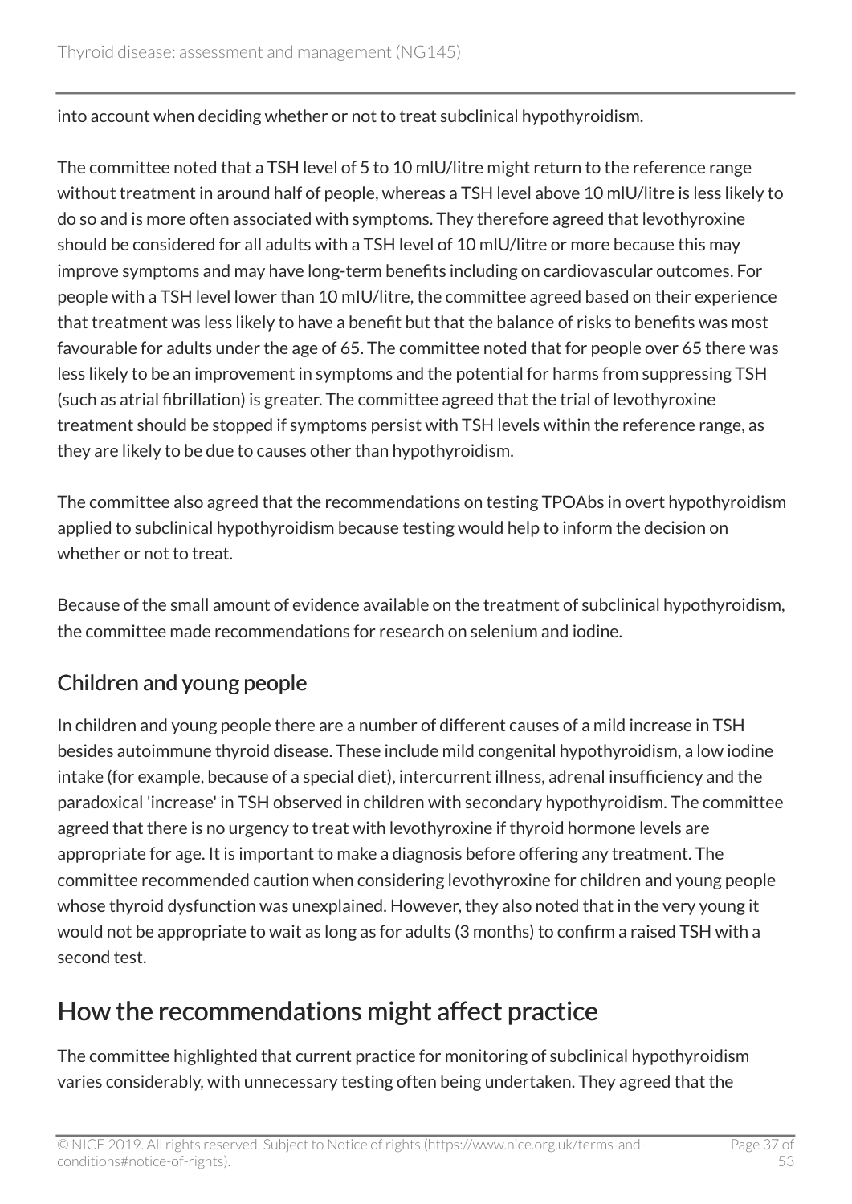into account when deciding whether or not to treat subclinical hypothyroidism.

The committee noted that a TSH level of 5 to 10 mIU/litre might return to the reference range without treatment in around half of people, whereas a TSH level above 10 mIU/litre is less likely to do so and is more often associated with symptoms. They therefore agreed that levothyroxine should be considered for all adults with a TSH level of 10 mIU/litre or more because this may improve symptoms and may have long-term benefits including on cardiovascular outcomes. For people with a TSH level lower than 10 mIU/litre, the committee agreed based on their experience that treatment was less likely to have a benefit but that the balance of risks to benefits was most favourable for adults under the age of 65. The committee noted that for people over 65 there was less likely to be an improvement in symptoms and the potential for harms from suppressing TSH (such as atrial fibrillation) is greater. The committee agreed that the trial of levothyroxine treatment should be stopped if symptoms persist with TSH levels within the reference range, as they are likely to be due to causes other than hypothyroidism.

The committee also agreed that the recommendations on testing TPOAbs in overt hypothyroidism applied to subclinical hypothyroidism because testing would help to inform the decision on whether or not to treat.

Because of the small amount of evidence available on the treatment of subclinical hypothyroidism, the committee made recommendations for research on selenium and iodine.

### Children and young people

In children and young people there are a number of different causes of a mild increase in TSH besides autoimmune thyroid disease. These include mild congenital hypothyroidism, a low iodine intake (for example, because of a special diet), intercurrent illness, adrenal insufficiency and the paradoxical 'increase' in TSH observed in children with secondary hypothyroidism. The committee agreed that there is no urgency to treat with levothyroxine if thyroid hormone levels are appropriate for age. It is important to make a diagnosis before offering any treatment. The committee recommended caution when considering levothyroxine for children and young people whose thyroid dysfunction was unexplained. However, they also noted that in the very young it would not be appropriate to wait as long as for adults (3 months) to confirm a raised TSH with a second test.

## How the recommendations might affect practice

The committee highlighted that current practice for monitoring of subclinical hypothyroidism varies considerably, with unnecessary testing often being undertaken. They agreed that the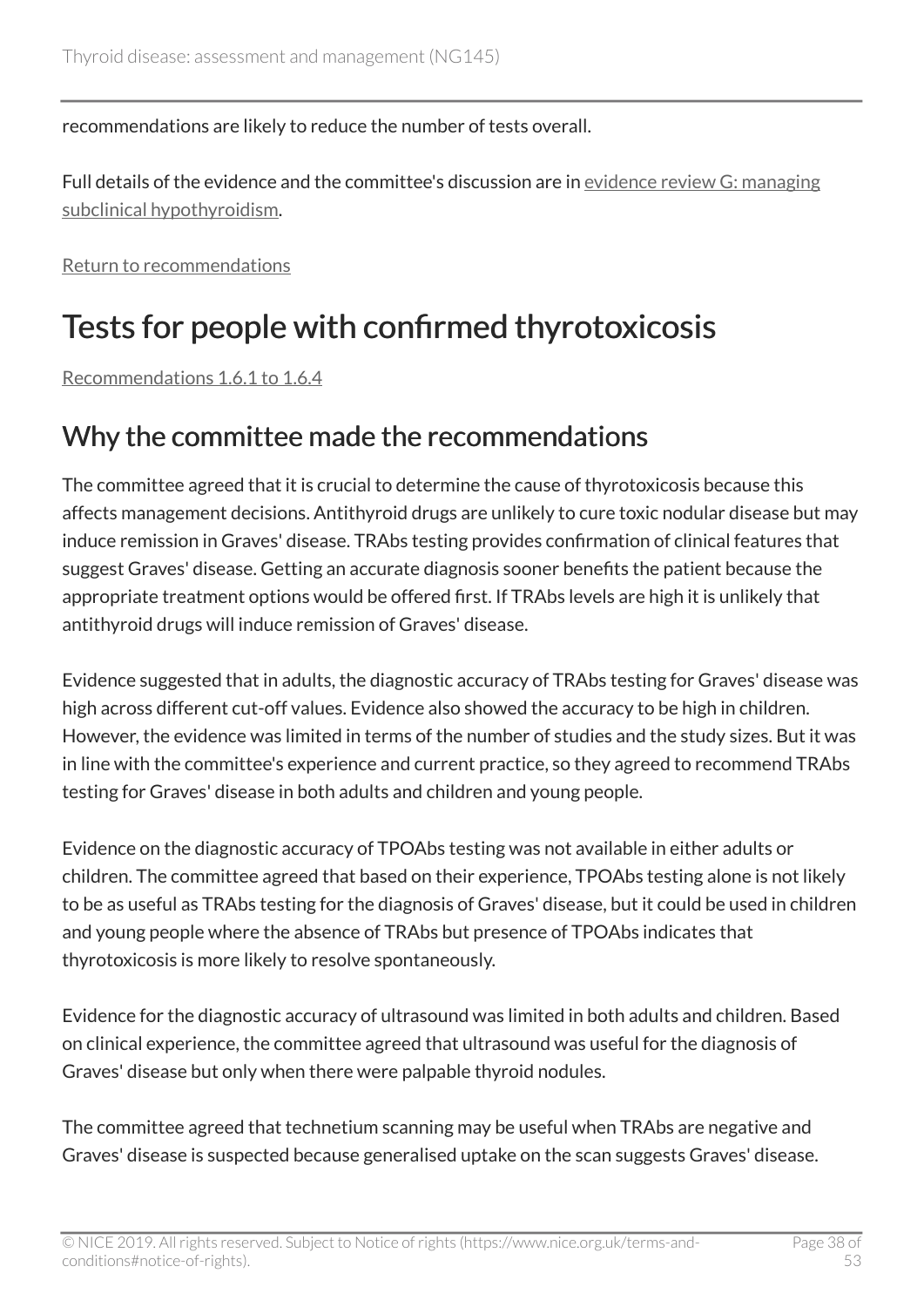recommendations are likely to reduce the number of tests overall.

Full details of the evidence and the committee's discussion are in evidence review G: managing subclinical hypothyroidism.

Return to recommendations

# Tests for people with confirmed thyrotoxicosis

Recommendations 1.6.1 to 1.6.4

## Why the committee made the recommendations

The committee agreed that it is crucial to determine the cause of thyrotoxicosis because this affects management decisions. Antithyroid drugs are unlikely to cure toxic nodular disease but may induce remission in Graves' disease. TRAbs testing provides confirmation of clinical features that suggest Graves' disease. Getting an accurate diagnosis sooner benefits the patient because the appropriate treatment options would be offered first. If TRAbs levels are high it is unlikely that antithyroid drugs will induce remission of Graves' disease.

Evidence suggested that in adults, the diagnostic accuracy of TRAbs testing for Graves' disease was high across different cut-off values. Evidence also showed the accuracy to be high in children. However, the evidence was limited in terms of the number of studies and the study sizes. But it was in line with the committee's experience and current practice, so they agreed to recommend TRAbs testing for Graves' disease in both adults and children and young people.

Evidence on the diagnostic accuracy of TPOAbs testing was not available in either adults or children. The committee agreed that based on their experience, TPOAbs testing alone is not likely to be as useful as TRAbs testing for the diagnosis of Graves' disease, but it could be used in children and young people where the absence of TRAbs but presence of TPOAbs indicates that thyrotoxicosis is more likely to resolve spontaneously.

Evidence for the diagnostic accuracy of ultrasound was limited in both adults and children. Based on clinical experience, the committee agreed that ultrasound was useful for the diagnosis of Graves' disease but only when there were palpable thyroid nodules.

The committee agreed that technetium scanning may be useful when TRAbs are negative and Graves' disease is suspected because generalised uptake on the scan suggests Graves' disease.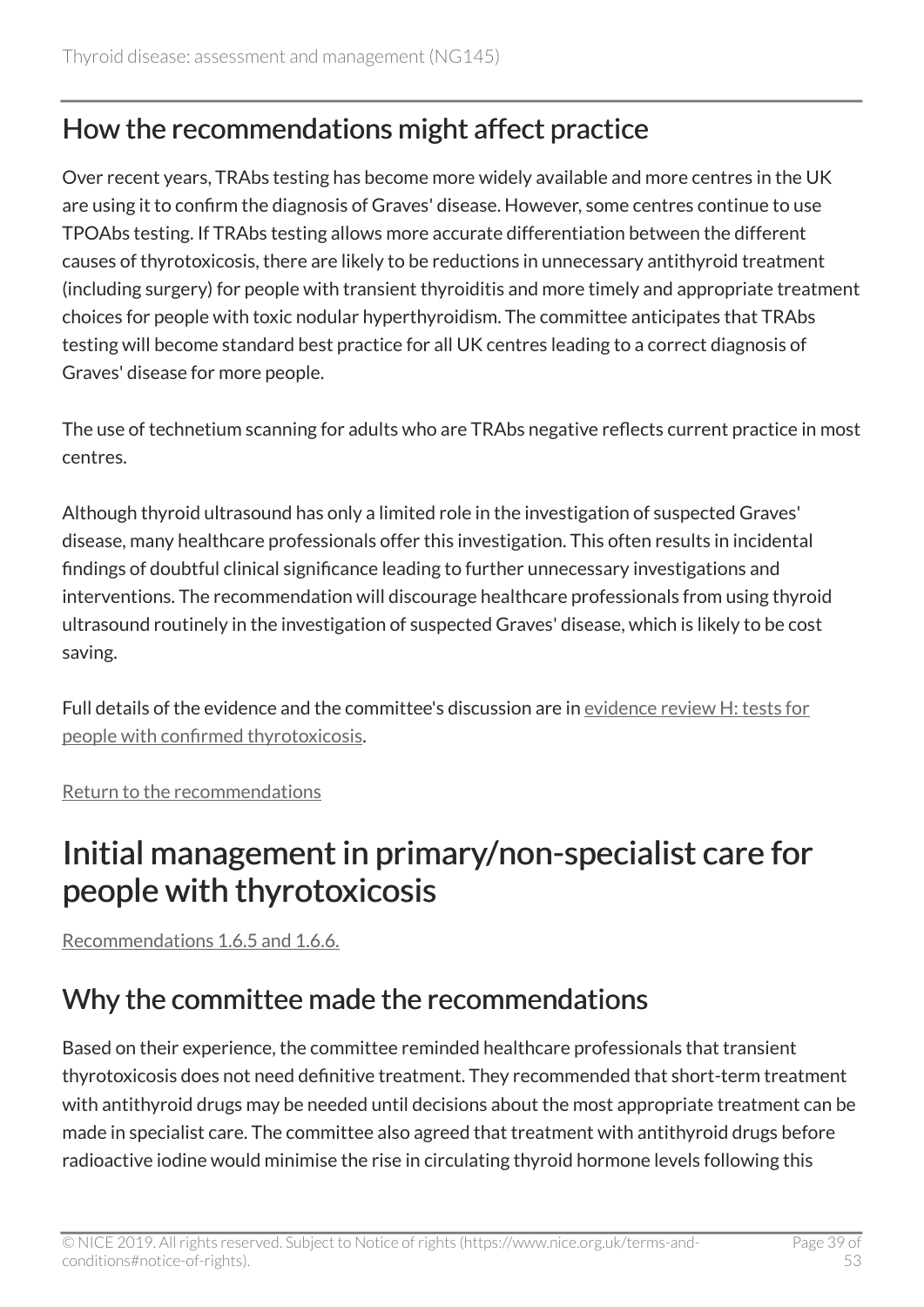## How the recommendations might affect practice

Over recent years, TRAbs testing has become more widely available and more centres in the UK are using it to confirm the diagnosis of Graves' disease. However, some centres continue to use TPOAbs testing. If TRAbs testing allows more accurate differentiation between the different causes of thyrotoxicosis, there are likely to be reductions in unnecessary antithyroid treatment (including surgery) for people with transient thyroiditis and more timely and appropriate treatment choices for people with toxic nodular hyperthyroidism. The committee anticipates that TRAbs testing will become standard best practice for all UK centres leading to a correct diagnosis of Graves' disease for more people.

The use of technetium scanning for adults who are TRAbs negative reflects current practice in most centres.

Although thyroid ultrasound has only a limited role in the investigation of suspected Graves' disease, many healthcare professionals offer this investigation. This often results in incidental findings of doubtful clinical significance leading to further unnecessary investigations and interventions. The recommendation will discourage healthcare professionals from using thyroid ultrasound routinely in the investigation of suspected Graves' disease, which is likely to be cost saving.

Full details of the evidence and the committee's discussion are in evidence review H: tests for people with confirmed thyrotoxicosis.

Return to the recommendations

# Initial management in primary/non-specialist care for people with thyrotoxicosis

Recommendations 1.6.5 and 1.6.6.

## Why the committee made the recommendations

Based on their experience, the committee reminded healthcare professionals that transient thyrotoxicosis does not need definitive treatment. They recommended that short-term treatment with antithyroid drugs may be needed until decisions about the most appropriate treatment can be made in specialist care. The committee also agreed that treatment with antithyroid drugs before radioactive iodine would minimise the rise in circulating thyroid hormone levels following this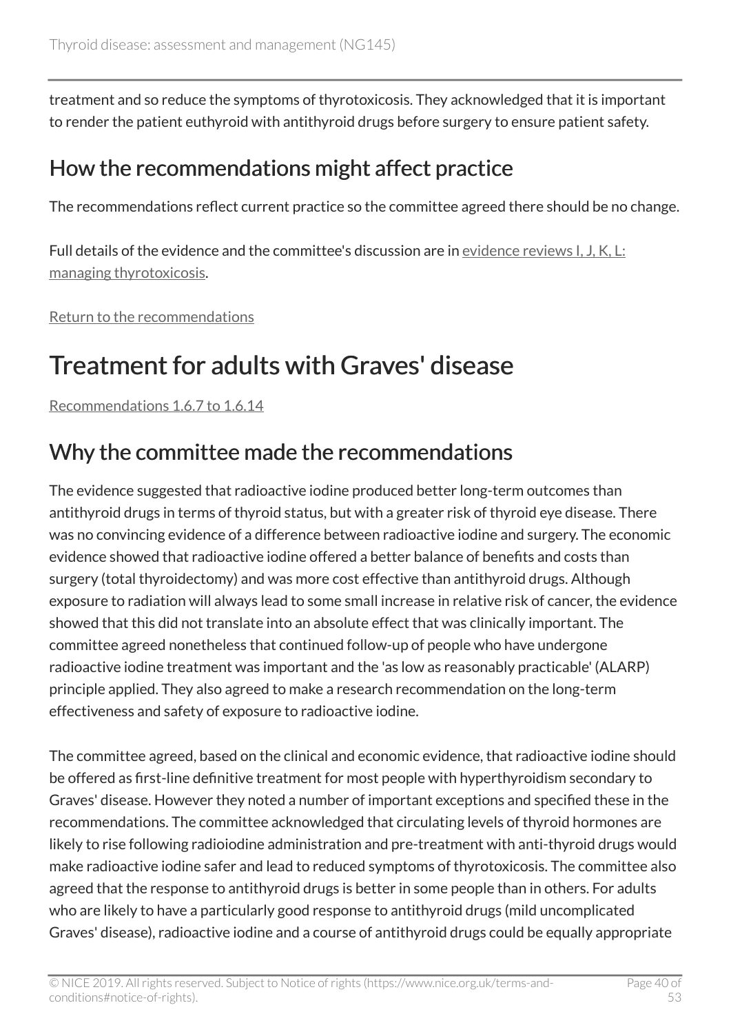treatment and so reduce the symptoms of thyrotoxicosis. They acknowledged that it is important to render the patient euthyroid with antithyroid drugs before surgery to ensure patient safety.

## How the recommendations might affect practice

The recommendations reflect current practice so the committee agreed there should be no change.

Full details of the evidence and the committee's discussion are in evidence reviews I, J, K, L: managing thyrotoxicosis.

Return to the recommendations

# Treatment for adults with Graves' disease

Recommendations 1.6.7 to 1.6.14

## Why the committee made the recommendations

The evidence suggested that radioactive iodine produced better long-term outcomes than antithyroid drugs in terms of thyroid status, but with a greater risk of thyroid eye disease. There was no convincing evidence of a difference between radioactive iodine and surgery. The economic evidence showed that radioactive iodine offered a better balance of benefits and costs than surgery (total thyroidectomy) and was more cost effective than antithyroid drugs. Although exposure to radiation will always lead to some small increase in relative risk of cancer, the evidence showed that this did not translate into an absolute effect that was clinically important. The committee agreed nonetheless that continued follow-up of people who have undergone radioactive iodine treatment was important and the 'as low as reasonably practicable' (ALARP) principle applied. They also agreed to make a research recommendation on the long-term effectiveness and safety of exposure to radioactive iodine.

The committee agreed, based on the clinical and economic evidence, that radioactive iodine should be offered as first-line definitive treatment for most people with hyperthyroidism secondary to Graves' disease. However they noted a number of important exceptions and specified these in the recommendations. The committee acknowledged that circulating levels of thyroid hormones are likely to rise following radioiodine administration and pre-treatment with anti-thyroid drugs would make radioactive iodine safer and lead to reduced symptoms of thyrotoxicosis. The committee also agreed that the response to antithyroid drugs is better in some people than in others. For adults who are likely to have a particularly good response to antithyroid drugs (mild uncomplicated Graves' disease), radioactive iodine and a course of antithyroid drugs could be equally appropriate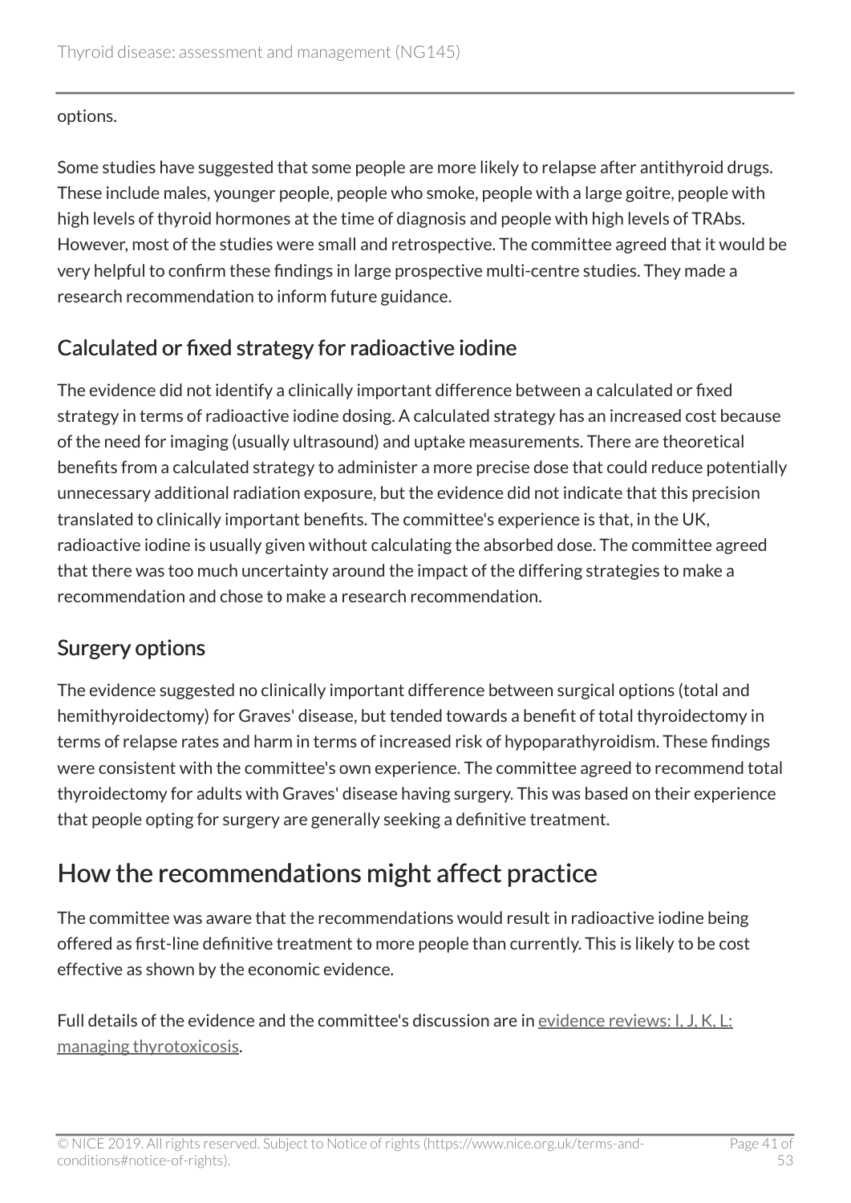options.

Some studies have suggested that some people are more likely to relapse after antithyroid drugs. These include males, younger people, people who smoke, people with a large goitre, people with high levels of thyroid hormones at the time of diagnosis and people with high levels of TRAbs. However, most of the studies were small and retrospective. The committee agreed that it would be very helpful to confirm these findings in large prospective multi-centre studies. They made a research recommendation to inform future guidance.

### Calculated or fixed strategy for radioactive iodine

The evidence did not identify a clinically important difference between a calculated or fixed strategy in terms of radioactive iodine dosing. A calculated strategy has an increased cost because of the need for imaging (usually ultrasound) and uptake measurements. There are theoretical benefits from a calculated strategy to administer a more precise dose that could reduce potentially unnecessary additional radiation exposure, but the evidence did not indicate that this precision translated to clinically important benefits. The committee's experience is that, in the UK, radioactive iodine is usually given without calculating the absorbed dose. The committee agreed that there was too much uncertainty around the impact of the differing strategies to make a recommendation and chose to make a research recommendation.

### Surgery options

The evidence suggested no clinically important difference between surgical options (total and hemithyroidectomy) for Graves' disease, but tended towards a benefit of total thyroidectomy in terms of relapse rates and harm in terms of increased risk of hypoparathyroidism. These findings were consistent with the committee's own experience. The committee agreed to recommend total thyroidectomy for adults with Graves' disease having surgery. This was based on their experience that people opting for surgery are generally seeking a definitive treatment.

## How the recommendations might affect practice

The committee was aware that the recommendations would result in radioactive iodine being offered as first-line definitive treatment to more people than currently. This is likely to be cost effective as shown by the economic evidence.

Full details of the evidence and the committee's discussion are in evidence reviews: I, J, K, L: managing thyrotoxicosis.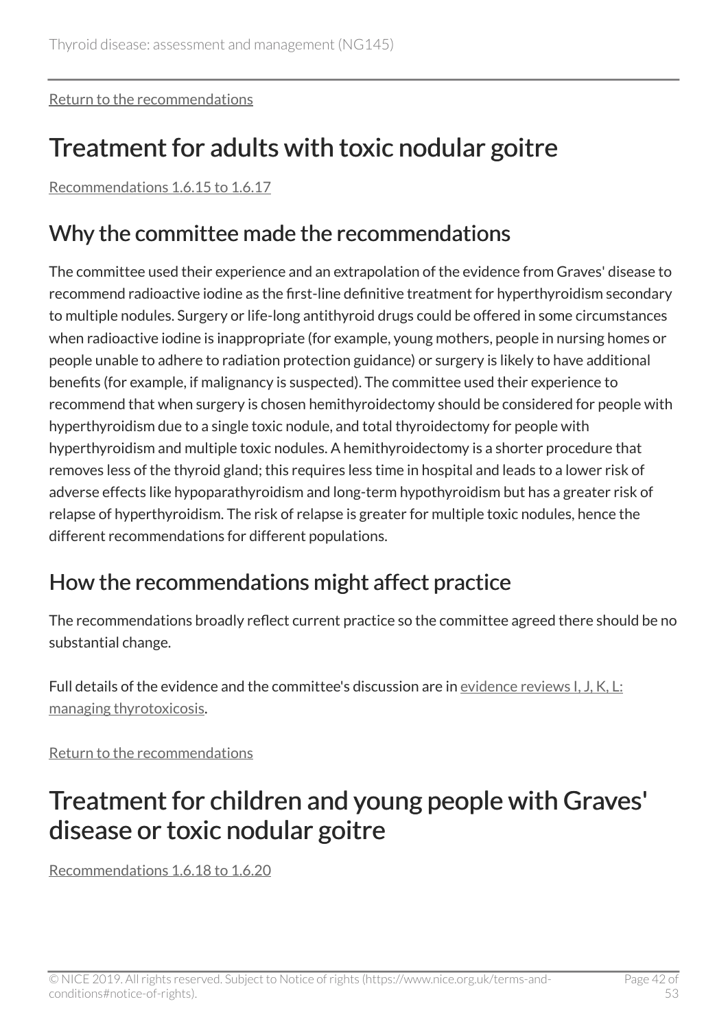Return to the recommendations

# Treatment for adults with toxic nodular goitre

Recommendations 1.6.15 to 1.6.17

## Why the committee made the recommendations

The committee used their experience and an extrapolation of the evidence from Graves' disease to recommend radioactive iodine as the first-line definitive treatment for hyperthyroidism secondary to multiple nodules. Surgery or life-long antithyroid drugs could be offered in some circumstances when radioactive iodine is inappropriate (for example, young mothers, people in nursing homes or people unable to adhere to radiation protection guidance) or surgery is likely to have additional benefits (for example, if malignancy is suspected). The committee used their experience to recommend that when surgery is chosen hemithyroidectomy should be considered for people with hyperthyroidism due to a single toxic nodule, and total thyroidectomy for people with hyperthyroidism and multiple toxic nodules. A hemithyroidectomy is a shorter procedure that removes less of the thyroid gland; this requires less time in hospital and leads to a lower risk of adverse effects like hypoparathyroidism and long-term hypothyroidism but has a greater risk of relapse of hyperthyroidism. The risk of relapse is greater for multiple toxic nodules, hence the different recommendations for different populations.

## How the recommendations might affect practice

The recommendations broadly reflect current practice so the committee agreed there should be no substantial change.

Full details of the evidence and the committee's discussion are in evidence reviews I, J, K, L: managing thyrotoxicosis.

Return to the recommendations

# Treatment for children and young people with Graves' disease or toxic nodular goitre

Recommendations 1.6.18 to 1.6.20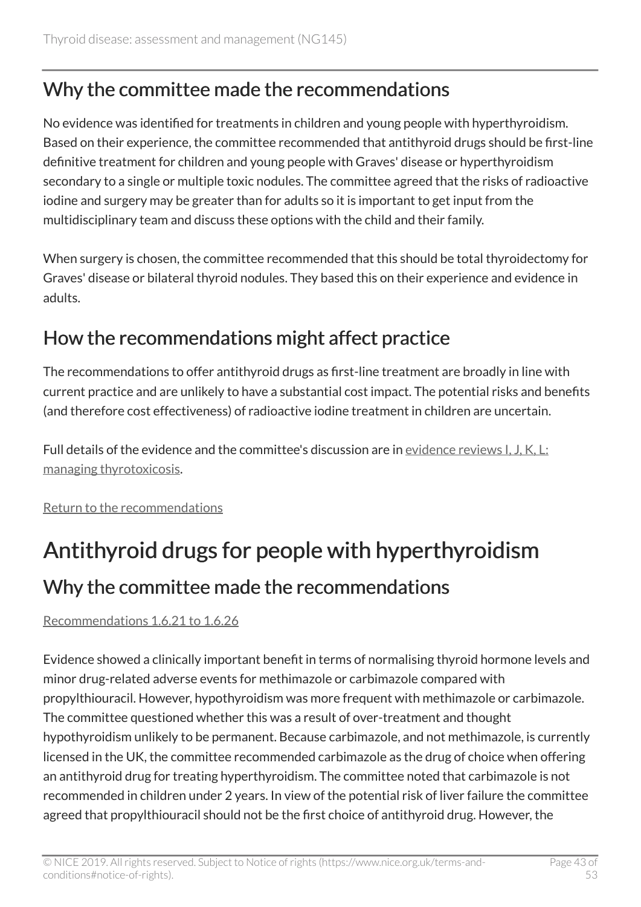## Why the committee made the recommendations

No evidence was identified for treatments in children and young people with hyperthyroidism. Based on their experience, the committee recommended that antithyroid drugs should be first-line definitive treatment for children and young people with Graves' disease or hyperthyroidism secondary to a single or multiple toxic nodules. The committee agreed that the risks of radioactive iodine and surgery may be greater than for adults so it is important to get input from the multidisciplinary team and discuss these options with the child and their family.

When surgery is chosen, the committee recommended that this should be total thyroidectomy for Graves' disease or bilateral thyroid nodules. They based this on their experience and evidence in adults.

## How the recommendations might affect practice

The recommendations to offer antithyroid drugs as first-line treatment are broadly in line with current practice and are unlikely to have a substantial cost impact. The potential risks and benefits (and therefore cost effectiveness) of radioactive iodine treatment in children are uncertain.

Full details of the evidence and the committee's discussion are in evidence reviews I, J, K, L: managing thyrotoxicosis.

Return to the recommendations

# Antithyroid drugs for people with hyperthyroidism

## Why the committee made the recommendations

Recommendations 1.6.21 to 1.6.26

Evidence showed a clinically important benefit in terms of normalising thyroid hormone levels and minor drug-related adverse events for methimazole or carbimazole compared with propylthiouracil. However, hypothyroidism was more frequent with methimazole or carbimazole. The committee questioned whether this was a result of over-treatment and thought hypothyroidism unlikely to be permanent. Because carbimazole, and not methimazole, is currently licensed in the UK, the committee recommended carbimazole as the drug of choice when offering an antithyroid drug for treating hyperthyroidism. The committee noted that carbimazole is not recommended in children under 2 years. In view of the potential risk of liver failure the committee agreed that propylthiouracil should not be the first choice of antithyroid drug. However, the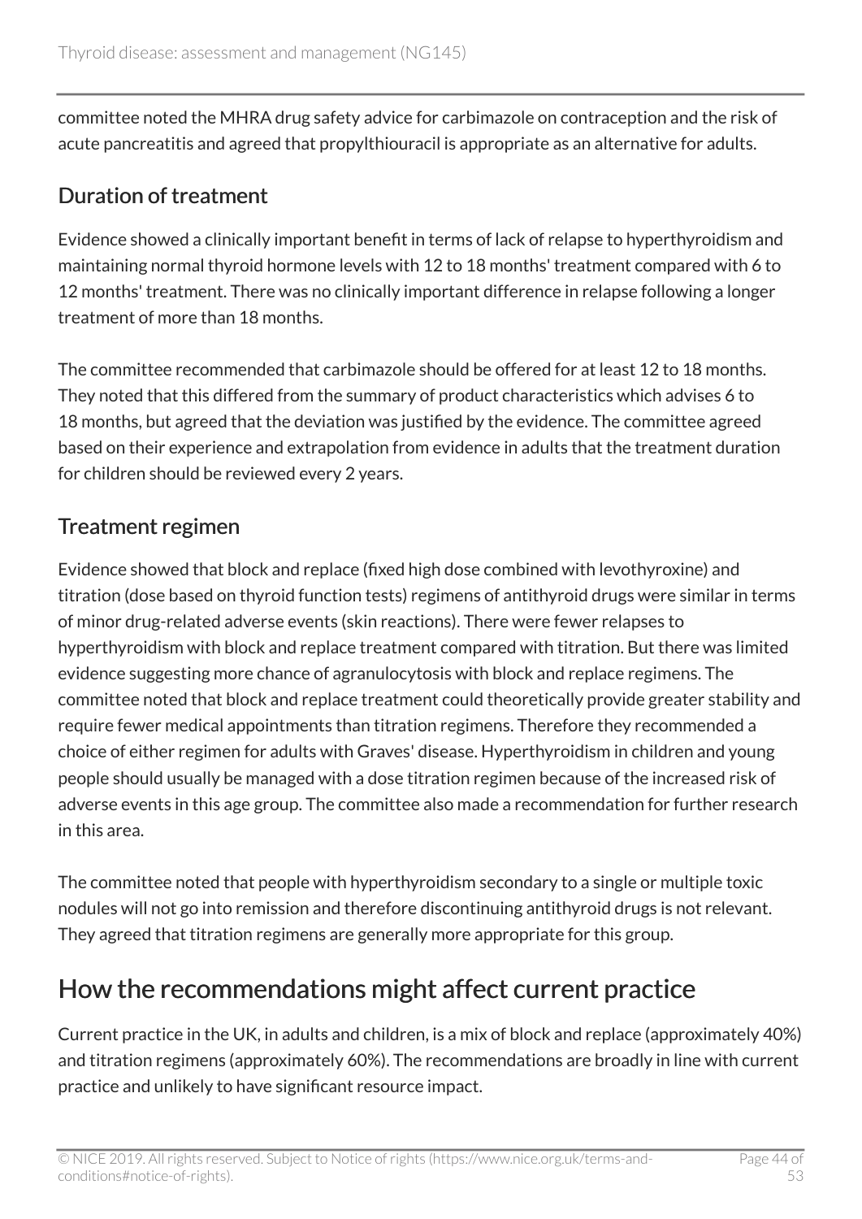committee noted the MHRA drug safety advice for carbimazole on contraception and the risk of acute pancreatitis and agreed that propylthiouracil is appropriate as an alternative for adults.

### Duration of treatment

Evidence showed a clinically important benefit in terms of lack of relapse to hyperthyroidism and maintaining normal thyroid hormone levels with 12 to 18 months' treatment compared with 6 to 12 months' treatment. There was no clinically important difference in relapse following a longer treatment of more than 18 months.

The committee recommended that carbimazole should be offered for at least 12 to 18 months. They noted that this differed from the summary of product characteristics which advises 6 to 18 months, but agreed that the deviation was justified by the evidence. The committee agreed based on their experience and extrapolation from evidence in adults that the treatment duration for children should be reviewed every 2 years.

### Treatment regimen

Evidence showed that block and replace (fixed high dose combined with levothyroxine) and titration (dose based on thyroid function tests) regimens of antithyroid drugs were similar in terms of minor drug-related adverse events (skin reactions). There were fewer relapses to hyperthyroidism with block and replace treatment compared with titration. But there was limited evidence suggesting more chance of agranulocytosis with block and replace regimens. The committee noted that block and replace treatment could theoretically provide greater stability and require fewer medical appointments than titration regimens. Therefore they recommended a choice of either regimen for adults with Graves' disease. Hyperthyroidism in children and young people should usually be managed with a dose titration regimen because of the increased risk of adverse events in this age group. The committee also made a recommendation for further research in this area.

The committee noted that people with hyperthyroidism secondary to a single or multiple toxic nodules will not go into remission and therefore discontinuing antithyroid drugs is not relevant. They agreed that titration regimens are generally more appropriate for this group.

## How the recommendations might affect current practice

Current practice in the UK, in adults and children, is a mix of block and replace (approximately 40%) and titration regimens (approximately 60%). The recommendations are broadly in line with current practice and unlikely to have significant resource impact.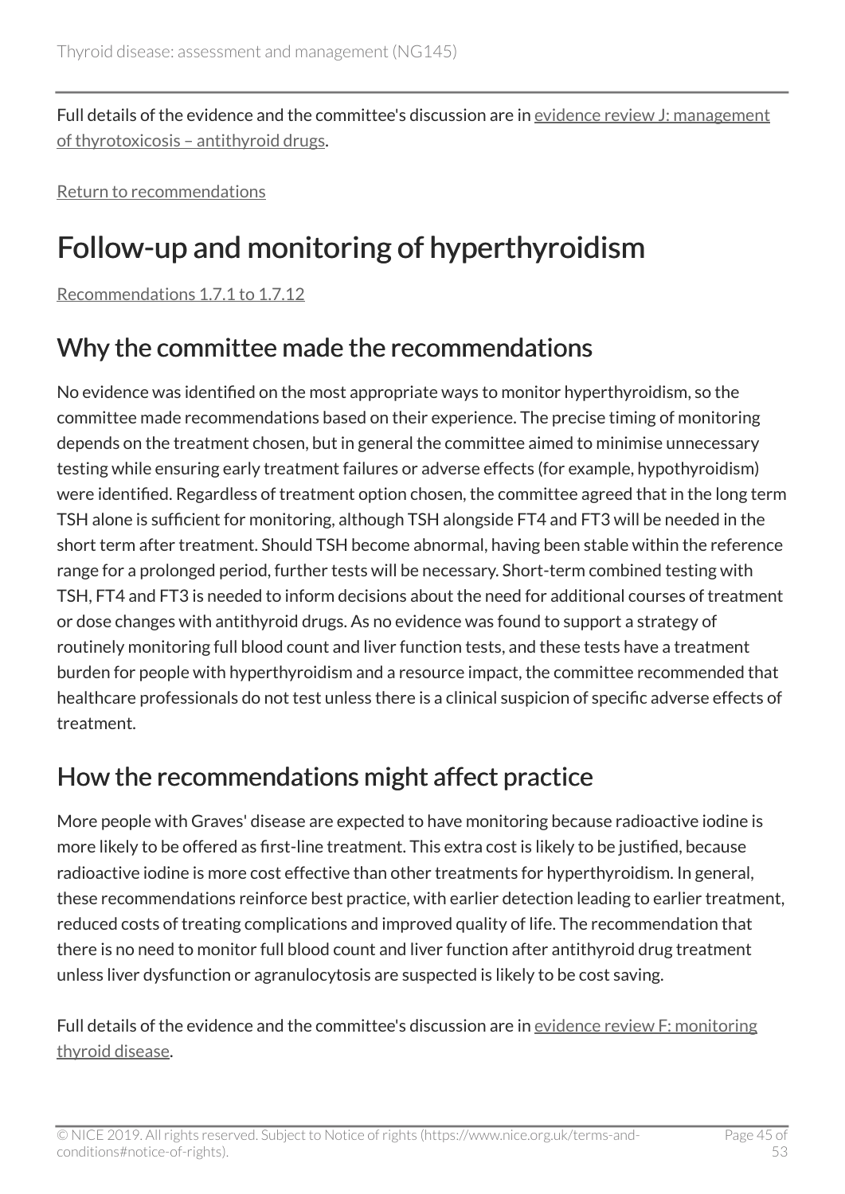Full details of the evidence and the committee's discussion are in evidence review J: management of thyrotoxicosis – antithyroid drugs.

Return to recommendations

# Follow-up and monitoring of hyperthyroidism

Recommendations 1.7.1 to 1.7.12

## Why the committee made the recommendations

No evidence was identified on the most appropriate ways to monitor hyperthyroidism, so the committee made recommendations based on their experience. The precise timing of monitoring depends on the treatment chosen, but in general the committee aimed to minimise unnecessary testing while ensuring early treatment failures or adverse effects (for example, hypothyroidism) were identified. Regardless of treatment option chosen, the committee agreed that in the long term TSH alone is sufficient for monitoring, although TSH alongside FT4 and FT3 will be needed in the short term after treatment. Should TSH become abnormal, having been stable within the reference range for a prolonged period, further tests will be necessary. Short-term combined testing with TSH, FT4 and FT3 is needed to inform decisions about the need for additional courses of treatment or dose changes with antithyroid drugs. As no evidence was found to support a strategy of routinely monitoring full blood count and liver function tests, and these tests have a treatment burden for people with hyperthyroidism and a resource impact, the committee recommended that healthcare professionals do not test unless there is a clinical suspicion of specific adverse effects of treatment.

## How the recommendations might affect practice

More people with Graves' disease are expected to have monitoring because radioactive iodine is more likely to be offered as first-line treatment. This extra cost is likely to be justified, because radioactive iodine is more cost effective than other treatments for hyperthyroidism. In general, these recommendations reinforce best practice, with earlier detection leading to earlier treatment, reduced costs of treating complications and improved quality of life. The recommendation that there is no need to monitor full blood count and liver function after antithyroid drug treatment unless liver dysfunction or agranulocytosis are suspected is likely to be cost saving.

Full details of the evidence and the committee's discussion are in evidence review F: monitoring thyroid disease.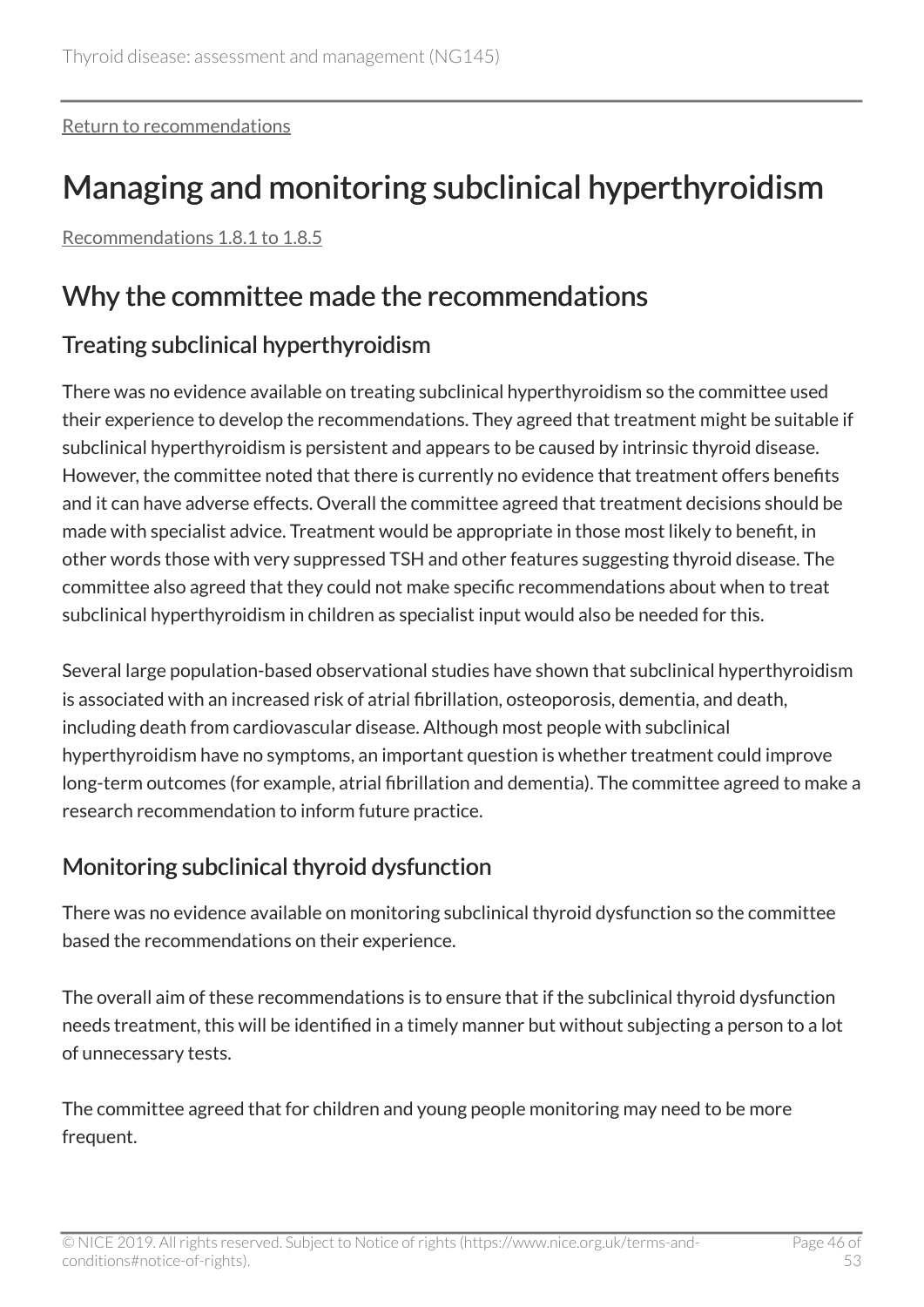Return to recommendations

# Managing and monitoring subclinical hyperthyroidism

Recommendations 1.8.1 to 1.8.5

## Why the committee made the recommendations

### Treating subclinical hyperthyroidism

There was no evidence available on treating subclinical hyperthyroidism so the committee used their experience to develop the recommendations. They agreed that treatment might be suitable if subclinical hyperthyroidism is persistent and appears to be caused by intrinsic thyroid disease. However, the committee noted that there is currently no evidence that treatment offers benefits and it can have adverse effects. Overall the committee agreed that treatment decisions should be made with specialist advice. Treatment would be appropriate in those most likely to benefit, in other words those with very suppressed TSH and other features suggesting thyroid disease. The committee also agreed that they could not make specific recommendations about when to treat subclinical hyperthyroidism in children as specialist input would also be needed for this.

Several large population-based observational studies have shown that subclinical hyperthyroidism is associated with an increased risk of atrial fibrillation, osteoporosis, dementia, and death, including death from cardiovascular disease. Although most people with subclinical hyperthyroidism have no symptoms, an important question is whether treatment could improve long-term outcomes (for example, atrial fibrillation and dementia). The committee agreed to make a research recommendation to inform future practice.

### Monitoring subclinical thyroid dysfunction

There was no evidence available on monitoring subclinical thyroid dysfunction so the committee based the recommendations on their experience.

The overall aim of these recommendations is to ensure that if the subclinical thyroid dysfunction needs treatment, this will be identified in a timely manner but without subjecting a person to a lot of unnecessary tests.

The committee agreed that for children and young people monitoring may need to be more frequent.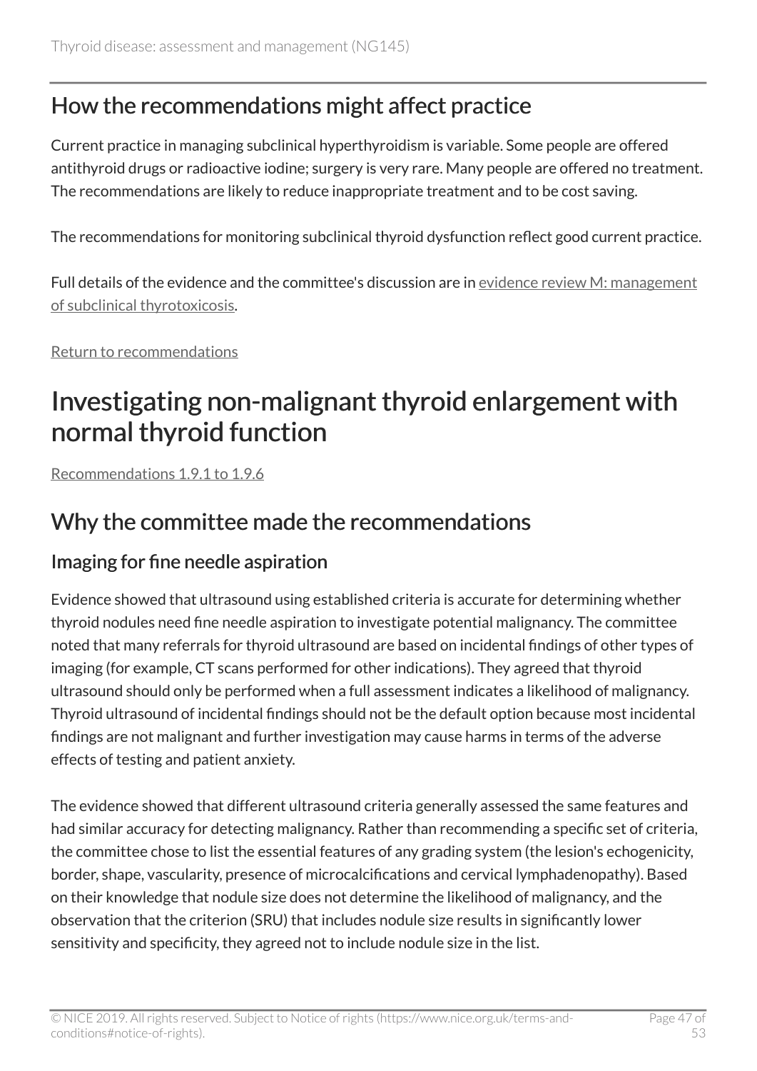## How the recommendations might affect practice

Current practice in managing subclinical hyperthyroidism is variable. Some people are offered antithyroid drugs or radioactive iodine; surgery is very rare. Many people are offered no treatment. The recommendations are likely to reduce inappropriate treatment and to be cost saving.

The recommendations for monitoring subclinical thyroid dysfunction reflect good current practice.

Full details of the evidence and the committee's discussion are in evidence review M: management of subclinical thyrotoxicosis.

Return to recommendations

# Investigating non-malignant thyroid enlargement with normal thyroid function

Recommendations 1.9.1 to 1.9.6

## Why the committee made the recommendations

### Imaging for fine needle aspiration

Evidence showed that ultrasound using established criteria is accurate for determining whether thyroid nodules need fine needle aspiration to investigate potential malignancy. The committee noted that many referrals for thyroid ultrasound are based on incidental findings of other types of imaging (for example, CT scans performed for other indications). They agreed that thyroid ultrasound should only be performed when a full assessment indicates a likelihood of malignancy. Thyroid ultrasound of incidental findings should not be the default option because most incidental findings are not malignant and further investigation may cause harms in terms of the adverse effects of testing and patient anxiety.

The evidence showed that different ultrasound criteria generally assessed the same features and had similar accuracy for detecting malignancy. Rather than recommending a specific set of criteria, the committee chose to list the essential features of any grading system (the lesion's echogenicity, border, shape, vascularity, presence of microcalcifications and cervical lymphadenopathy). Based on their knowledge that nodule size does not determine the likelihood of malignancy, and the observation that the criterion (SRU) that includes nodule size results in significantly lower sensitivity and specificity, they agreed not to include nodule size in the list.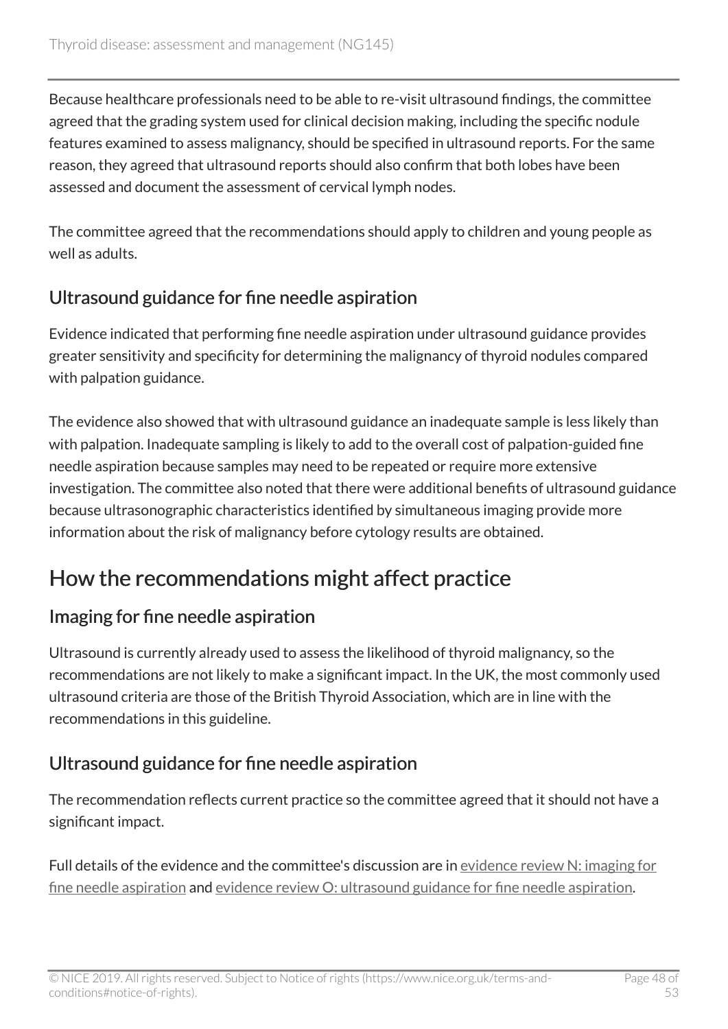Because healthcare professionals need to be able to re-visit ultrasound findings, the committee agreed that the grading system used for clinical decision making, including the specific nodule features examined to assess malignancy, should be specified in ultrasound reports. For the same reason, they agreed that ultrasound reports should also confirm that both lobes have been assessed and document the assessment of cervical lymph nodes.

The committee agreed that the recommendations should apply to children and young people as well as adults.

### Ultrasound guidance for fine needle aspiration

Evidence indicated that performing fine needle aspiration under ultrasound guidance provides greater sensitivity and specificity for determining the malignancy of thyroid nodules compared with palpation guidance.

The evidence also showed that with ultrasound guidance an inadequate sample is less likely than with palpation. Inadequate sampling is likely to add to the overall cost of palpation-guided fine needle aspiration because samples may need to be repeated or require more extensive investigation. The committee also noted that there were additional benefits of ultrasound guidance because ultrasonographic characteristics identified by simultaneous imaging provide more information about the risk of malignancy before cytology results are obtained.

## How the recommendations might affect practice

### Imaging for fine needle aspiration

Ultrasound is currently already used to assess the likelihood of thyroid malignancy, so the recommendations are not likely to make a significant impact. In the UK, the most commonly used ultrasound criteria are those of the British Thyroid Association, which are in line with the recommendations in this guideline.

### Ultrasound guidance for fine needle aspiration

The recommendation reflects current practice so the committee agreed that it should not have a significant impact.

Full details of the evidence and the committee's discussion are in evidence review N: imaging for fine needle aspiration and evidence review O: ultrasound guidance for fine needle aspiration.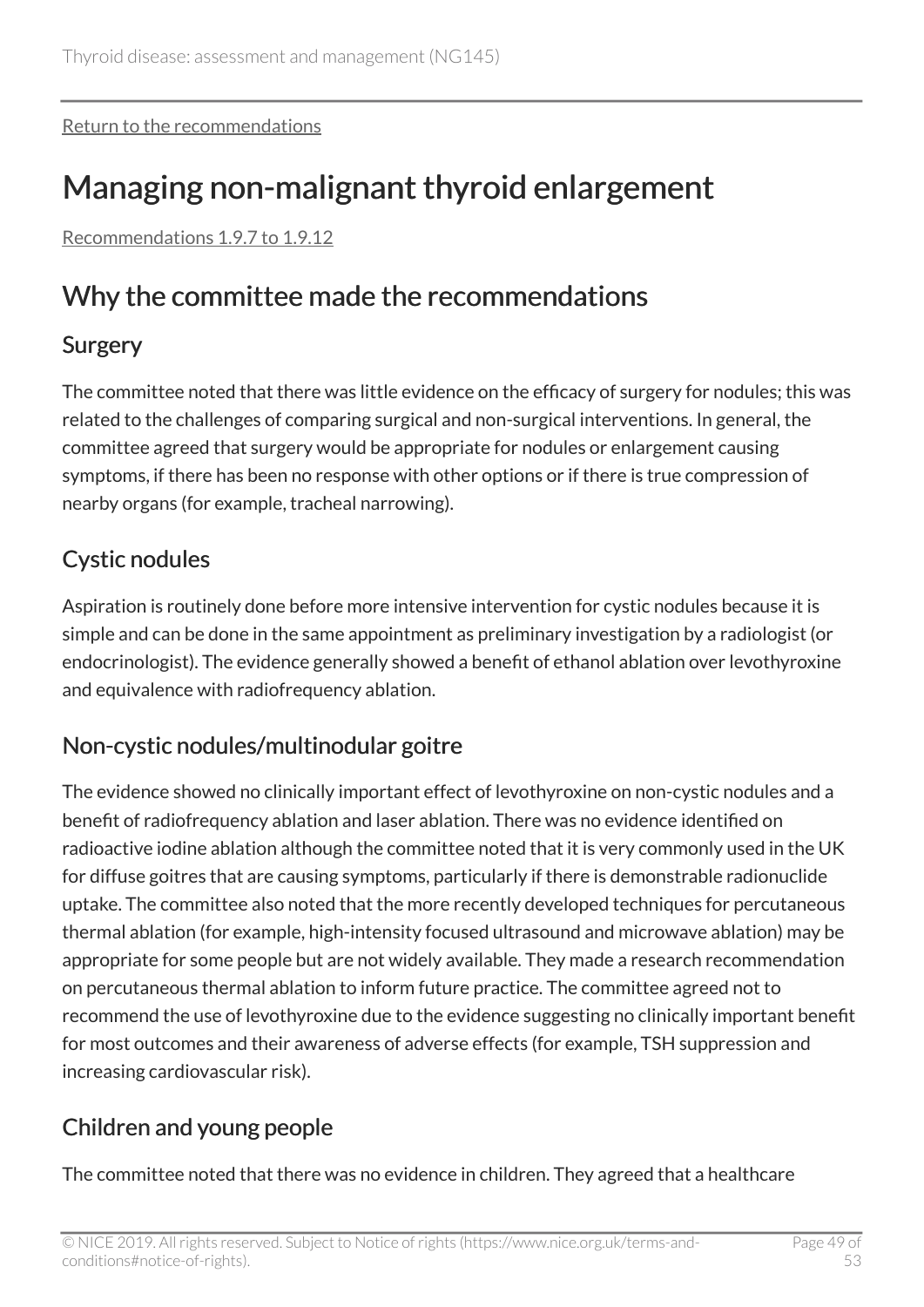Return to the recommendations

# Managing non-malignant thyroid enlargement

Recommendations 1.9.7 to 1.9.12

## Why the committee made the recommendations

### Surgery

The committee noted that there was little evidence on the efficacy of surgery for nodules; this was related to the challenges of comparing surgical and non-surgical interventions. In general, the committee agreed that surgery would be appropriate for nodules or enlargement causing symptoms, if there has been no response with other options or if there is true compression of nearby organs (for example, tracheal narrowing).

### Cystic nodules

Aspiration is routinely done before more intensive intervention for cystic nodules because it is simple and can be done in the same appointment as preliminary investigation by a radiologist (or endocrinologist). The evidence generally showed a benefit of ethanol ablation over levothyroxine and equivalence with radiofrequency ablation.

### Non-cystic nodules/multinodular goitre

The evidence showed no clinically important effect of levothyroxine on non-cystic nodules and a benefit of radiofrequency ablation and laser ablation. There was no evidence identified on radioactive iodine ablation although the committee noted that it is very commonly used in the UK for diffuse goitres that are causing symptoms, particularly if there is demonstrable radionuclide uptake. The committee also noted that the more recently developed techniques for percutaneous thermal ablation (for example, high-intensity focused ultrasound and microwave ablation) may be appropriate for some people but are not widely available. They made a research recommendation on percutaneous thermal ablation to inform future practice. The committee agreed not to recommend the use of levothyroxine due to the evidence suggesting no clinically important benefit for most outcomes and their awareness of adverse effects (for example, TSH suppression and increasing cardiovascular risk).

### Children and young people

The committee noted that there was no evidence in children. They agreed that a healthcare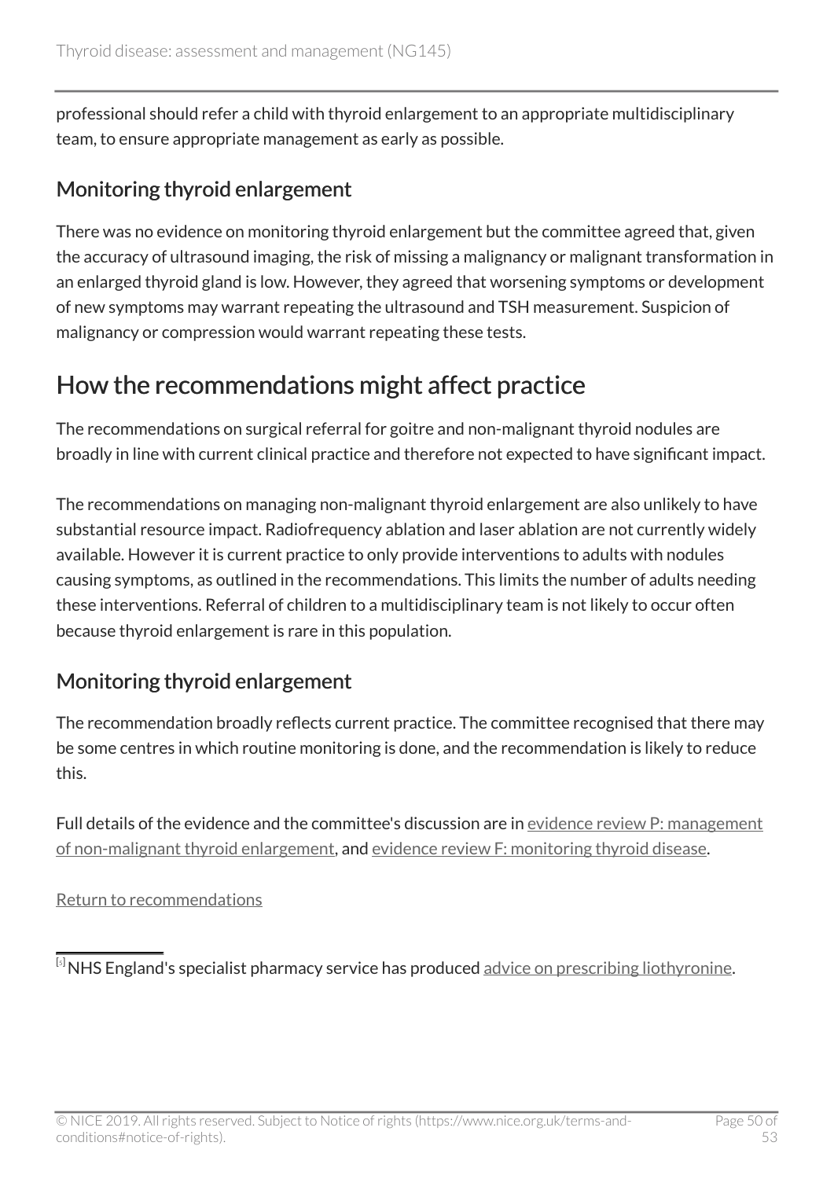professional should refer a child with thyroid enlargement to an appropriate multidisciplinary team, to ensure appropriate management as early as possible.

### Monitoring thyroid enlargement

There was no evidence on monitoring thyroid enlargement but the committee agreed that, given the accuracy of ultrasound imaging, the risk of missing a malignancy or malignant transformation in an enlarged thyroid gland is low. However, they agreed that worsening symptoms or development of new symptoms may warrant repeating the ultrasound and TSH measurement. Suspicion of malignancy or compression would warrant repeating these tests.

## How the recommendations might affect practice

The recommendations on surgical referral for goitre and non-malignant thyroid nodules are broadly in line with current clinical practice and therefore not expected to have significant impact.

The recommendations on managing non-malignant thyroid enlargement are also unlikely to have substantial resource impact. Radiofrequency ablation and laser ablation are not currently widely available. However it is current practice to only provide interventions to adults with nodules causing symptoms, as outlined in the recommendations. This limits the number of adults needing these interventions. Referral of children to a multidisciplinary team is not likely to occur often because thyroid enlargement is rare in this population.

### Monitoring thyroid enlargement

The recommendation broadly reflects current practice. The committee recognised that there may be some centres in which routine monitoring is done, and the recommendation is likely to reduce this.

Full details of the evidence and the committee's discussion are in evidence review P: management of non-malignant thyroid enlargement, and evidence review F: monitoring thyroid disease.

Return to recommendations

---

[5] NHS England's specialist pharmacy service has produced advice on prescribing liothyronine.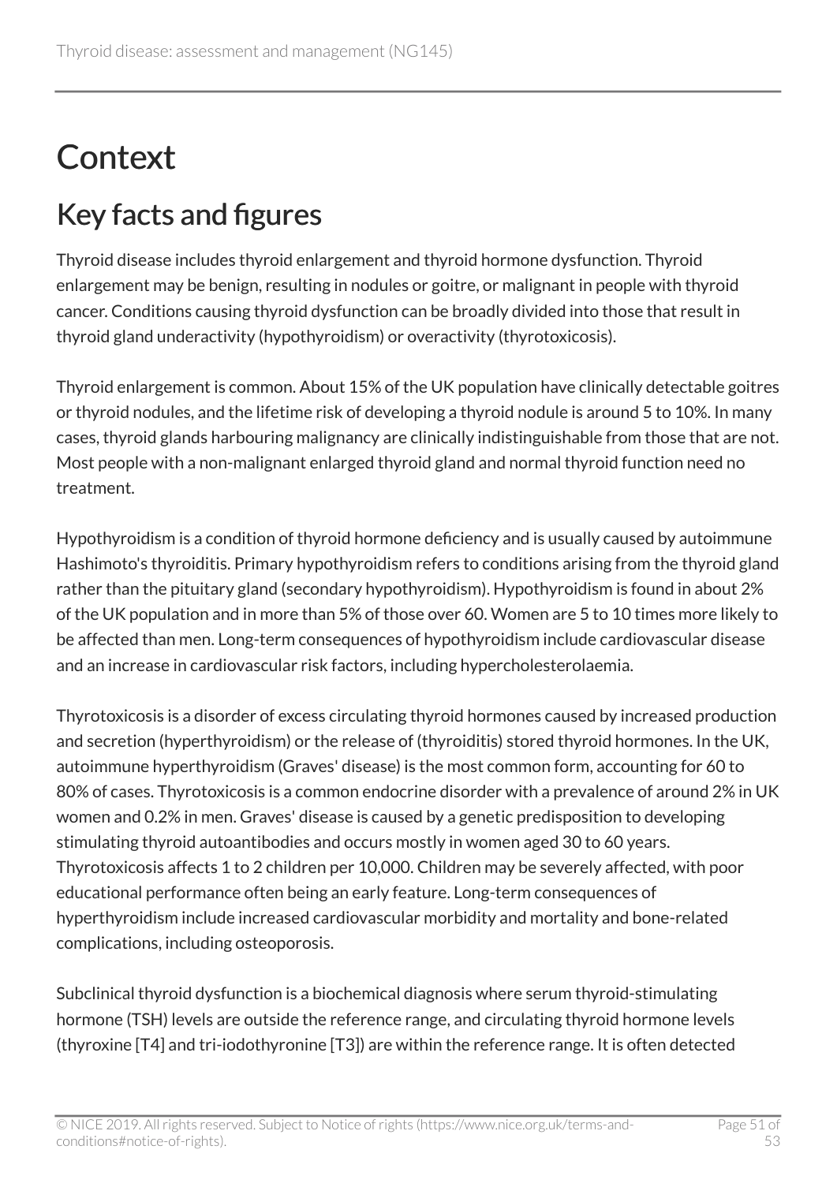# Context

## Key facts and figures

Thyroid disease includes thyroid enlargement and thyroid hormone dysfunction. Thyroid enlargement may be benign, resulting in nodules or goitre, or malignant in people with thyroid cancer. Conditions causing thyroid dysfunction can be broadly divided into those that result in thyroid gland underactivity (hypothyroidism) or overactivity (thyrotoxicosis).

Thyroid enlargement is common. About 15% of the UK population have clinically detectable goitres or thyroid nodules, and the lifetime risk of developing a thyroid nodule is around 5 to 10%. In many cases, thyroid glands harbouring malignancy are clinically indistinguishable from those that are not. Most people with a non-malignant enlarged thyroid gland and normal thyroid function need no treatment.

Hypothyroidism is a condition of thyroid hormone deficiency and is usually caused by autoimmune Hashimoto's thyroiditis. Primary hypothyroidism refers to conditions arising from the thyroid gland rather than the pituitary gland (secondary hypothyroidism). Hypothyroidism is found in about 2% of the UK population and in more than 5% of those over 60. Women are 5 to 10 times more likely to be affected than men. Long-term consequences of hypothyroidism include cardiovascular disease and an increase in cardiovascular risk factors, including hypercholesterolaemia.

Thyrotoxicosis is a disorder of excess circulating thyroid hormones caused by increased production and secretion (hyperthyroidism) or the release of (thyroiditis) stored thyroid hormones. In the UK, autoimmune hyperthyroidism (Graves' disease) is the most common form, accounting for 60 to 80% of cases. Thyrotoxicosis is a common endocrine disorder with a prevalence of around 2% in UK women and 0.2% in men. Graves' disease is caused by a genetic predisposition to developing stimulating thyroid autoantibodies and occurs mostly in women aged 30 to 60 years. Thyrotoxicosis affects 1 to 2 children per 10,000. Children may be severely affected, with poor educational performance often being an early feature. Long-term consequences of hyperthyroidism include increased cardiovascular morbidity and mortality and bone-related complications, including osteoporosis.

Subclinical thyroid dysfunction is a biochemical diagnosis where serum thyroid-stimulating hormone (TSH) levels are outside the reference range, and circulating thyroid hormone levels (thyroxine [T4] and tri-iodothyronine [T3]) are within the reference range. It is often detected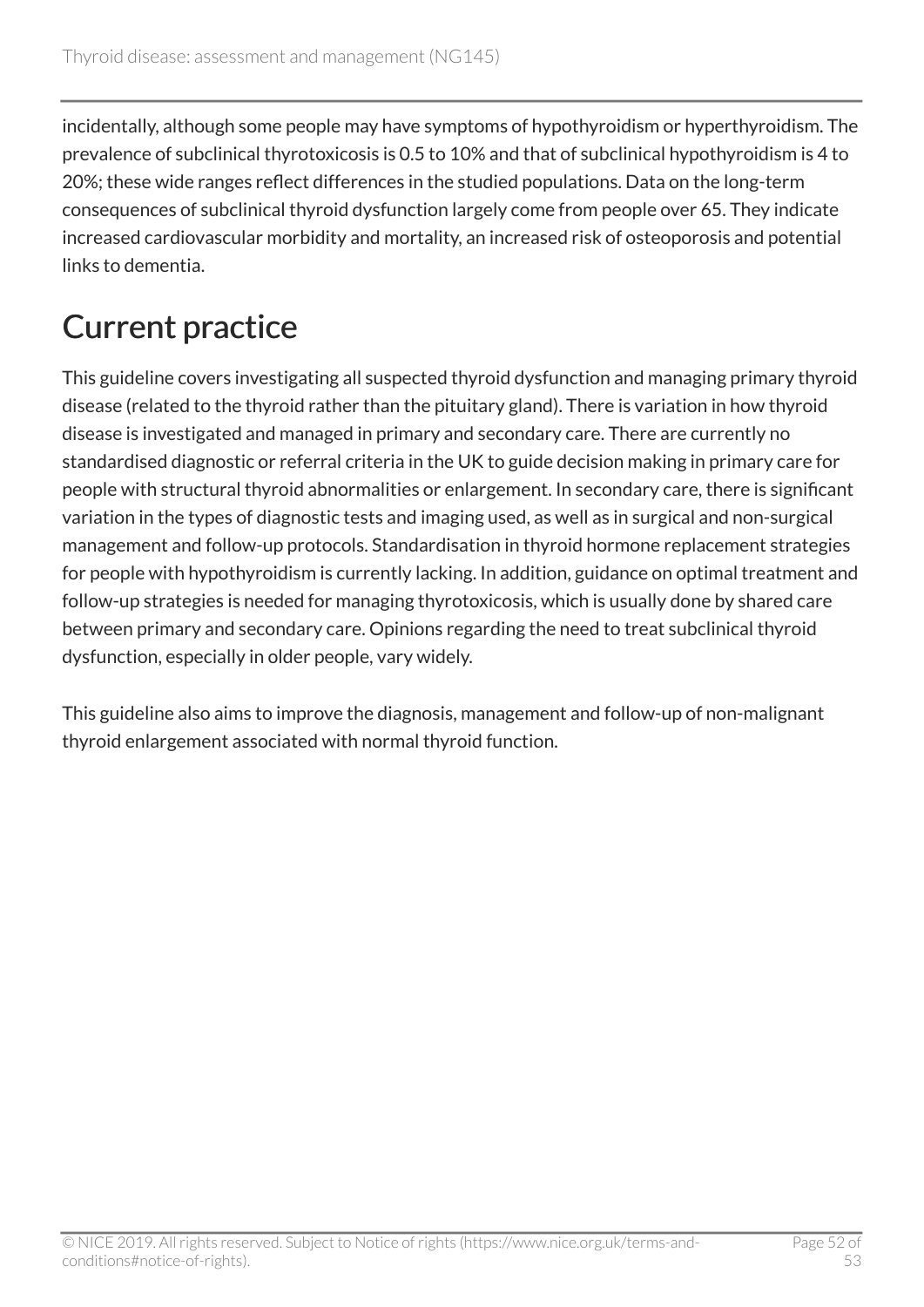incidentally, although some people may have symptoms of hypothyroidism or hyperthyroidism. The prevalence of subclinical thyrotoxicosis is 0.5 to 10% and that of subclinical hypothyroidism is 4 to 20%; these wide ranges reflect differences in the studied populations. Data on the long-term consequences of subclinical thyroid dysfunction largely come from people over 65. They indicate increased cardiovascular morbidity and mortality, an increased risk of osteoporosis and potential links to dementia.

## Current practice

This guideline covers investigating all suspected thyroid dysfunction and managing primary thyroid disease (related to the thyroid rather than the pituitary gland). There is variation in how thyroid disease is investigated and managed in primary and secondary care. There are currently no standardised diagnostic or referral criteria in the UK to guide decision making in primary care for people with structural thyroid abnormalities or enlargement. In secondary care, there is significant variation in the types of diagnostic tests and imaging used, as well as in surgical and non-surgical management and follow-up protocols. Standardisation in thyroid hormone replacement strategies for people with hypothyroidism is currently lacking. In addition, guidance on optimal treatment and follow-up strategies is needed for managing thyrotoxicosis, which is usually done by shared care between primary and secondary care. Opinions regarding the need to treat subclinical thyroid dysfunction, especially in older people, vary widely.

This guideline also aims to improve the diagnosis, management and follow-up of non-malignant thyroid enlargement associated with normal thyroid function.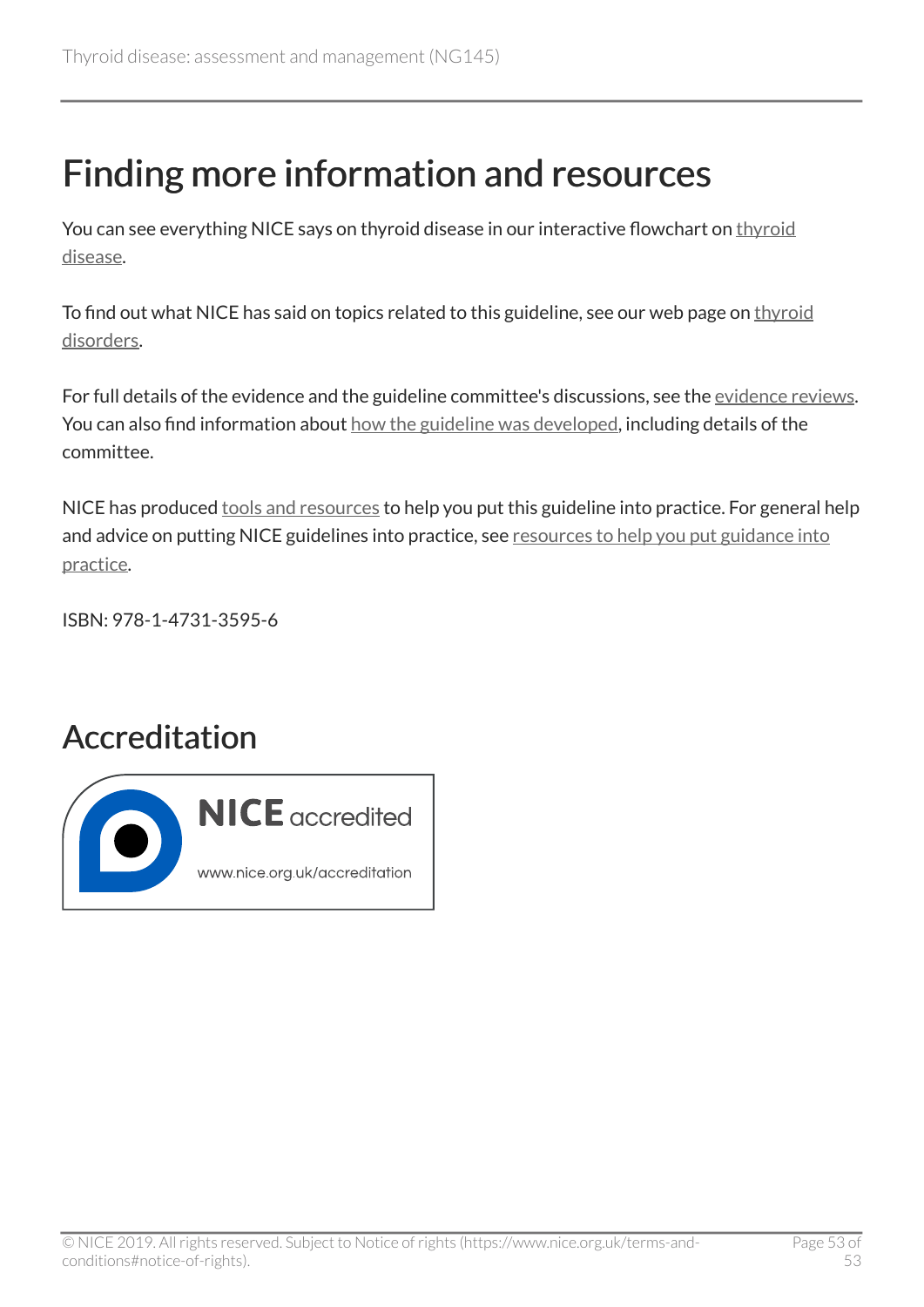# Finding more information and resources

You can see everything NICE says on thyroid disease in our interactive flowchart on thyroid disease.

To find out what NICE has said on topics related to this guideline, see our web page on thyroid disorders.

For full details of the evidence and the guideline committee's discussions, see the evidence reviews. You can also find information about how the guideline was developed, including details of the committee.

NICE has produced tools and resources to help you put this guideline into practice. For general help and advice on putting NICE guidelines into practice, see resources to help you put guidance into practice.

ISBN: 978-1-4731-3595-6

## Accreditation

NICE accredited

www.nice.org.uk/accreditation